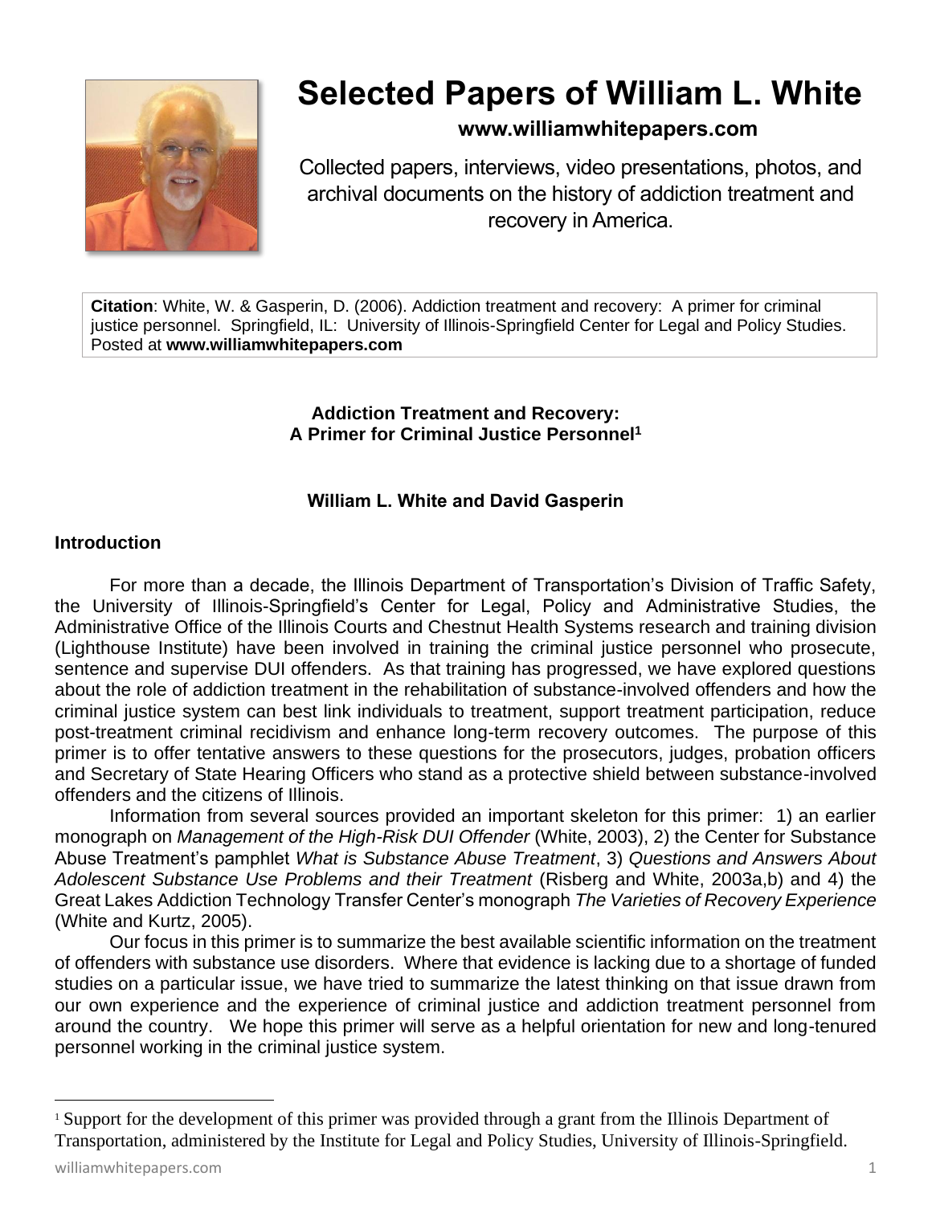# Selected Papers of William L. White

**www.williamwhitepapers.com**

Collected papers, interviews, video presentations, photos, and archival documents on the history of addiction treatment and recovery in America.

**Citation**: White, W. & Gasperin, D. (2006). Addiction treatment and recovery: A primer for criminal justice personnel. Springfield, IL: University of Illinois-Springfield Center for Legal and Policy Studies. Posted at **www.williamwhitepapers.com**

## Addiction Treatment and Recovery: A Primer for Criminal Justice Personnel[1]

**William L. White and David Gasperin**

### Introduction

For more than a decade, the Illinois Department of Transportation's Division of Traffic Safety, the University of Illinois-Springfield's Center for Legal, Policy and Administrative Studies, the Administrative Office of the Illinois Courts and Chestnut Health Systems research and training division (Lighthouse Institute) have been involved in training the criminal justice personnel who prosecute, sentence and supervise DUI offenders. As that training has progressed, we have explored questions about the role of addiction treatment in the rehabilitation of substance-involved offenders and how the criminal justice system can best link individuals to treatment, support treatment participation, reduce post-treatment criminal recidivism and enhance long-term recovery outcomes. The purpose of this primer is to offer tentative answers to these questions for the prosecutors, judges, probation officers and Secretary of State Hearing Officers who stand as a protective shield between substance-involved offenders and the citizens of Illinois.

Information from several sources provided an important skeleton for this primer: 1) an earlier monograph on *Management of the High-Risk DUI Offender* (White, 2003), 2) the Center for Substance Abuse Treatment's pamphlet *What is Substance Abuse Treatment*, 3) *Questions and Answers About Adolescent Substance Use Problems and their Treatment* (Risberg and White, 2003a,b) and 4) the Great Lakes Addiction Technology Transfer Center's monograph *The Varieties of Recovery Experience* (White and Kurtz, 2005).

Our focus in this primer is to summarize the best available scientific information on the treatment of offenders with substance use disorders. Where that evidence is lacking due to a shortage of funded studies on a particular issue, we have tried to summarize the latest thinking on that issue drawn from our own experience and the experience of criminal justice and addiction treatment personnel from around the country. We hope this primer will serve as a helpful orientation for new and long-tenured personnel working in the criminal justice system.

---

[1] Support for the development of this primer was provided through a grant from the Illinois Department of Transportation, administered by the Institute for Legal and Policy Studies, University of Illinois-Springfield.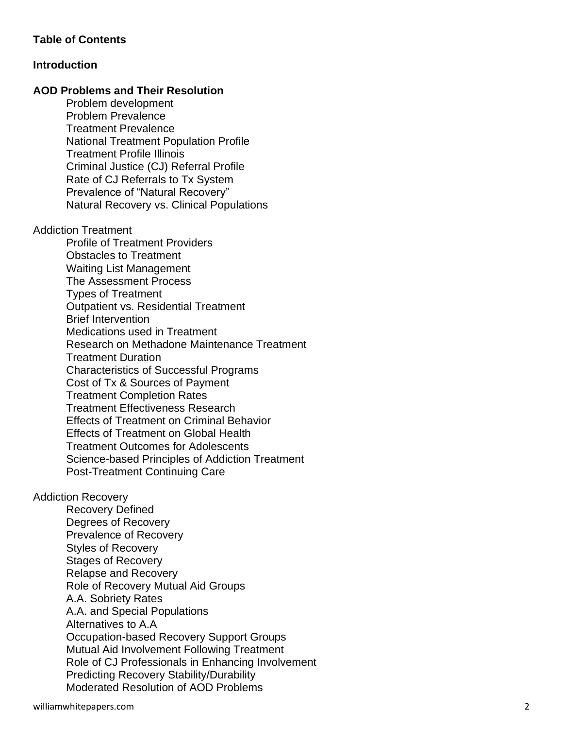**Table of Contents**

**Introduction**

**AOD Problems and Their Resolution**

- Problem development
- Problem Prevalence
- Treatment Prevalence
- National Treatment Population Profile
- Treatment Profile Illinois
- Criminal Justice (CJ) Referral Profile
- Rate of CJ Referrals to Tx System
- Prevalence of "Natural Recovery"
- Natural Recovery vs. Clinical Populations

Addiction Treatment

- Profile of Treatment Providers
- Obstacles to Treatment
- Waiting List Management
- The Assessment Process
- Types of Treatment
- Outpatient vs. Residential Treatment
- Brief Intervention
- Medications used in Treatment
- Research on Methadone Maintenance Treatment
- Treatment Duration
- Characteristics of Successful Programs
- Cost of Tx & Sources of Payment
- Treatment Completion Rates
- Treatment Effectiveness Research
- Effects of Treatment on Criminal Behavior
- Effects of Treatment on Global Health
- Treatment Outcomes for Adolescents
- Science-based Principles of Addiction Treatment
- Post-Treatment Continuing Care

Addiction Recovery

- Recovery Defined
- Degrees of Recovery
- Prevalence of Recovery
- Styles of Recovery
- Stages of Recovery
- Relapse and Recovery
- Role of Recovery Mutual Aid Groups
- A.A. Sobriety Rates
- A.A. and Special Populations
- Alternatives to A.A
- Occupation-based Recovery Support Groups
- Mutual Aid Involvement Following Treatment
- Role of CJ Professionals in Enhancing Involvement
- Predicting Recovery Stability/Durability
- Moderated Resolution of AOD Problems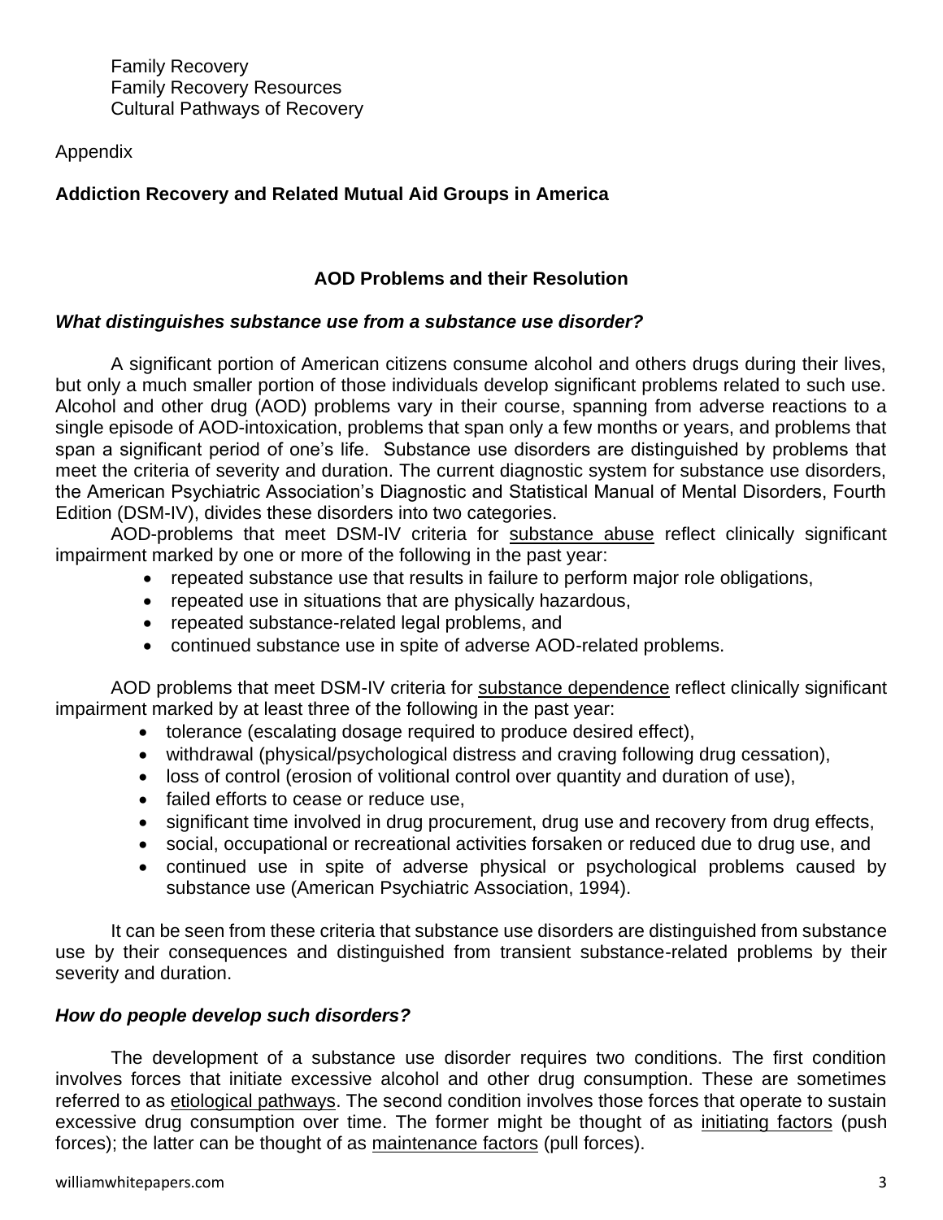Family Recovery
Family Recovery Resources
Cultural Pathways of Recovery

Appendix

**Addiction Recovery and Related Mutual Aid Groups in America**

## AOD Problems and their Resolution

### *What distinguishes substance use from a substance use disorder?*

A significant portion of American citizens consume alcohol and others drugs during their lives, but only a much smaller portion of those individuals develop significant problems related to such use. Alcohol and other drug (AOD) problems vary in their course, spanning from adverse reactions to a single episode of AOD-intoxication, problems that span only a few months or years, and problems that span a significant period of one's life. Substance use disorders are distinguished by problems that meet the criteria of severity and duration. The current diagnostic system for substance use disorders, the American Psychiatric Association's Diagnostic and Statistical Manual of Mental Disorders, Fourth Edition (DSM-IV), divides these disorders into two categories.

AOD-problems that meet DSM-IV criteria for substance abuse reflect clinically significant impairment marked by one or more of the following in the past year:

- repeated substance use that results in failure to perform major role obligations,
- repeated use in situations that are physically hazardous,
- repeated substance-related legal problems, and
- continued substance use in spite of adverse AOD-related problems.

AOD problems that meet DSM-IV criteria for substance dependence reflect clinically significant impairment marked by at least three of the following in the past year:

- tolerance (escalating dosage required to produce desired effect),
- withdrawal (physical/psychological distress and craving following drug cessation),
- loss of control (erosion of volitional control over quantity and duration of use),
- failed efforts to cease or reduce use,
- significant time involved in drug procurement, drug use and recovery from drug effects,
- social, occupational or recreational activities forsaken or reduced due to drug use, and
- continued use in spite of adverse physical or psychological problems caused by substance use (American Psychiatric Association, 1994).

It can be seen from these criteria that substance use disorders are distinguished from substance use by their consequences and distinguished from transient substance-related problems by their severity and duration.

### *How do people develop such disorders?*

The development of a substance use disorder requires two conditions. The first condition involves forces that initiate excessive alcohol and other drug consumption. These are sometimes referred to as etiological pathways. The second condition involves those forces that operate to sustain excessive drug consumption over time. The former might be thought of as initiating factors (push forces); the latter can be thought of as maintenance factors (pull forces).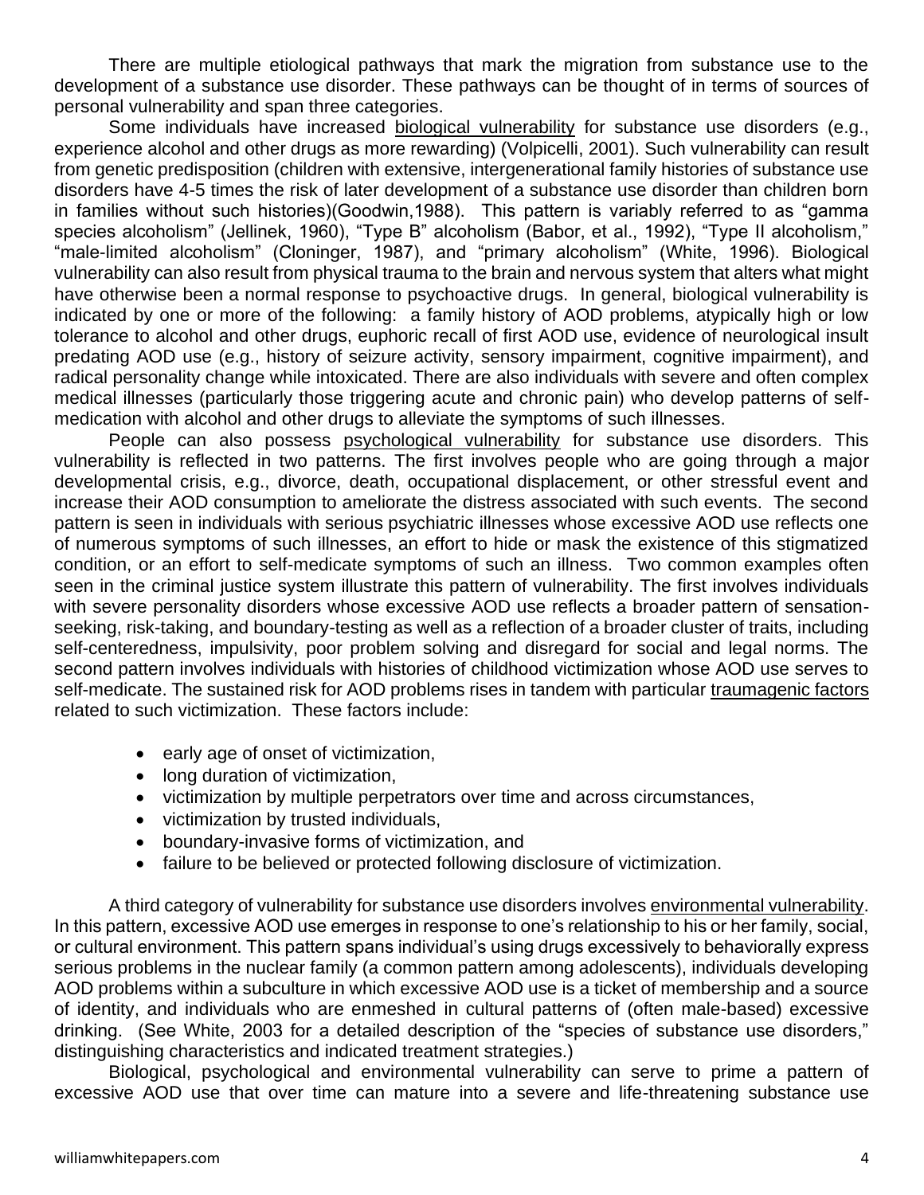There are multiple etiological pathways that mark the migration from substance use to the development of a substance use disorder. These pathways can be thought of in terms of sources of personal vulnerability and span three categories.

Some individuals have increased <u>biological vulnerability</u> for substance use disorders (e.g., experience alcohol and other drugs as more rewarding) (Volpicelli, 2001). Such vulnerability can result from genetic predisposition (children with extensive, intergenerational family histories of substance use disorders have 4-5 times the risk of later development of a substance use disorder than children born in families without such histories)(Goodwin,1988). This pattern is variably referred to as "gamma species alcoholism" (Jellinek, 1960), "Type B" alcoholism (Babor, et al., 1992), "Type II alcoholism," "male-limited alcoholism" (Cloninger, 1987), and "primary alcoholism" (White, 1996). Biological vulnerability can also result from physical trauma to the brain and nervous system that alters what might have otherwise been a normal response to psychoactive drugs. In general, biological vulnerability is indicated by one or more of the following: a family history of AOD problems, atypically high or low tolerance to alcohol and other drugs, euphoric recall of first AOD use, evidence of neurological insult predating AOD use (e.g., history of seizure activity, sensory impairment, cognitive impairment), and radical personality change while intoxicated. There are also individuals with severe and often complex medical illnesses (particularly those triggering acute and chronic pain) who develop patterns of self-medication with alcohol and other drugs to alleviate the symptoms of such illnesses.

People can also possess <u>psychological vulnerability</u> for substance use disorders. This vulnerability is reflected in two patterns. The first involves people who are going through a major developmental crisis, e.g., divorce, death, occupational displacement, or other stressful event and increase their AOD consumption to ameliorate the distress associated with such events. The second pattern is seen in individuals with serious psychiatric illnesses whose excessive AOD use reflects one of numerous symptoms of such illnesses, an effort to hide or mask the existence of this stigmatized condition, or an effort to self-medicate symptoms of such an illness. Two common examples often seen in the criminal justice system illustrate this pattern of vulnerability. The first involves individuals with severe personality disorders whose excessive AOD use reflects a broader pattern of sensation-seeking, risk-taking, and boundary-testing as well as a reflection of a broader cluster of traits, including self-centeredness, impulsivity, poor problem solving and disregard for social and legal norms. The second pattern involves individuals with histories of childhood victimization whose AOD use serves to self-medicate. The sustained risk for AOD problems rises in tandem with particular <u>traumagenic factors</u> related to such victimization. These factors include:

- early age of onset of victimization,
- long duration of victimization,
- victimization by multiple perpetrators over time and across circumstances,
- victimization by trusted individuals,
- boundary-invasive forms of victimization, and
- failure to be believed or protected following disclosure of victimization.

A third category of vulnerability for substance use disorders involves <u>environmental vulnerability</u>. In this pattern, excessive AOD use emerges in response to one's relationship to his or her family, social, or cultural environment. This pattern spans individual's using drugs excessively to behaviorally express serious problems in the nuclear family (a common pattern among adolescents), individuals developing AOD problems within a subculture in which excessive AOD use is a ticket of membership and a source of identity, and individuals who are enmeshed in cultural patterns of (often male-based) excessive drinking. (See White, 2003 for a detailed description of the "species of substance use disorders," distinguishing characteristics and indicated treatment strategies.)

Biological, psychological and environmental vulnerability can serve to prime a pattern of excessive AOD use that over time can mature into a severe and life-threatening substance use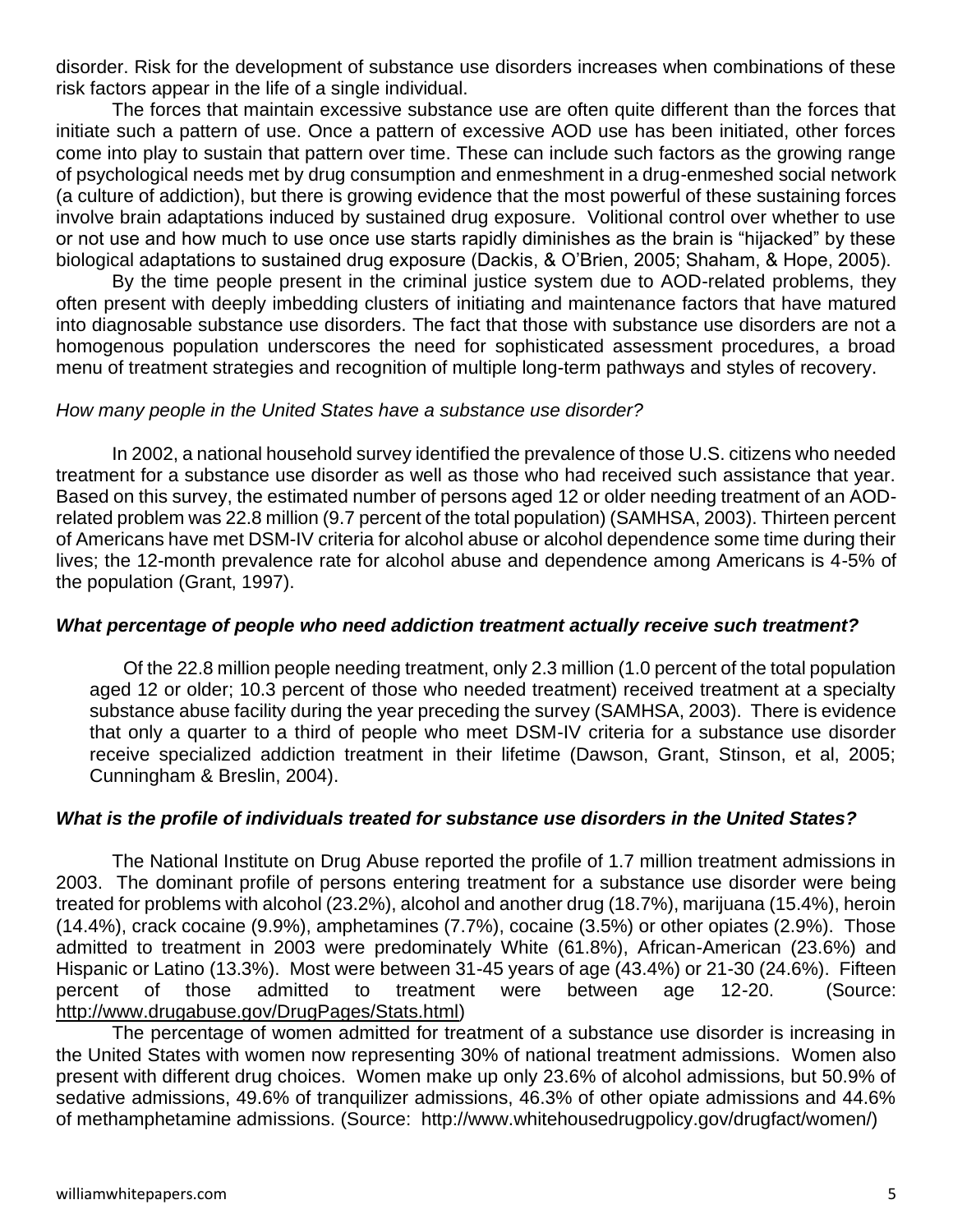disorder. Risk for the development of substance use disorders increases when combinations of these risk factors appear in the life of a single individual.

The forces that maintain excessive substance use are often quite different than the forces that initiate such a pattern of use. Once a pattern of excessive AOD use has been initiated, other forces come into play to sustain that pattern over time. These can include such factors as the growing range of psychological needs met by drug consumption and enmeshment in a drug-enmeshed social network (a culture of addiction), but there is growing evidence that the most powerful of these sustaining forces involve brain adaptations induced by sustained drug exposure. Volitional control over whether to use or not use and how much to use once use starts rapidly diminishes as the brain is "hijacked" by these biological adaptations to sustained drug exposure (Dackis, & O'Brien, 2005; Shaham, & Hope, 2005).

By the time people present in the criminal justice system due to AOD-related problems, they often present with deeply imbedding clusters of initiating and maintenance factors that have matured into diagnosable substance use disorders. The fact that those with substance use disorders are not a homogenous population underscores the need for sophisticated assessment procedures, a broad menu of treatment strategies and recognition of multiple long-term pathways and styles of recovery.

*How many people in the United States have a substance use disorder?*

In 2002, a national household survey identified the prevalence of those U.S. citizens who needed treatment for a substance use disorder as well as those who had received such assistance that year. Based on this survey, the estimated number of persons aged 12 or older needing treatment of an AOD-related problem was 22.8 million (9.7 percent of the total population) (SAMHSA, 2003). Thirteen percent of Americans have met DSM-IV criteria for alcohol abuse or alcohol dependence some time during their lives; the 12-month prevalence rate for alcohol abuse and dependence among Americans is 4-5% of the population (Grant, 1997).

***What percentage of people who need addiction treatment actually receive such treatment?***

Of the 22.8 million people needing treatment, only 2.3 million (1.0 percent of the total population aged 12 or older; 10.3 percent of those who needed treatment) received treatment at a specialty substance abuse facility during the year preceding the survey (SAMHSA, 2003). There is evidence that only a quarter to a third of people who meet DSM-IV criteria for a substance use disorder receive specialized addiction treatment in their lifetime (Dawson, Grant, Stinson, et al, 2005; Cunningham & Breslin, 2004).

***What is the profile of individuals treated for substance use disorders in the United States?***

The National Institute on Drug Abuse reported the profile of 1.7 million treatment admissions in 2003. The dominant profile of persons entering treatment for a substance use disorder were being treated for problems with alcohol (23.2%), alcohol and another drug (18.7%), marijuana (15.4%), heroin (14.4%), crack cocaine (9.9%), amphetamines (7.7%), cocaine (3.5%) or other opiates (2.9%). Those admitted to treatment in 2003 were predominately White (61.8%), African-American (23.6%) and Hispanic or Latino (13.3%). Most were between 31-45 years of age (43.4%) or 21-30 (24.6%). Fifteen percent of those admitted to treatment were between age 12-20. (Source: http://www.drugabuse.gov/DrugPages/Stats.html)

The percentage of women admitted for treatment of a substance use disorder is increasing in the United States with women now representing 30% of national treatment admissions. Women also present with different drug choices. Women make up only 23.6% of alcohol admissions, but 50.9% of sedative admissions, 49.6% of tranquilizer admissions, 46.3% of other opiate admissions and 44.6% of methamphetamine admissions. (Source: http://www.whitehousedrugpolicy.gov/drugfact/women/)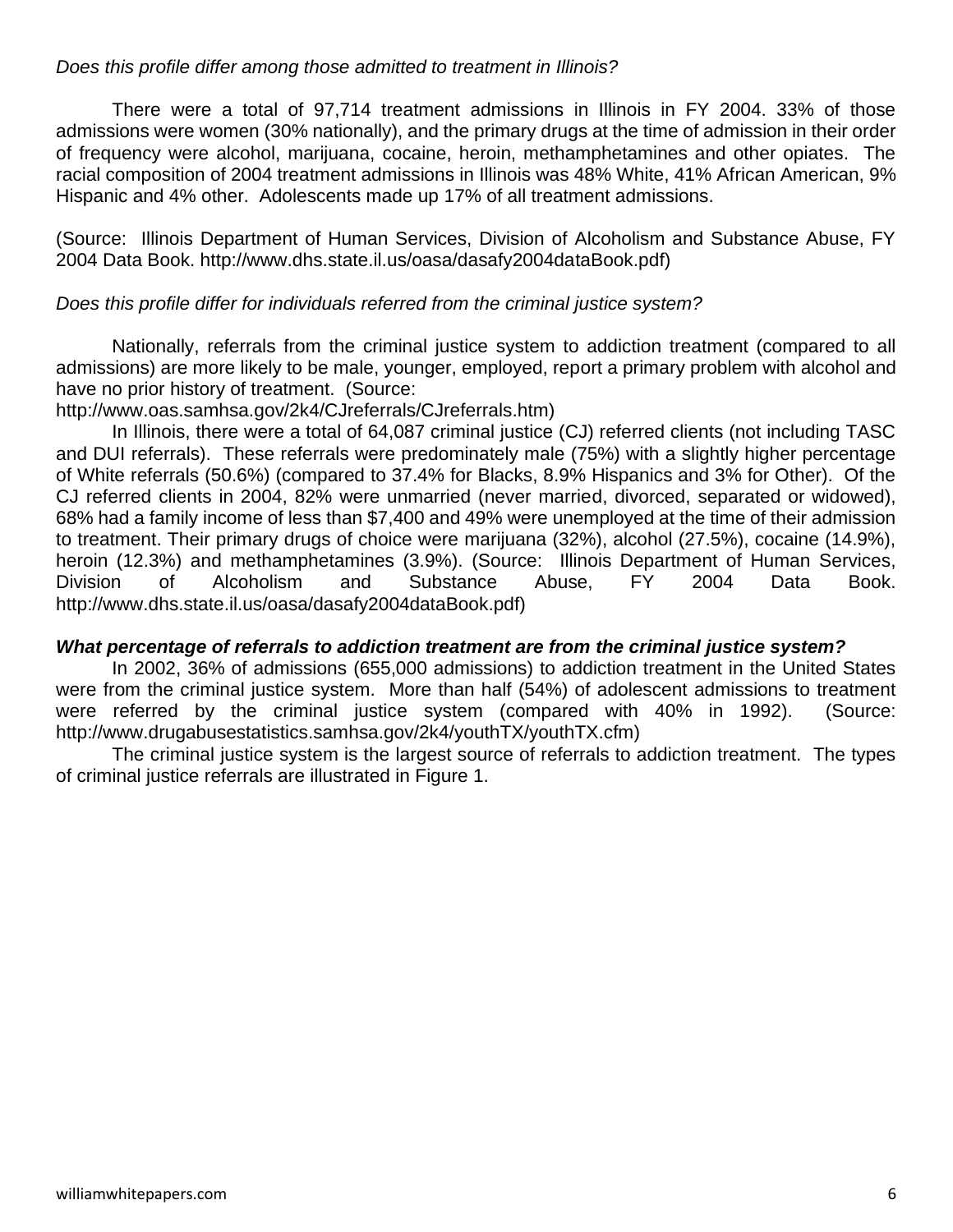*Does this profile differ among those admitted to treatment in Illinois?*

There were a total of 97,714 treatment admissions in Illinois in FY 2004. 33% of those admissions were women (30% nationally), and the primary drugs at the time of admission in their order of frequency were alcohol, marijuana, cocaine, heroin, methamphetamines and other opiates. The racial composition of 2004 treatment admissions in Illinois was 48% White, 41% African American, 9% Hispanic and 4% other. Adolescents made up 17% of all treatment admissions.

(Source: Illinois Department of Human Services, Division of Alcoholism and Substance Abuse, FY 2004 Data Book. http://www.dhs.state.il.us/oasa/dasafy2004dataBook.pdf)

*Does this profile differ for individuals referred from the criminal justice system?*

Nationally, referrals from the criminal justice system to addiction treatment (compared to all admissions) are more likely to be male, younger, employed, report a primary problem with alcohol and have no prior history of treatment. (Source: http://www.oas.samhsa.gov/2k4/CJreferrals/CJreferrals.htm)

In Illinois, there were a total of 64,087 criminal justice (CJ) referred clients (not including TASC and DUI referrals). These referrals were predominately male (75%) with a slightly higher percentage of White referrals (50.6%) (compared to 37.4% for Blacks, 8.9% Hispanics and 3% for Other). Of the CJ referred clients in 2004, 82% were unmarried (never married, divorced, separated or widowed), 68% had a family income of less than $7,400 and 49% were unemployed at the time of their admission to treatment. Their primary drugs of choice were marijuana (32%), alcohol (27.5%), cocaine (14.9%), heroin (12.3%) and methamphetamines (3.9%). (Source: Illinois Department of Human Services, Division of Alcoholism and Substance Abuse, FY 2004 Data Book. http://www.dhs.state.il.us/oasa/dasafy2004dataBook.pdf)

***What percentage of referrals to addiction treatment are from the criminal justice system?***

In 2002, 36% of admissions (655,000 admissions) to addiction treatment in the United States were from the criminal justice system. More than half (54%) of adolescent admissions to treatment were referred by the criminal justice system (compared with 40% in 1992). (Source: http://www.drugabusestatistics.samhsa.gov/2k4/youthTX/youthTX.cfm)

The criminal justice system is the largest source of referrals to addiction treatment. The types of criminal justice referrals are illustrated in Figure 1.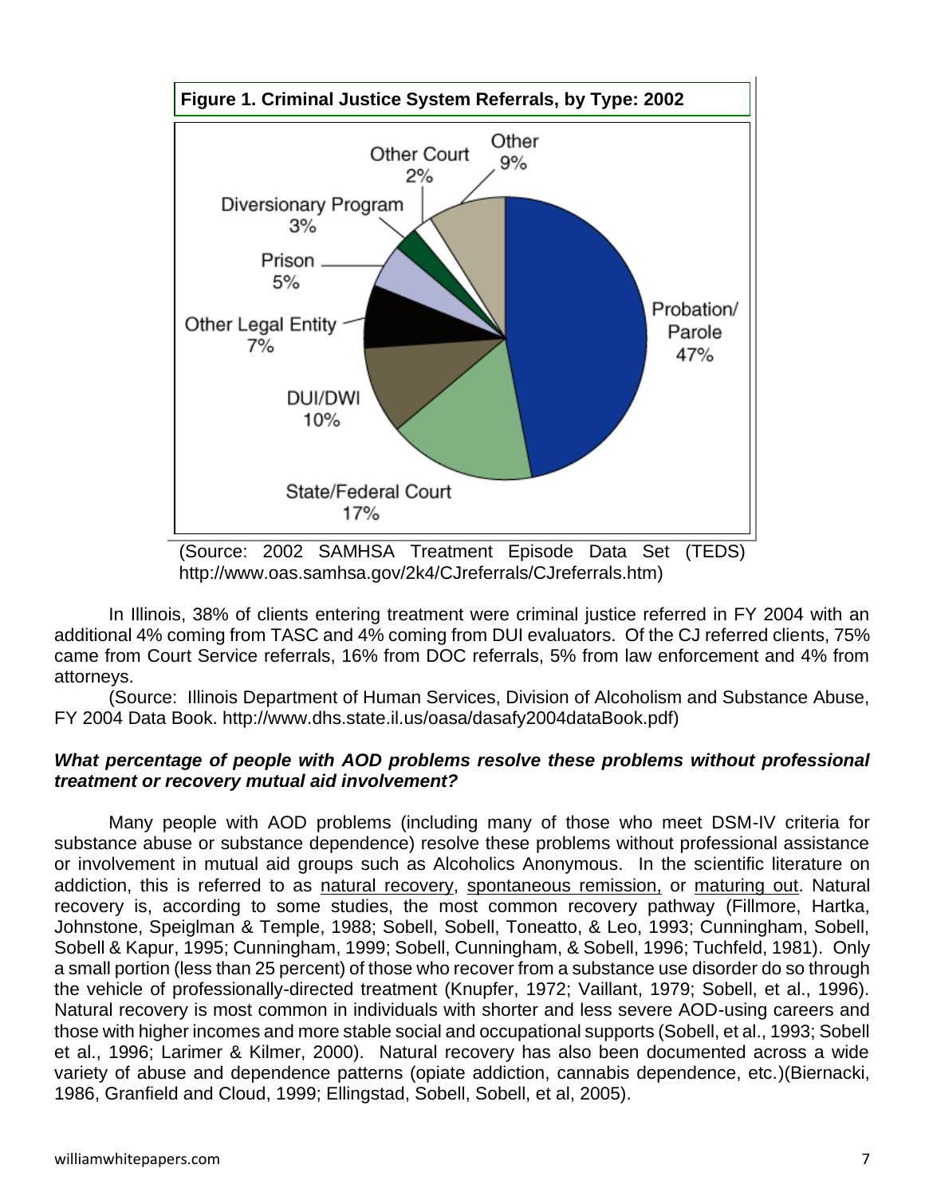**Figure 1. Criminal Justice System Referrals, by Type: 2002**

Other Court
2%

Other
9%

Diversionary Program
3%

Prison
5%

Other Legal Entity
7%

DUI/DWI
10%

State/Federal Court
17%

Probation/
Parole
47%

(Source: 2002 SAMHSA Treatment Episode Data Set (TEDS) http://www.oas.samhsa.gov/2k4/CJreferrals/CJreferrals.htm)

In Illinois, 38% of clients entering treatment were criminal justice referred in FY 2004 with an additional 4% coming from TASC and 4% coming from DUI evaluators. Of the CJ referred clients, 75% came from Court Service referrals, 16% from DOC referrals, 5% from law enforcement and 4% from attorneys.

(Source: Illinois Department of Human Services, Division of Alcoholism and Substance Abuse, FY 2004 Data Book. http://www.dhs.state.il.us/oasa/dasafy2004dataBook.pdf)

***What percentage of people with AOD problems resolve these problems without professional treatment or recovery mutual aid involvement?***

Many people with AOD problems (including many of those who meet DSM-IV criteria for substance abuse or substance dependence) resolve these problems without professional assistance or involvement in mutual aid groups such as Alcoholics Anonymous. In the scientific literature on addiction, this is referred to as natural recovery, spontaneous remission, or maturing out. Natural recovery is, according to some studies, the most common recovery pathway (Fillmore, Hartka, Johnstone, Speiglman & Temple, 1988; Sobell, Sobell, Toneatto, & Leo, 1993; Cunningham, Sobell, Sobell & Kapur, 1995; Cunningham, 1999; Sobell, Cunningham, & Sobell, 1996; Tuchfeld, 1981). Only a small portion (less than 25 percent) of those who recover from a substance use disorder do so through the vehicle of professionally-directed treatment (Knupfer, 1972; Vaillant, 1979; Sobell, et al., 1996). Natural recovery is most common in individuals with shorter and less severe AOD-using careers and those with higher incomes and more stable social and occupational supports (Sobell, et al., 1993; Sobell et al., 1996; Larimer & Kilmer, 2000). Natural recovery has also been documented across a wide variety of abuse and dependence patterns (opiate addiction, cannabis dependence, etc.)(Biernacki, 1986, Granfield and Cloud, 1999; Ellingstad, Sobell, Sobell, et al, 2005).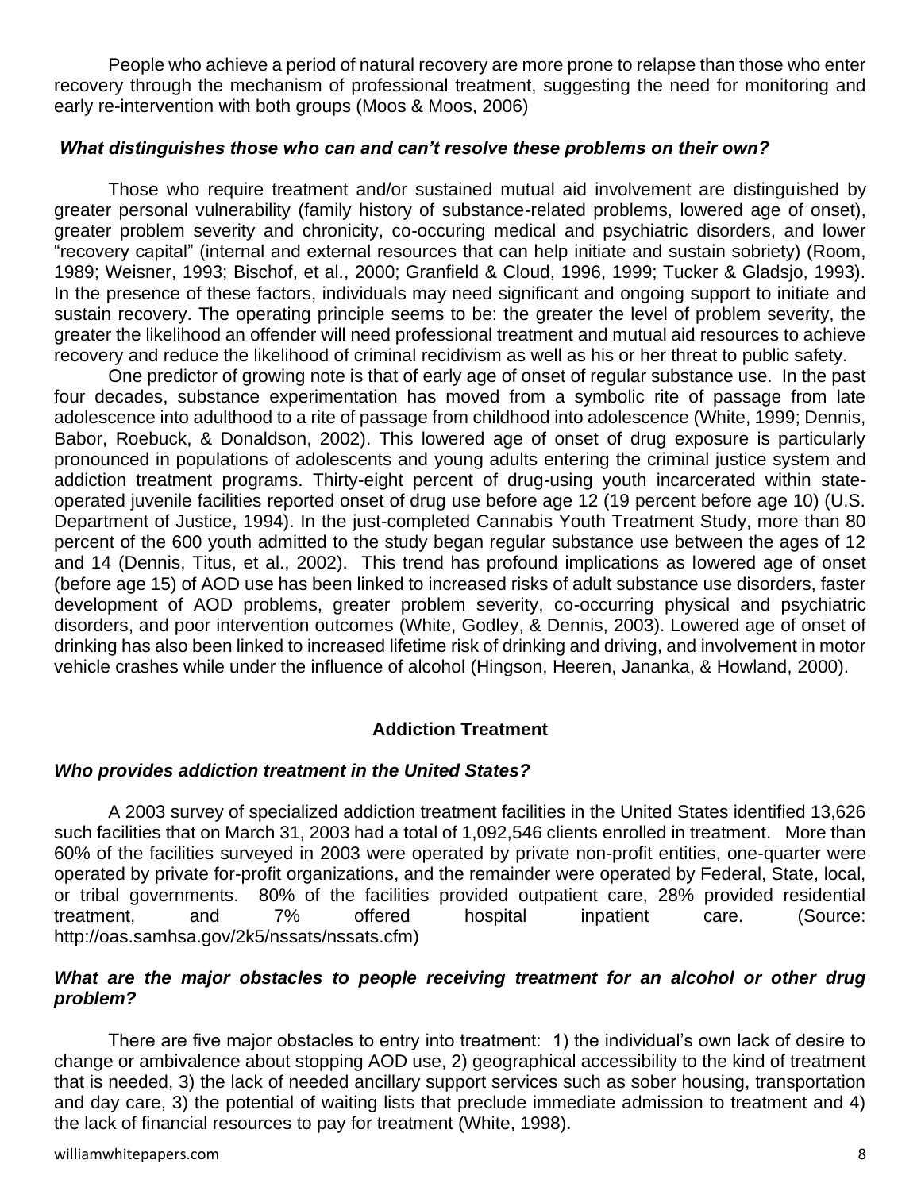People who achieve a period of natural recovery are more prone to relapse than those who enter recovery through the mechanism of professional treatment, suggesting the need for monitoring and early re-intervention with both groups (Moos & Moos, 2006)

***What distinguishes those who can and can't resolve these problems on their own?***

Those who require treatment and/or sustained mutual aid involvement are distinguished by greater personal vulnerability (family history of substance-related problems, lowered age of onset), greater problem severity and chronicity, co-occuring medical and psychiatric disorders, and lower "recovery capital" (internal and external resources that can help initiate and sustain sobriety) (Room, 1989; Weisner, 1993; Bischof, et al., 2000; Granfield & Cloud, 1996, 1999; Tucker & Gladsjo, 1993). In the presence of these factors, individuals may need significant and ongoing support to initiate and sustain recovery. The operating principle seems to be: the greater the level of problem severity, the greater the likelihood an offender will need professional treatment and mutual aid resources to achieve recovery and reduce the likelihood of criminal recidivism as well as his or her threat to public safety.

One predictor of growing note is that of early age of onset of regular substance use. In the past four decades, substance experimentation has moved from a symbolic rite of passage from late adolescence into adulthood to a rite of passage from childhood into adolescence (White, 1999; Dennis, Babor, Roebuck, & Donaldson, 2002). This lowered age of onset of drug exposure is particularly pronounced in populations of adolescents and young adults entering the criminal justice system and addiction treatment programs. Thirty-eight percent of drug-using youth incarcerated within state-operated juvenile facilities reported onset of drug use before age 12 (19 percent before age 10) (U.S. Department of Justice, 1994). In the just-completed Cannabis Youth Treatment Study, more than 80 percent of the 600 youth admitted to the study began regular substance use between the ages of 12 and 14 (Dennis, Titus, et al., 2002). This trend has profound implications as lowered age of onset (before age 15) of AOD use has been linked to increased risks of adult substance use disorders, faster development of AOD problems, greater problem severity, co-occurring physical and psychiatric disorders, and poor intervention outcomes (White, Godley, & Dennis, 2003). Lowered age of onset of drinking has also been linked to increased lifetime risk of drinking and driving, and involvement in motor vehicle crashes while under the influence of alcohol (Hingson, Heeren, Jananka, & Howland, 2000).

## Addiction Treatment

***Who provides addiction treatment in the United States?***

A 2003 survey of specialized addiction treatment facilities in the United States identified 13,626 such facilities that on March 31, 2003 had a total of 1,092,546 clients enrolled in treatment. More than 60% of the facilities surveyed in 2003 were operated by private non-profit entities, one-quarter were operated by private for-profit organizations, and the remainder were operated by Federal, State, local, or tribal governments. 80% of the facilities provided outpatient care, 28% provided residential treatment, and 7% offered hospital inpatient care. (Source: http://oas.samhsa.gov/2k5/nssats/nssats.cfm)

***What are the major obstacles to people receiving treatment for an alcohol or other drug problem?***

There are five major obstacles to entry into treatment: 1) the individual's own lack of desire to change or ambivalence about stopping AOD use, 2) geographical accessibility to the kind of treatment that is needed, 3) the lack of needed ancillary support services such as sober housing, transportation and day care, 3) the potential of waiting lists that preclude immediate admission to treatment and 4) the lack of financial resources to pay for treatment (White, 1998).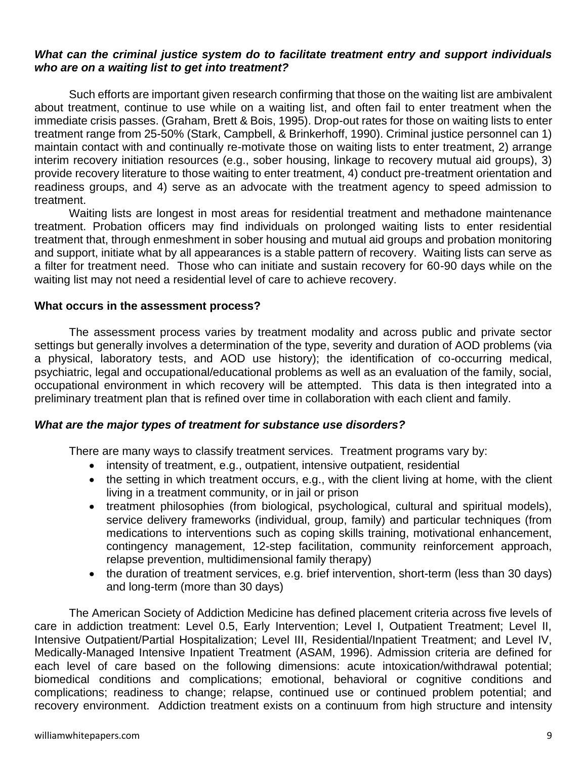***What can the criminal justice system do to facilitate treatment entry and support individuals who are on a waiting list to get into treatment?***

Such efforts are important given research confirming that those on the waiting list are ambivalent about treatment, continue to use while on a waiting list, and often fail to enter treatment when the immediate crisis passes. (Graham, Brett & Bois, 1995). Drop-out rates for those on waiting lists to enter treatment range from 25-50% (Stark, Campbell, & Brinkerhoff, 1990). Criminal justice personnel can 1) maintain contact with and continually re-motivate those on waiting lists to enter treatment, 2) arrange interim recovery initiation resources (e.g., sober housing, linkage to recovery mutual aid groups), 3) provide recovery literature to those waiting to enter treatment, 4) conduct pre-treatment orientation and readiness groups, and 4) serve as an advocate with the treatment agency to speed admission to treatment.

Waiting lists are longest in most areas for residential treatment and methadone maintenance treatment. Probation officers may find individuals on prolonged waiting lists to enter residential treatment that, through enmeshment in sober housing and mutual aid groups and probation monitoring and support, initiate what by all appearances is a stable pattern of recovery. Waiting lists can serve as a filter for treatment need. Those who can initiate and sustain recovery for 60-90 days while on the waiting list may not need a residential level of care to achieve recovery.

**What occurs in the assessment process?**

The assessment process varies by treatment modality and across public and private sector settings but generally involves a determination of the type, severity and duration of AOD problems (via a physical, laboratory tests, and AOD use history); the identification of co-occurring medical, psychiatric, legal and occupational/educational problems as well as an evaluation of the family, social, occupational environment in which recovery will be attempted. This data is then integrated into a preliminary treatment plan that is refined over time in collaboration with each client and family.

***What are the major types of treatment for substance use disorders?***

There are many ways to classify treatment services. Treatment programs vary by:

- intensity of treatment, e.g., outpatient, intensive outpatient, residential
- the setting in which treatment occurs, e.g., with the client living at home, with the client living in a treatment community, or in jail or prison
- treatment philosophies (from biological, psychological, cultural and spiritual models), service delivery frameworks (individual, group, family) and particular techniques (from medications to interventions such as coping skills training, motivational enhancement, contingency management, 12-step facilitation, community reinforcement approach, relapse prevention, multidimensional family therapy)
- the duration of treatment services, e.g. brief intervention, short-term (less than 30 days) and long-term (more than 30 days)

The American Society of Addiction Medicine has defined placement criteria across five levels of care in addiction treatment: Level 0.5, Early Intervention; Level I, Outpatient Treatment; Level II, Intensive Outpatient/Partial Hospitalization; Level III, Residential/Inpatient Treatment; and Level IV, Medically-Managed Intensive Inpatient Treatment (ASAM, 1996). Admission criteria are defined for each level of care based on the following dimensions: acute intoxication/withdrawal potential; biomedical conditions and complications; emotional, behavioral or cognitive conditions and complications; readiness to change; relapse, continued use or continued problem potential; and recovery environment. Addiction treatment exists on a continuum from high structure and intensity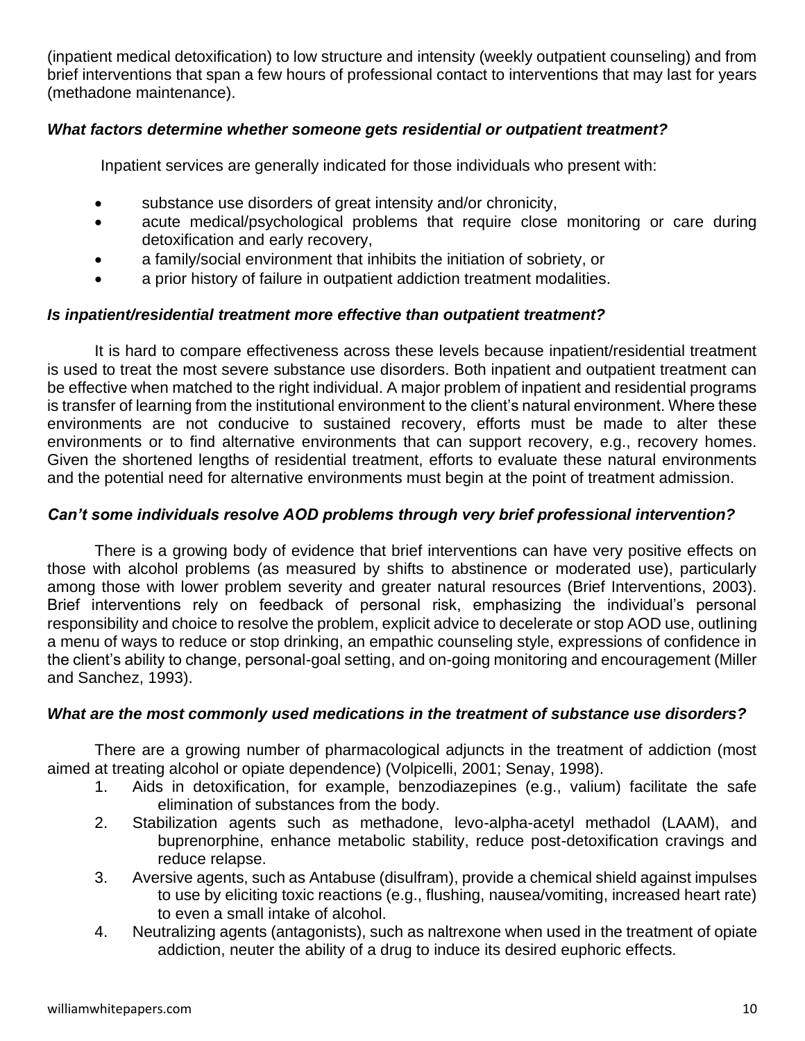(inpatient medical detoxification) to low structure and intensity (weekly outpatient counseling) and from brief interventions that span a few hours of professional contact to interventions that may last for years (methadone maintenance).

***What factors determine whether someone gets residential or outpatient treatment?***

Inpatient services are generally indicated for those individuals who present with:

- substance use disorders of great intensity and/or chronicity,
- acute medical/psychological problems that require close monitoring or care during detoxification and early recovery,
- a family/social environment that inhibits the initiation of sobriety, or
- a prior history of failure in outpatient addiction treatment modalities.

***Is inpatient/residential treatment more effective than outpatient treatment?***

It is hard to compare effectiveness across these levels because inpatient/residential treatment is used to treat the most severe substance use disorders. Both inpatient and outpatient treatment can be effective when matched to the right individual. A major problem of inpatient and residential programs is transfer of learning from the institutional environment to the client's natural environment. Where these environments are not conducive to sustained recovery, efforts must be made to alter these environments or to find alternative environments that can support recovery, e.g., recovery homes. Given the shortened lengths of residential treatment, efforts to evaluate these natural environments and the potential need for alternative environments must begin at the point of treatment admission.

***Can't some individuals resolve AOD problems through very brief professional intervention?***

There is a growing body of evidence that brief interventions can have very positive effects on those with alcohol problems (as measured by shifts to abstinence or moderated use), particularly among those with lower problem severity and greater natural resources (Brief Interventions, 2003). Brief interventions rely on feedback of personal risk, emphasizing the individual's personal responsibility and choice to resolve the problem, explicit advice to decelerate or stop AOD use, outlining a menu of ways to reduce or stop drinking, an empathic counseling style, expressions of confidence in the client's ability to change, personal-goal setting, and on-going monitoring and encouragement (Miller and Sanchez, 1993).

***What are the most commonly used medications in the treatment of substance use disorders?***

There are a growing number of pharmacological adjuncts in the treatment of addiction (most aimed at treating alcohol or opiate dependence) (Volpicelli, 2001; Senay, 1998).

1. Aids in detoxification, for example, benzodiazepines (e.g., valium) facilitate the safe elimination of substances from the body.
2. Stabilization agents such as methadone, levo-alpha-acetyl methadol (LAAM), and buprenorphine, enhance metabolic stability, reduce post-detoxification cravings and reduce relapse.
3. Aversive agents, such as Antabuse (disulfram), provide a chemical shield against impulses to use by eliciting toxic reactions (e.g., flushing, nausea/vomiting, increased heart rate) to even a small intake of alcohol.
4. Neutralizing agents (antagonists), such as naltrexone when used in the treatment of opiate addiction, neuter the ability of a drug to induce its desired euphoric effects.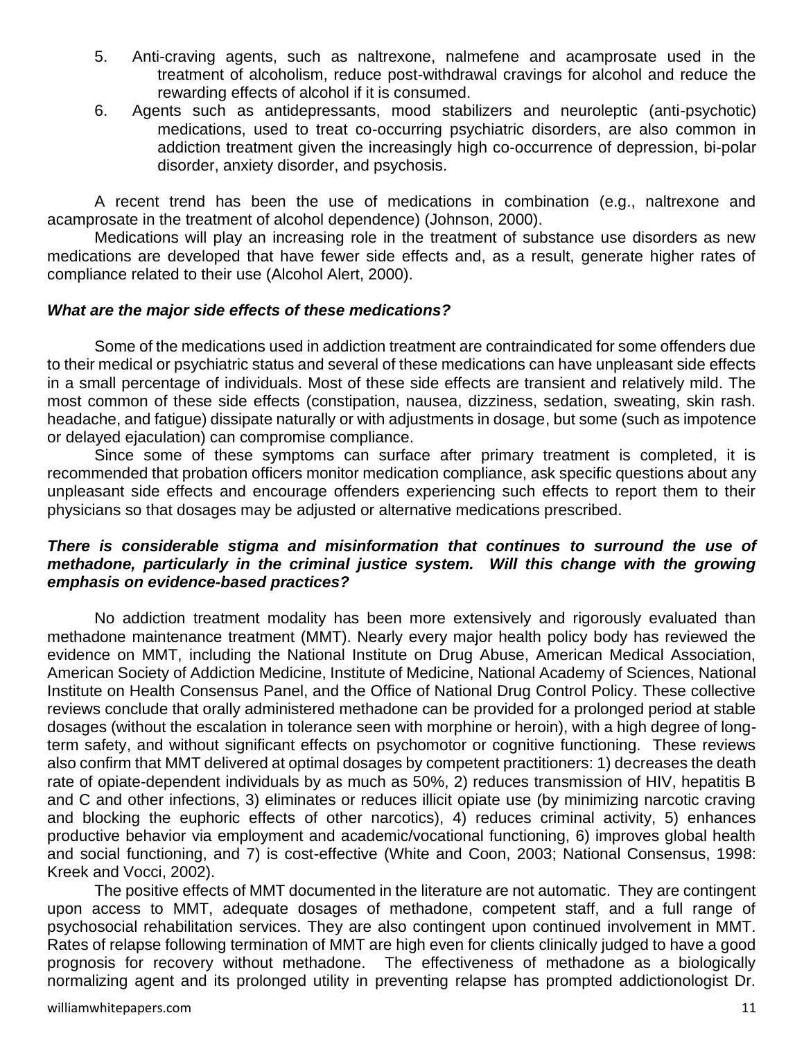5. Anti-craving agents, such as naltrexone, nalmefene and acamprosate used in the treatment of alcoholism, reduce post-withdrawal cravings for alcohol and reduce the rewarding effects of alcohol if it is consumed.
6. Agents such as antidepressants, mood stabilizers and neuroleptic (anti-psychotic) medications, used to treat co-occurring psychiatric disorders, are also common in addiction treatment given the increasingly high co-occurrence of depression, bi-polar disorder, anxiety disorder, and psychosis.

A recent trend has been the use of medications in combination (e.g., naltrexone and acamprosate in the treatment of alcohol dependence) (Johnson, 2000).

Medications will play an increasing role in the treatment of substance use disorders as new medications are developed that have fewer side effects and, as a result, generate higher rates of compliance related to their use (Alcohol Alert, 2000).

***What are the major side effects of these medications?***

Some of the medications used in addiction treatment are contraindicated for some offenders due to their medical or psychiatric status and several of these medications can have unpleasant side effects in a small percentage of individuals. Most of these side effects are transient and relatively mild. The most common of these side effects (constipation, nausea, dizziness, sedation, sweating, skin rash. headache, and fatigue) dissipate naturally or with adjustments in dosage, but some (such as impotence or delayed ejaculation) can compromise compliance.

Since some of these symptoms can surface after primary treatment is completed, it is recommended that probation officers monitor medication compliance, ask specific questions about any unpleasant side effects and encourage offenders experiencing such effects to report them to their physicians so that dosages may be adjusted or alternative medications prescribed.

***There is considerable stigma and misinformation that continues to surround the use of methadone, particularly in the criminal justice system. Will this change with the growing emphasis on evidence-based practices?***

No addiction treatment modality has been more extensively and rigorously evaluated than methadone maintenance treatment (MMT). Nearly every major health policy body has reviewed the evidence on MMT, including the National Institute on Drug Abuse, American Medical Association, American Society of Addiction Medicine, Institute of Medicine, National Academy of Sciences, National Institute on Health Consensus Panel, and the Office of National Drug Control Policy. These collective reviews conclude that orally administered methadone can be provided for a prolonged period at stable dosages (without the escalation in tolerance seen with morphine or heroin), with a high degree of long-term safety, and without significant effects on psychomotor or cognitive functioning. These reviews also confirm that MMT delivered at optimal dosages by competent practitioners: 1) decreases the death rate of opiate-dependent individuals by as much as 50%, 2) reduces transmission of HIV, hepatitis B and C and other infections, 3) eliminates or reduces illicit opiate use (by minimizing narcotic craving and blocking the euphoric effects of other narcotics), 4) reduces criminal activity, 5) enhances productive behavior via employment and academic/vocational functioning, 6) improves global health and social functioning, and 7) is cost-effective (White and Coon, 2003; National Consensus, 1998: Kreek and Vocci, 2002).

The positive effects of MMT documented in the literature are not automatic. They are contingent upon access to MMT, adequate dosages of methadone, competent staff, and a full range of psychosocial rehabilitation services. They are also contingent upon continued involvement in MMT. Rates of relapse following termination of MMT are high even for clients clinically judged to have a good prognosis for recovery without methadone. The effectiveness of methadone as a biologically normalizing agent and its prolonged utility in preventing relapse has prompted addictionologist Dr.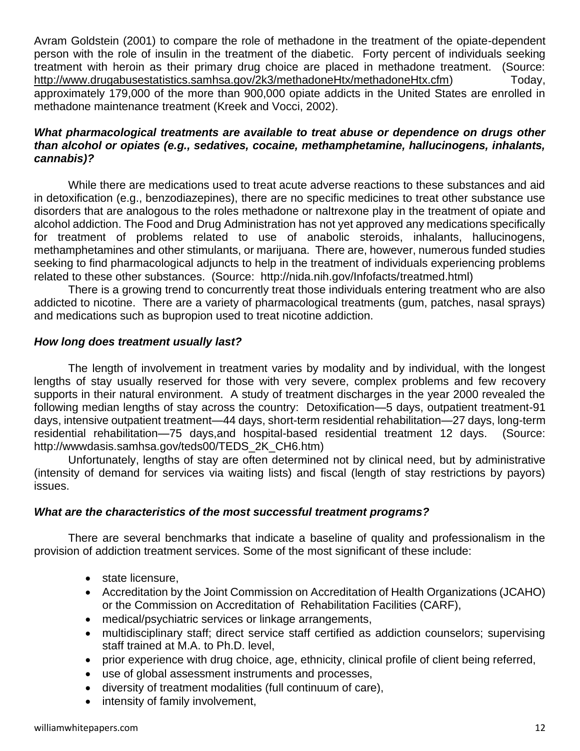Avram Goldstein (2001) to compare the role of methadone in the treatment of the opiate-dependent person with the role of insulin in the treatment of the diabetic. Forty percent of individuals seeking treatment with heroin as their primary drug choice are placed in methadone treatment. (Source: http://www.drugabusestatistics.samhsa.gov/2k3/methadoneHtx/methadoneHtx.cfm) Today, approximately 179,000 of the more than 900,000 opiate addicts in the United States are enrolled in methadone maintenance treatment (Kreek and Vocci, 2002).

### *What pharmacological treatments are available to treat abuse or dependence on drugs other than alcohol or opiates (e.g., sedatives, cocaine, methamphetamine, hallucinogens, inhalants, cannabis)?*

While there are medications used to treat acute adverse reactions to these substances and aid in detoxification (e.g., benzodiazepines), there are no specific medicines to treat other substance use disorders that are analogous to the roles methadone or naltrexone play in the treatment of opiate and alcohol addiction. The Food and Drug Administration has not yet approved any medications specifically for treatment of problems related to use of anabolic steroids, inhalants, hallucinogens, methamphetamines and other stimulants, or marijuana. There are, however, numerous funded studies seeking to find pharmacological adjuncts to help in the treatment of individuals experiencing problems related to these other substances. (Source: http://nida.nih.gov/Infofacts/treatmed.html)

There is a growing trend to concurrently treat those individuals entering treatment who are also addicted to nicotine. There are a variety of pharmacological treatments (gum, patches, nasal sprays) and medications such as bupropion used to treat nicotine addiction.

### *How long does treatment usually last?*

The length of involvement in treatment varies by modality and by individual, with the longest lengths of stay usually reserved for those with very severe, complex problems and few recovery supports in their natural environment. A study of treatment discharges in the year 2000 revealed the following median lengths of stay across the country: Detoxification—5 days, outpatient treatment-91 days, intensive outpatient treatment—44 days, short-term residential rehabilitation—27 days, long-term residential rehabilitation—75 days,and hospital-based residential treatment 12 days. (Source: http://wwwdasis.samhsa.gov/teds00/TEDS_2K_CH6.htm)

Unfortunately, lengths of stay are often determined not by clinical need, but by administrative (intensity of demand for services via waiting lists) and fiscal (length of stay restrictions by payors) issues.

### *What are the characteristics of the most successful treatment programs?*

There are several benchmarks that indicate a baseline of quality and professionalism in the provision of addiction treatment services. Some of the most significant of these include:

- state licensure,
- Accreditation by the Joint Commission on Accreditation of Health Organizations (JCAHO) or the Commission on Accreditation of Rehabilitation Facilities (CARF),
- medical/psychiatric services or linkage arrangements,
- multidisciplinary staff; direct service staff certified as addiction counselors; supervising staff trained at M.A. to Ph.D. level,
- prior experience with drug choice, age, ethnicity, clinical profile of client being referred,
- use of global assessment instruments and processes,
- diversity of treatment modalities (full continuum of care),
- intensity of family involvement,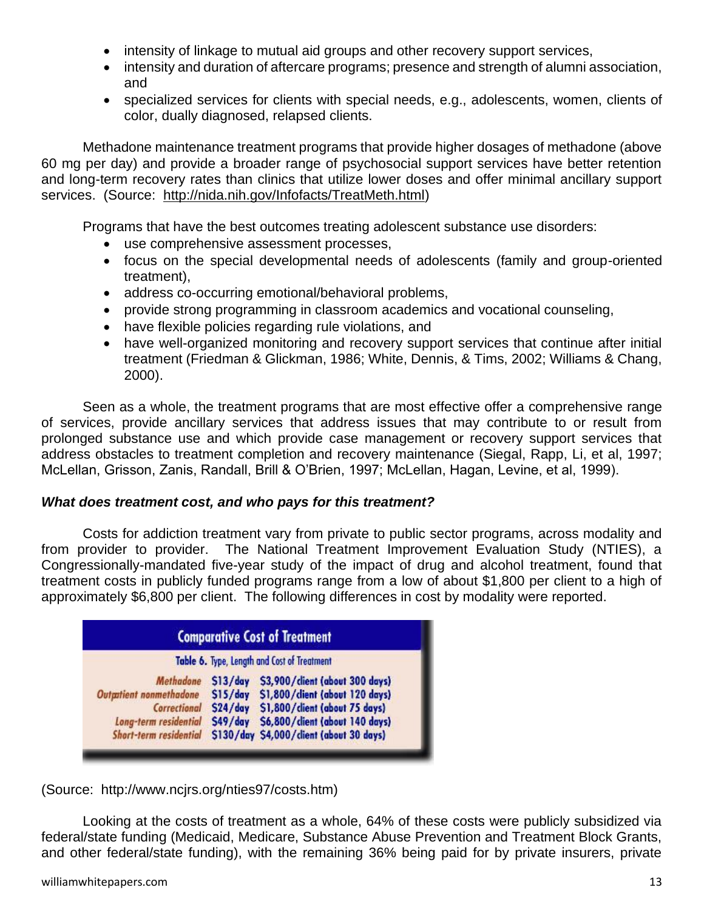- intensity of linkage to mutual aid groups and other recovery support services,
- intensity and duration of aftercare programs; presence and strength of alumni association, and
- specialized services for clients with special needs, e.g., adolescents, women, clients of color, dually diagnosed, relapsed clients.

Methadone maintenance treatment programs that provide higher dosages of methadone (above 60 mg per day) and provide a broader range of psychosocial support services have better retention and long-term recovery rates than clinics that utilize lower doses and offer minimal ancillary support services. (Source: http://nida.nih.gov/Infofacts/TreatMeth.html)

Programs that have the best outcomes treating adolescent substance use disorders:

- use comprehensive assessment processes,
- focus on the special developmental needs of adolescents (family and group-oriented treatment),
- address co-occurring emotional/behavioral problems,
- provide strong programming in classroom academics and vocational counseling,
- have flexible policies regarding rule violations, and
- have well-organized monitoring and recovery support services that continue after initial treatment (Friedman & Glickman, 1986; White, Dennis, & Tims, 2002; Williams & Chang, 2000).

Seen as a whole, the treatment programs that are most effective offer a comprehensive range of services, provide ancillary services that address issues that may contribute to or result from prolonged substance use and which provide case management or recovery support services that address obstacles to treatment completion and recovery maintenance (Siegal, Rapp, Li, et al, 1997; McLellan, Grisson, Zanis, Randall, Brill & O'Brien, 1997; McLellan, Hagan, Levine, et al, 1999).

***What does treatment cost, and who pays for this treatment?***

Costs for addiction treatment vary from private to public sector programs, across modality and from provider to provider. The National Treatment Improvement Evaluation Study (NTIES), a Congressionally-mandated five-year study of the impact of drug and alcohol treatment, found that treatment costs in publicly funded programs range from a low of about $1,800 per client to a high of approximately $6,800 per client. The following differences in cost by modality were reported.

**Comparative Cost of Treatment**

Table 6. Type, Length and Cost of Treatment

| | | |
|---|---|---|
| *Methadone* | $13/day | $3,900/client (about 300 days) |
| *Outpatient nonmethadone* | $15/day | $1,800/client (about 120 days) |
| *Correctional* | $24/day | $1,800/client (about 75 days) |
| *Long-term residential* | $49/day | $6,800/client (about 140 days) |
| *Short-term residential* | $130/day | $4,000/client (about 30 days) |

(Source: http://www.ncjrs.org/nties97/costs.htm)

Looking at the costs of treatment as a whole, 64% of these costs were publicly subsidized via federal/state funding (Medicaid, Medicare, Substance Abuse Prevention and Treatment Block Grants, and other federal/state funding), with the remaining 36% being paid for by private insurers, private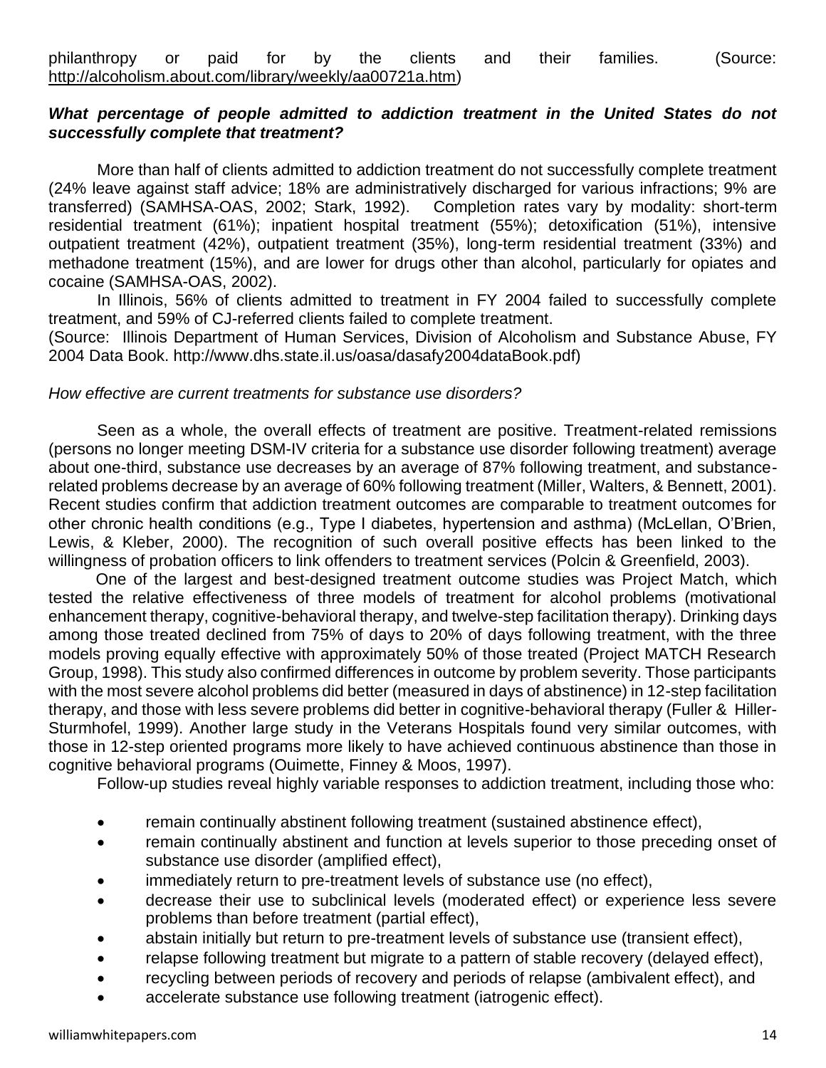philanthropy or paid for by the clients and their families. (Source: http://alcoholism.about.com/library/weekly/aa00721a.htm)

***What percentage of people admitted to addiction treatment in the United States do not successfully complete that treatment?***

More than half of clients admitted to addiction treatment do not successfully complete treatment (24% leave against staff advice; 18% are administratively discharged for various infractions; 9% are transferred) (SAMHSA-OAS, 2002; Stark, 1992). Completion rates vary by modality: short-term residential treatment (61%); inpatient hospital treatment (55%); detoxification (51%), intensive outpatient treatment (42%), outpatient treatment (35%), long-term residential treatment (33%) and methadone treatment (15%), and are lower for drugs other than alcohol, particularly for opiates and cocaine (SAMHSA-OAS, 2002).

In Illinois, 56% of clients admitted to treatment in FY 2004 failed to successfully complete treatment, and 59% of CJ-referred clients failed to complete treatment.
(Source: Illinois Department of Human Services, Division of Alcoholism and Substance Abuse, FY 2004 Data Book. http://www.dhs.state.il.us/oasa/dasafy2004dataBook.pdf)

*How effective are current treatments for substance use disorders?*

Seen as a whole, the overall effects of treatment are positive. Treatment-related remissions (persons no longer meeting DSM-IV criteria for a substance use disorder following treatment) average about one-third, substance use decreases by an average of 87% following treatment, and substance-related problems decrease by an average of 60% following treatment (Miller, Walters, & Bennett, 2001). Recent studies confirm that addiction treatment outcomes are comparable to treatment outcomes for other chronic health conditions (e.g., Type I diabetes, hypertension and asthma) (McLellan, O'Brien, Lewis, & Kleber, 2000). The recognition of such overall positive effects has been linked to the willingness of probation officers to link offenders to treatment services (Polcin & Greenfield, 2003).

One of the largest and best-designed treatment outcome studies was Project Match, which tested the relative effectiveness of three models of treatment for alcohol problems (motivational enhancement therapy, cognitive-behavioral therapy, and twelve-step facilitation therapy). Drinking days among those treated declined from 75% of days to 20% of days following treatment, with the three models proving equally effective with approximately 50% of those treated (Project MATCH Research Group, 1998). This study also confirmed differences in outcome by problem severity. Those participants with the most severe alcohol problems did better (measured in days of abstinence) in 12-step facilitation therapy, and those with less severe problems did better in cognitive-behavioral therapy (Fuller & Hiller-Sturmhofel, 1999). Another large study in the Veterans Hospitals found very similar outcomes, with those in 12-step oriented programs more likely to have achieved continuous abstinence than those in cognitive behavioral programs (Ouimette, Finney & Moos, 1997).

Follow-up studies reveal highly variable responses to addiction treatment, including those who:

- remain continually abstinent following treatment (sustained abstinence effect),
- remain continually abstinent and function at levels superior to those preceding onset of substance use disorder (amplified effect),
- immediately return to pre-treatment levels of substance use (no effect),
- decrease their use to subclinical levels (moderated effect) or experience less severe problems than before treatment (partial effect),
- abstain initially but return to pre-treatment levels of substance use (transient effect),
- relapse following treatment but migrate to a pattern of stable recovery (delayed effect),
- recycling between periods of recovery and periods of relapse (ambivalent effect), and
- accelerate substance use following treatment (iatrogenic effect).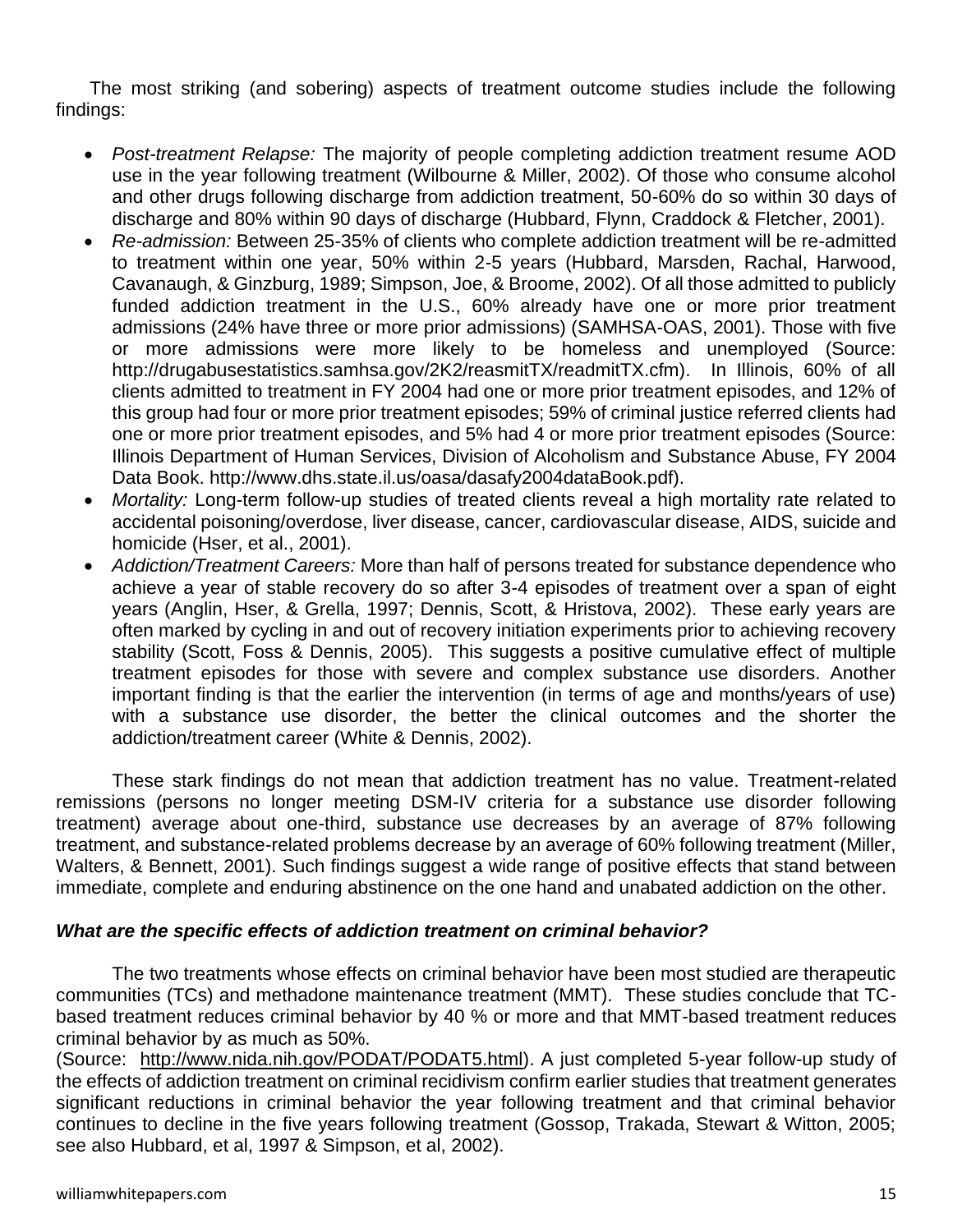The most striking (and sobering) aspects of treatment outcome studies include the following findings:

- *Post-treatment Relapse:* The majority of people completing addiction treatment resume AOD use in the year following treatment (Wilbourne & Miller, 2002). Of those who consume alcohol and other drugs following discharge from addiction treatment, 50-60% do so within 30 days of discharge and 80% within 90 days of discharge (Hubbard, Flynn, Craddock & Fletcher, 2001).
- *Re-admission:* Between 25-35% of clients who complete addiction treatment will be re-admitted to treatment within one year, 50% within 2-5 years (Hubbard, Marsden, Rachal, Harwood, Cavanaugh, & Ginzburg, 1989; Simpson, Joe, & Broome, 2002). Of all those admitted to publicly funded addiction treatment in the U.S., 60% already have one or more prior treatment admissions (24% have three or more prior admissions) (SAMHSA-OAS, 2001). Those with five or more admissions were more likely to be homeless and unemployed (Source: http://drugabusestatistics.samhsa.gov/2K2/reasmitTX/readmitTX.cfm). In Illinois, 60% of all clients admitted to treatment in FY 2004 had one or more prior treatment episodes, and 12% of this group had four or more prior treatment episodes; 59% of criminal justice referred clients had one or more prior treatment episodes, and 5% had 4 or more prior treatment episodes (Source: Illinois Department of Human Services, Division of Alcoholism and Substance Abuse, FY 2004 Data Book. http://www.dhs.state.il.us/oasa/dasafy2004dataBook.pdf).
- *Mortality:* Long-term follow-up studies of treated clients reveal a high mortality rate related to accidental poisoning/overdose, liver disease, cancer, cardiovascular disease, AIDS, suicide and homicide (Hser, et al., 2001).
- *Addiction/Treatment Careers:* More than half of persons treated for substance dependence who achieve a year of stable recovery do so after 3-4 episodes of treatment over a span of eight years (Anglin, Hser, & Grella, 1997; Dennis, Scott, & Hristova, 2002). These early years are often marked by cycling in and out of recovery initiation experiments prior to achieving recovery stability (Scott, Foss & Dennis, 2005). This suggests a positive cumulative effect of multiple treatment episodes for those with severe and complex substance use disorders. Another important finding is that the earlier the intervention (in terms of age and months/years of use) with a substance use disorder, the better the clinical outcomes and the shorter the addiction/treatment career (White & Dennis, 2002).

These stark findings do not mean that addiction treatment has no value. Treatment-related remissions (persons no longer meeting DSM-IV criteria for a substance use disorder following treatment) average about one-third, substance use decreases by an average of 87% following treatment, and substance-related problems decrease by an average of 60% following treatment (Miller, Walters, & Bennett, 2001). Such findings suggest a wide range of positive effects that stand between immediate, complete and enduring abstinence on the one hand and unabated addiction on the other.

***What are the specific effects of addiction treatment on criminal behavior?***

The two treatments whose effects on criminal behavior have been most studied are therapeutic communities (TCs) and methadone maintenance treatment (MMT). These studies conclude that TC-based treatment reduces criminal behavior by 40 % or more and that MMT-based treatment reduces criminal behavior by as much as 50%.
(Source: http://www.nida.nih.gov/PODAT/PODAT5.html). A just completed 5-year follow-up study of the effects of addiction treatment on criminal recidivism confirm earlier studies that treatment generates significant reductions in criminal behavior the year following treatment and that criminal behavior continues to decline in the five years following treatment (Gossop, Trakada, Stewart & Witton, 2005; see also Hubbard, et al, 1997 & Simpson, et al, 2002).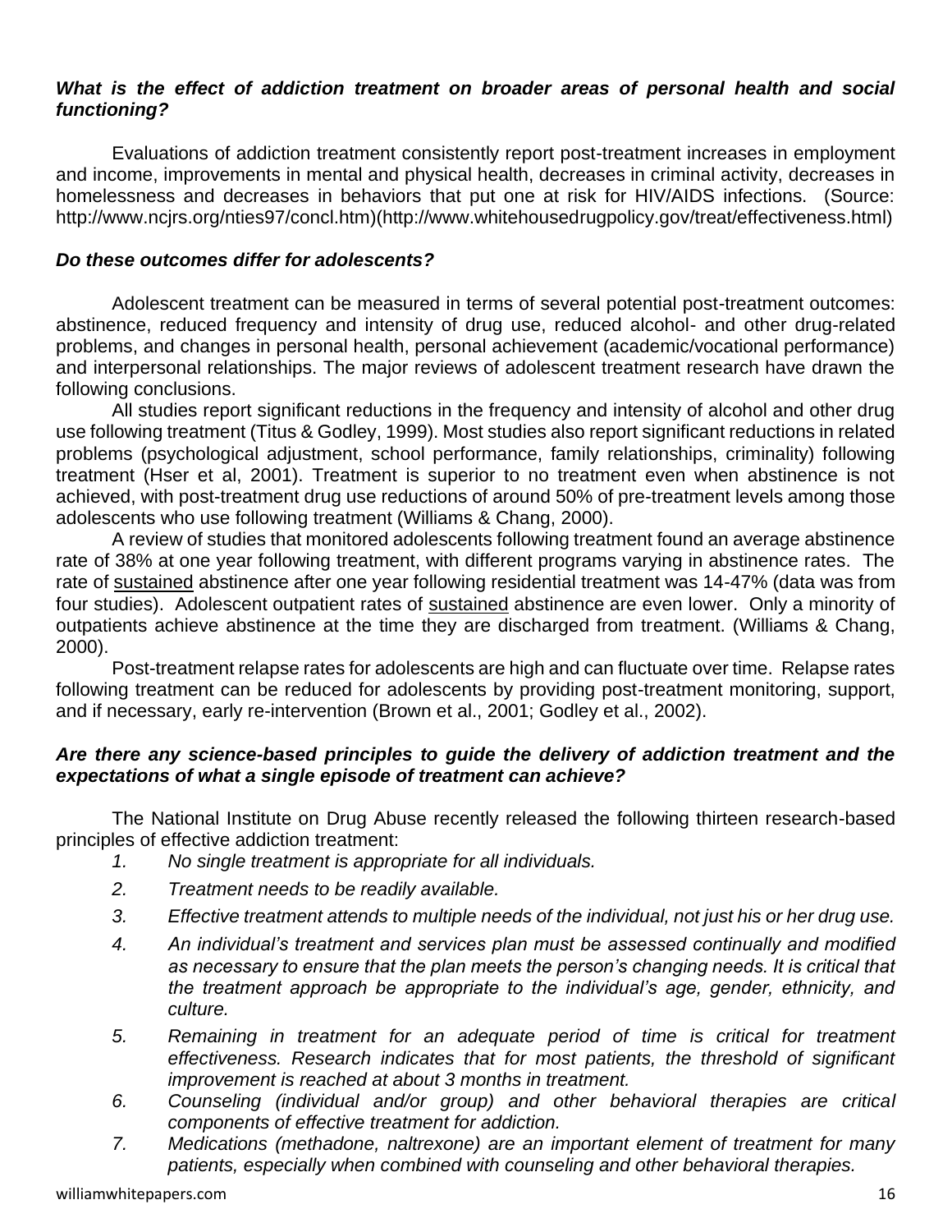***What is the effect of addiction treatment on broader areas of personal health and social functioning?***

Evaluations of addiction treatment consistently report post-treatment increases in employment and income, improvements in mental and physical health, decreases in criminal activity, decreases in homelessness and decreases in behaviors that put one at risk for HIV/AIDS infections. (Source: http://www.ncjrs.org/nties97/concl.htm)(http://www.whitehousedrugpolicy.gov/treat/effectiveness.html)

***Do these outcomes differ for adolescents?***

Adolescent treatment can be measured in terms of several potential post-treatment outcomes: abstinence, reduced frequency and intensity of drug use, reduced alcohol- and other drug-related problems, and changes in personal health, personal achievement (academic/vocational performance) and interpersonal relationships. The major reviews of adolescent treatment research have drawn the following conclusions.

All studies report significant reductions in the frequency and intensity of alcohol and other drug use following treatment (Titus & Godley, 1999). Most studies also report significant reductions in related problems (psychological adjustment, school performance, family relationships, criminality) following treatment (Hser et al, 2001). Treatment is superior to no treatment even when abstinence is not achieved, with post-treatment drug use reductions of around 50% of pre-treatment levels among those adolescents who use following treatment (Williams & Chang, 2000).

A review of studies that monitored adolescents following treatment found an average abstinence rate of 38% at one year following treatment, with different programs varying in abstinence rates. The rate of <u>sustained</u> abstinence after one year following residential treatment was 14-47% (data was from four studies). Adolescent outpatient rates of <u>sustained</u> abstinence are even lower. Only a minority of outpatients achieve abstinence at the time they are discharged from treatment. (Williams & Chang, 2000).

Post-treatment relapse rates for adolescents are high and can fluctuate over time. Relapse rates following treatment can be reduced for adolescents by providing post-treatment monitoring, support, and if necessary, early re-intervention (Brown et al., 2001; Godley et al., 2002).

***Are there any science-based principles to guide the delivery of addiction treatment and the expectations of what a single episode of treatment can achieve?***

The National Institute on Drug Abuse recently released the following thirteen research-based principles of effective addiction treatment:

1. *No single treatment is appropriate for all individuals.*
2. *Treatment needs to be readily available.*
3. *Effective treatment attends to multiple needs of the individual, not just his or her drug use.*
4. *An individual's treatment and services plan must be assessed continually and modified as necessary to ensure that the plan meets the person's changing needs. It is critical that the treatment approach be appropriate to the individual's age, gender, ethnicity, and culture.*
5. *Remaining in treatment for an adequate period of time is critical for treatment effectiveness. Research indicates that for most patients, the threshold of significant improvement is reached at about 3 months in treatment.*
6. *Counseling (individual and/or group) and other behavioral therapies are critical components of effective treatment for addiction.*
7. *Medications (methadone, naltrexone) are an important element of treatment for many patients, especially when combined with counseling and other behavioral therapies.*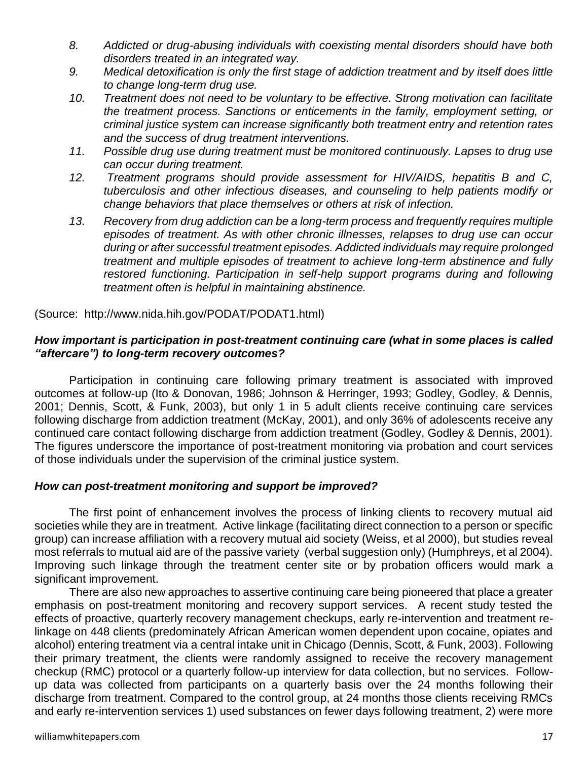8. *Addicted or drug-abusing individuals with coexisting mental disorders should have both disorders treated in an integrated way.*
9. *Medical detoxification is only the first stage of addiction treatment and by itself does little to change long-term drug use.*
10. *Treatment does not need to be voluntary to be effective. Strong motivation can facilitate the treatment process. Sanctions or enticements in the family, employment setting, or criminal justice system can increase significantly both treatment entry and retention rates and the success of drug treatment interventions.*
11. *Possible drug use during treatment must be monitored continuously. Lapses to drug use can occur during treatment.*
12. *Treatment programs should provide assessment for HIV/AIDS, hepatitis B and C, tuberculosis and other infectious diseases, and counseling to help patients modify or change behaviors that place themselves or others at risk of infection.*
13. *Recovery from drug addiction can be a long-term process and frequently requires multiple episodes of treatment. As with other chronic illnesses, relapses to drug use can occur during or after successful treatment episodes. Addicted individuals may require prolonged treatment and multiple episodes of treatment to achieve long-term abstinence and fully restored functioning. Participation in self-help support programs during and following treatment often is helpful in maintaining abstinence.*

(Source: http://www.nida.hih.gov/PODAT/PODAT1.html)

***How important is participation in post-treatment continuing care (what in some places is called "aftercare") to long-term recovery outcomes?***

Participation in continuing care following primary treatment is associated with improved outcomes at follow-up (Ito & Donovan, 1986; Johnson & Herringer, 1993; Godley, Godley, & Dennis, 2001; Dennis, Scott, & Funk, 2003), but only 1 in 5 adult clients receive continuing care services following discharge from addiction treatment (McKay, 2001), and only 36% of adolescents receive any continued care contact following discharge from addiction treatment (Godley, Godley & Dennis, 2001). The figures underscore the importance of post-treatment monitoring via probation and court services of those individuals under the supervision of the criminal justice system.

***How can post-treatment monitoring and support be improved?***

The first point of enhancement involves the process of linking clients to recovery mutual aid societies while they are in treatment. Active linkage (facilitating direct connection to a person or specific group) can increase affiliation with a recovery mutual aid society (Weiss, et al 2000), but studies reveal most referrals to mutual aid are of the passive variety (verbal suggestion only) (Humphreys, et al 2004). Improving such linkage through the treatment center site or by probation officers would mark a significant improvement.

There are also new approaches to assertive continuing care being pioneered that place a greater emphasis on post-treatment monitoring and recovery support services. A recent study tested the effects of proactive, quarterly recovery management checkups, early re-intervention and treatment re-linkage on 448 clients (predominately African American women dependent upon cocaine, opiates and alcohol) entering treatment via a central intake unit in Chicago (Dennis, Scott, & Funk, 2003). Following their primary treatment, the clients were randomly assigned to receive the recovery management checkup (RMC) protocol or a quarterly follow-up interview for data collection, but no services. Follow-up data was collected from participants on a quarterly basis over the 24 months following their discharge from treatment. Compared to the control group, at 24 months those clients receiving RMCs and early re-intervention services 1) used substances on fewer days following treatment, 2) were more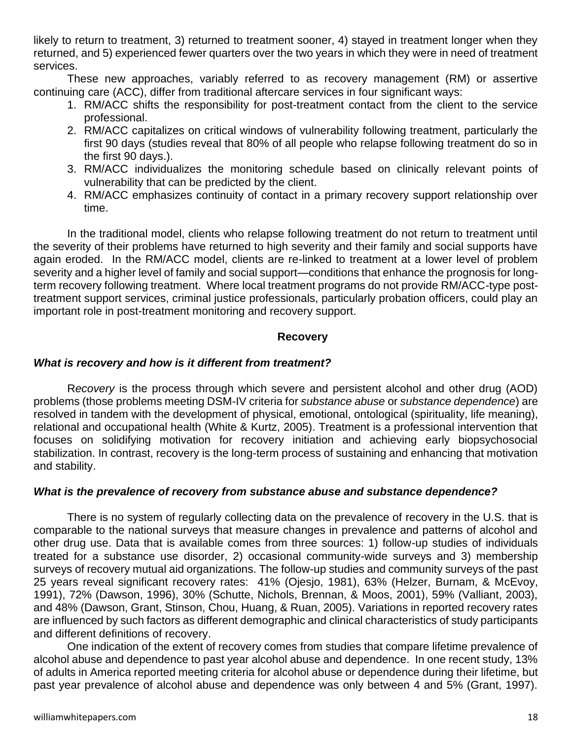likely to return to treatment, 3) returned to treatment sooner, 4) stayed in treatment longer when they returned, and 5) experienced fewer quarters over the two years in which they were in need of treatment services.

These new approaches, variably referred to as recovery management (RM) or assertive continuing care (ACC), differ from traditional aftercare services in four significant ways:

1. RM/ACC shifts the responsibility for post-treatment contact from the client to the service professional.
2. RM/ACC capitalizes on critical windows of vulnerability following treatment, particularly the first 90 days (studies reveal that 80% of all people who relapse following treatment do so in the first 90 days.).
3. RM/ACC individualizes the monitoring schedule based on clinically relevant points of vulnerability that can be predicted by the client.
4. RM/ACC emphasizes continuity of contact in a primary recovery support relationship over time.

In the traditional model, clients who relapse following treatment do not return to treatment until the severity of their problems have returned to high severity and their family and social supports have again eroded. In the RM/ACC model, clients are re-linked to treatment at a lower level of problem severity and a higher level of family and social support—conditions that enhance the prognosis for long-term recovery following treatment. Where local treatment programs do not provide RM/ACC-type post-treatment support services, criminal justice professionals, particularly probation officers, could play an important role in post-treatment monitoring and recovery support.

## Recovery

### *What is recovery and how is it different from treatment?*

R*ecovery* is the process through which severe and persistent alcohol and other drug (AOD) problems (those problems meeting DSM-IV criteria for *substance abuse* or *substance dependence*) are resolved in tandem with the development of physical, emotional, ontological (spirituality, life meaning), relational and occupational health (White & Kurtz, 2005). Treatment is a professional intervention that focuses on solidifying motivation for recovery initiation and achieving early biopsychosocial stabilization. In contrast, recovery is the long-term process of sustaining and enhancing that motivation and stability.

### *What is the prevalence of recovery from substance abuse and substance dependence?*

There is no system of regularly collecting data on the prevalence of recovery in the U.S. that is comparable to the national surveys that measure changes in prevalence and patterns of alcohol and other drug use. Data that is available comes from three sources: 1) follow-up studies of individuals treated for a substance use disorder, 2) occasional community-wide surveys and 3) membership surveys of recovery mutual aid organizations. The follow-up studies and community surveys of the past 25 years reveal significant recovery rates: 41% (Ojesjo, 1981), 63% (Helzer, Burnam, & McEvoy, 1991), 72% (Dawson, 1996), 30% (Schutte, Nichols, Brennan, & Moos, 2001), 59% (Valliant, 2003), and 48% (Dawson, Grant, Stinson, Chou, Huang, & Ruan, 2005). Variations in reported recovery rates are influenced by such factors as different demographic and clinical characteristics of study participants and different definitions of recovery.

One indication of the extent of recovery comes from studies that compare lifetime prevalence of alcohol abuse and dependence to past year alcohol abuse and dependence. In one recent study, 13% of adults in America reported meeting criteria for alcohol abuse or dependence during their lifetime, but past year prevalence of alcohol abuse and dependence was only between 4 and 5% (Grant, 1997).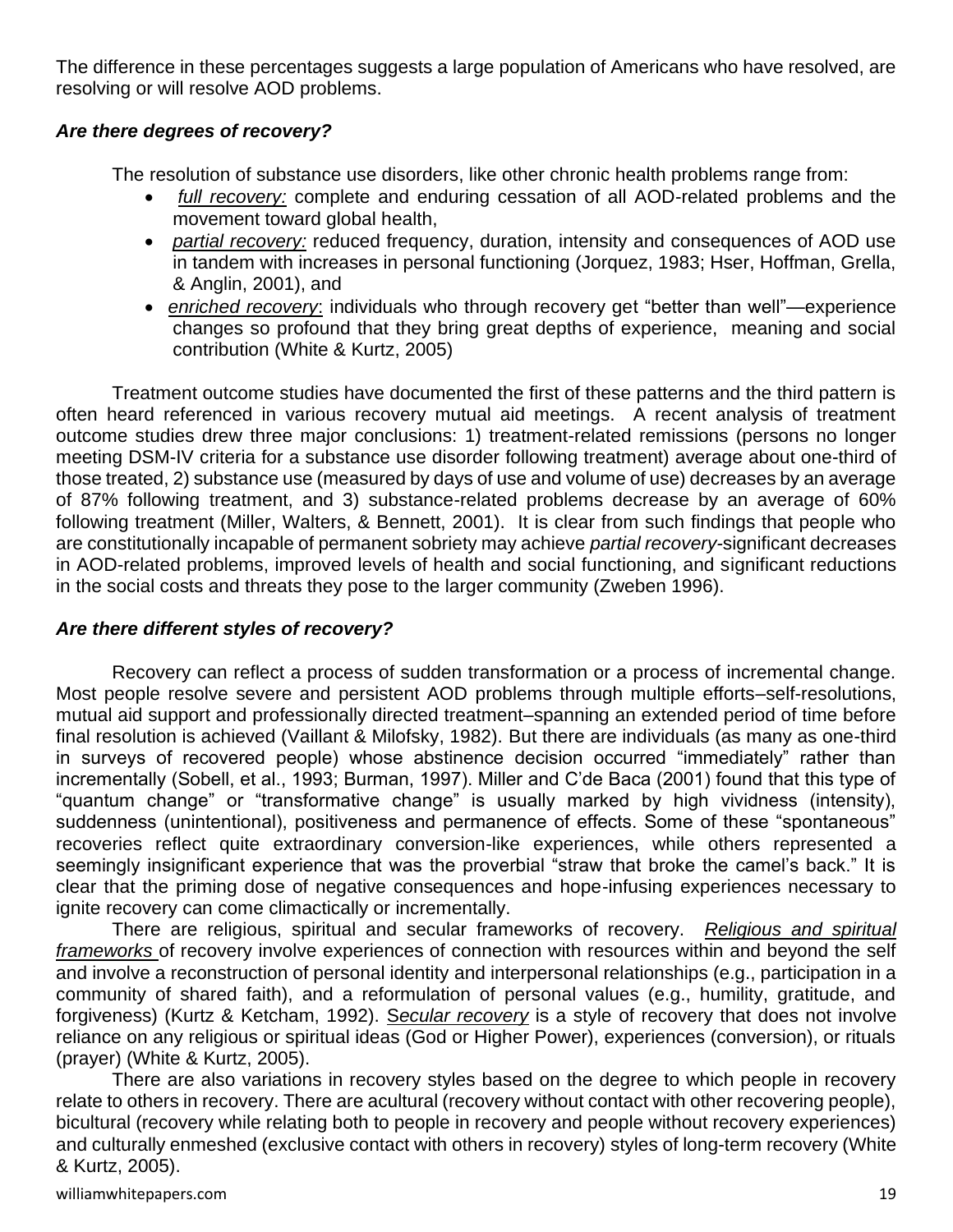The difference in these percentages suggests a large population of Americans who have resolved, are resolving or will resolve AOD problems.

### *Are there degrees of recovery?*

The resolution of substance use disorders, like other chronic health problems range from:

- *full recovery:* complete and enduring cessation of all AOD-related problems and the movement toward global health,
- *partial recovery:* reduced frequency, duration, intensity and consequences of AOD use in tandem with increases in personal functioning (Jorquez, 1983; Hser, Hoffman, Grella, & Anglin, 2001), and
- *enriched recovery*: individuals who through recovery get "better than well"—experience changes so profound that they bring great depths of experience, meaning and social contribution (White & Kurtz, 2005)

Treatment outcome studies have documented the first of these patterns and the third pattern is often heard referenced in various recovery mutual aid meetings. A recent analysis of treatment outcome studies drew three major conclusions: 1) treatment-related remissions (persons no longer meeting DSM-IV criteria for a substance use disorder following treatment) average about one-third of those treated, 2) substance use (measured by days of use and volume of use) decreases by an average of 87% following treatment, and 3) substance-related problems decrease by an average of 60% following treatment (Miller, Walters, & Bennett, 2001). It is clear from such findings that people who are constitutionally incapable of permanent sobriety may achieve *partial recovery*-significant decreases in AOD-related problems, improved levels of health and social functioning, and significant reductions in the social costs and threats they pose to the larger community (Zweben 1996).

### *Are there different styles of recovery?*

Recovery can reflect a process of sudden transformation or a process of incremental change. Most people resolve severe and persistent AOD problems through multiple efforts–self-resolutions, mutual aid support and professionally directed treatment–spanning an extended period of time before final resolution is achieved (Vaillant & Milofsky, 1982). But there are individuals (as many as one-third in surveys of recovered people) whose abstinence decision occurred "immediately" rather than incrementally (Sobell, et al., 1993; Burman, 1997). Miller and C'de Baca (2001) found that this type of "quantum change" or "transformative change" is usually marked by high vividness (intensity), suddenness (unintentional), positiveness and permanence of effects. Some of these "spontaneous" recoveries reflect quite extraordinary conversion-like experiences, while others represented a seemingly insignificant experience that was the proverbial "straw that broke the camel's back." It is clear that the priming dose of negative consequences and hope-infusing experiences necessary to ignite recovery can come climactically or incrementally.

There are religious, spiritual and secular frameworks of recovery. *Religious and spiritual frameworks* of recovery involve experiences of connection with resources within and beyond the self and involve a reconstruction of personal identity and interpersonal relationships (e.g., participation in a community of shared faith), and a reformulation of personal values (e.g., humility, gratitude, and forgiveness) (Kurtz & Ketcham, 1992). *Secular recovery* is a style of recovery that does not involve reliance on any religious or spiritual ideas (God or Higher Power), experiences (conversion), or rituals (prayer) (White & Kurtz, 2005).

There are also variations in recovery styles based on the degree to which people in recovery relate to others in recovery. There are acultural (recovery without contact with other recovering people), bicultural (recovery while relating both to people in recovery and people without recovery experiences) and culturally enmeshed (exclusive contact with others in recovery) styles of long-term recovery (White & Kurtz, 2005).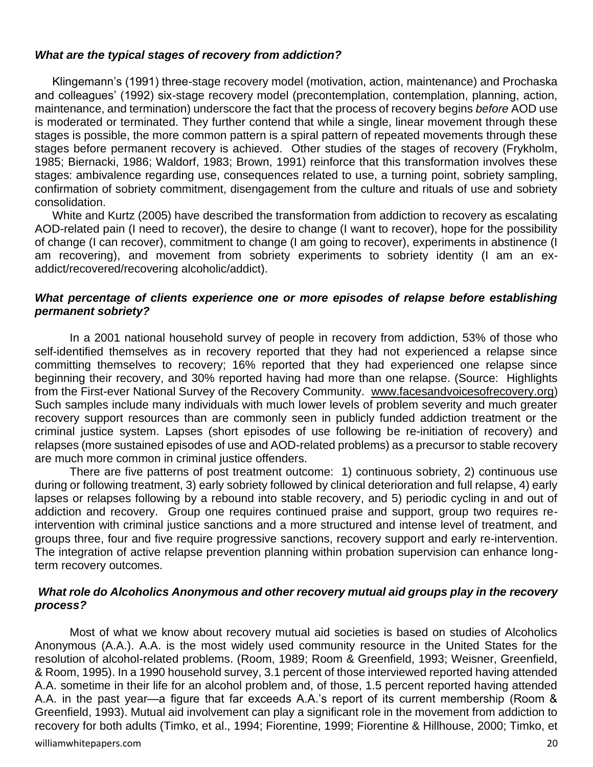***What are the typical stages of recovery from addiction?***

Klingemann's (1991) three-stage recovery model (motivation, action, maintenance) and Prochaska and colleagues' (1992) six-stage recovery model (precontemplation, contemplation, planning, action, maintenance, and termination) underscore the fact that the process of recovery begins *before* AOD use is moderated or terminated. They further contend that while a single, linear movement through these stages is possible, the more common pattern is a spiral pattern of repeated movements through these stages before permanent recovery is achieved. Other studies of the stages of recovery (Frykholm, 1985; Biernacki, 1986; Waldorf, 1983; Brown, 1991) reinforce that this transformation involves these stages: ambivalence regarding use, consequences related to use, a turning point, sobriety sampling, confirmation of sobriety commitment, disengagement from the culture and rituals of use and sobriety consolidation.

White and Kurtz (2005) have described the transformation from addiction to recovery as escalating AOD-related pain (I need to recover), the desire to change (I want to recover), hope for the possibility of change (I can recover), commitment to change (I am going to recover), experiments in abstinence (I am recovering), and movement from sobriety experiments to sobriety identity (I am an ex-addict/recovered/recovering alcoholic/addict).

***What percentage of clients experience one or more episodes of relapse before establishing permanent sobriety?***

In a 2001 national household survey of people in recovery from addiction, 53% of those who self-identified themselves as in recovery reported that they had not experienced a relapse since committing themselves to recovery; 16% reported that they had experienced one relapse since beginning their recovery, and 30% reported having had more than one relapse. (Source: Highlights from the First-ever National Survey of the Recovery Community. www.facesandvoicesofrecovery.org) Such samples include many individuals with much lower levels of problem severity and much greater recovery support resources than are commonly seen in publicly funded addiction treatment or the criminal justice system. Lapses (short episodes of use following be re-initiation of recovery) and relapses (more sustained episodes of use and AOD-related problems) as a precursor to stable recovery are much more common in criminal justice offenders.

There are five patterns of post treatment outcome: 1) continuous sobriety, 2) continuous use during or following treatment, 3) early sobriety followed by clinical deterioration and full relapse, 4) early lapses or relapses following by a rebound into stable recovery, and 5) periodic cycling in and out of addiction and recovery. Group one requires continued praise and support, group two requires re-intervention with criminal justice sanctions and a more structured and intense level of treatment, and groups three, four and five require progressive sanctions, recovery support and early re-intervention. The integration of active relapse prevention planning within probation supervision can enhance long-term recovery outcomes.

***What role do Alcoholics Anonymous and other recovery mutual aid groups play in the recovery process?***

Most of what we know about recovery mutual aid societies is based on studies of Alcoholics Anonymous (A.A.). A.A. is the most widely used community resource in the United States for the resolution of alcohol-related problems. (Room, 1989; Room & Greenfield, 1993; Weisner, Greenfield, & Room, 1995). In a 1990 household survey, 3.1 percent of those interviewed reported having attended A.A. sometime in their life for an alcohol problem and, of those, 1.5 percent reported having attended A.A. in the past year—a figure that far exceeds A.A.'s report of its current membership (Room & Greenfield, 1993). Mutual aid involvement can play a significant role in the movement from addiction to recovery for both adults (Timko, et al., 1994; Fiorentine, 1999; Fiorentine & Hillhouse, 2000; Timko, et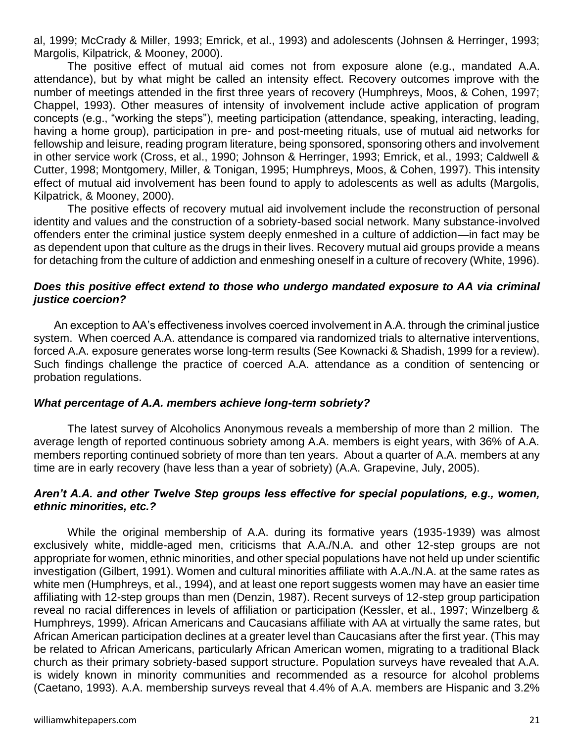al, 1999; McCrady & Miller, 1993; Emrick, et al., 1993) and adolescents (Johnsen & Herringer, 1993; Margolis, Kilpatrick, & Mooney, 2000).

The positive effect of mutual aid comes not from exposure alone (e.g., mandated A.A. attendance), but by what might be called an intensity effect. Recovery outcomes improve with the number of meetings attended in the first three years of recovery (Humphreys, Moos, & Cohen, 1997; Chappel, 1993). Other measures of intensity of involvement include active application of program concepts (e.g., "working the steps"), meeting participation (attendance, speaking, interacting, leading, having a home group), participation in pre- and post-meeting rituals, use of mutual aid networks for fellowship and leisure, reading program literature, being sponsored, sponsoring others and involvement in other service work (Cross, et al., 1990; Johnson & Herringer, 1993; Emrick, et al., 1993; Caldwell & Cutter, 1998; Montgomery, Miller, & Tonigan, 1995; Humphreys, Moos, & Cohen, 1997). This intensity effect of mutual aid involvement has been found to apply to adolescents as well as adults (Margolis, Kilpatrick, & Mooney, 2000).

The positive effects of recovery mutual aid involvement include the reconstruction of personal identity and values and the construction of a sobriety-based social network. Many substance-involved offenders enter the criminal justice system deeply enmeshed in a culture of addiction—in fact may be as dependent upon that culture as the drugs in their lives. Recovery mutual aid groups provide a means for detaching from the culture of addiction and enmeshing oneself in a culture of recovery (White, 1996).

***Does this positive effect extend to those who undergo mandated exposure to AA via criminal justice coercion?***

An exception to AA's effectiveness involves coerced involvement in A.A. through the criminal justice system. When coerced A.A. attendance is compared via randomized trials to alternative interventions, forced A.A. exposure generates worse long-term results (See Kownacki & Shadish, 1999 for a review). Such findings challenge the practice of coerced A.A. attendance as a condition of sentencing or probation regulations.

***What percentage of A.A. members achieve long-term sobriety?***

The latest survey of Alcoholics Anonymous reveals a membership of more than 2 million. The average length of reported continuous sobriety among A.A. members is eight years, with 36% of A.A. members reporting continued sobriety of more than ten years. About a quarter of A.A. members at any time are in early recovery (have less than a year of sobriety) (A.A. Grapevine, July, 2005).

***Aren't A.A. and other Twelve Step groups less effective for special populations, e.g., women, ethnic minorities, etc.?***

While the original membership of A.A. during its formative years (1935-1939) was almost exclusively white, middle-aged men, criticisms that A.A./N.A. and other 12-step groups are not appropriate for women, ethnic minorities, and other special populations have not held up under scientific investigation (Gilbert, 1991). Women and cultural minorities affiliate with A.A./N.A. at the same rates as white men (Humphreys, et al., 1994), and at least one report suggests women may have an easier time affiliating with 12-step groups than men (Denzin, 1987). Recent surveys of 12-step group participation reveal no racial differences in levels of affiliation or participation (Kessler, et al., 1997; Winzelberg & Humphreys, 1999). African Americans and Caucasians affiliate with AA at virtually the same rates, but African American participation declines at a greater level than Caucasians after the first year. (This may be related to African Americans, particularly African American women, migrating to a traditional Black church as their primary sobriety-based support structure. Population surveys have revealed that A.A. is widely known in minority communities and recommended as a resource for alcohol problems (Caetano, 1993). A.A. membership surveys reveal that 4.4% of A.A. members are Hispanic and 3.2%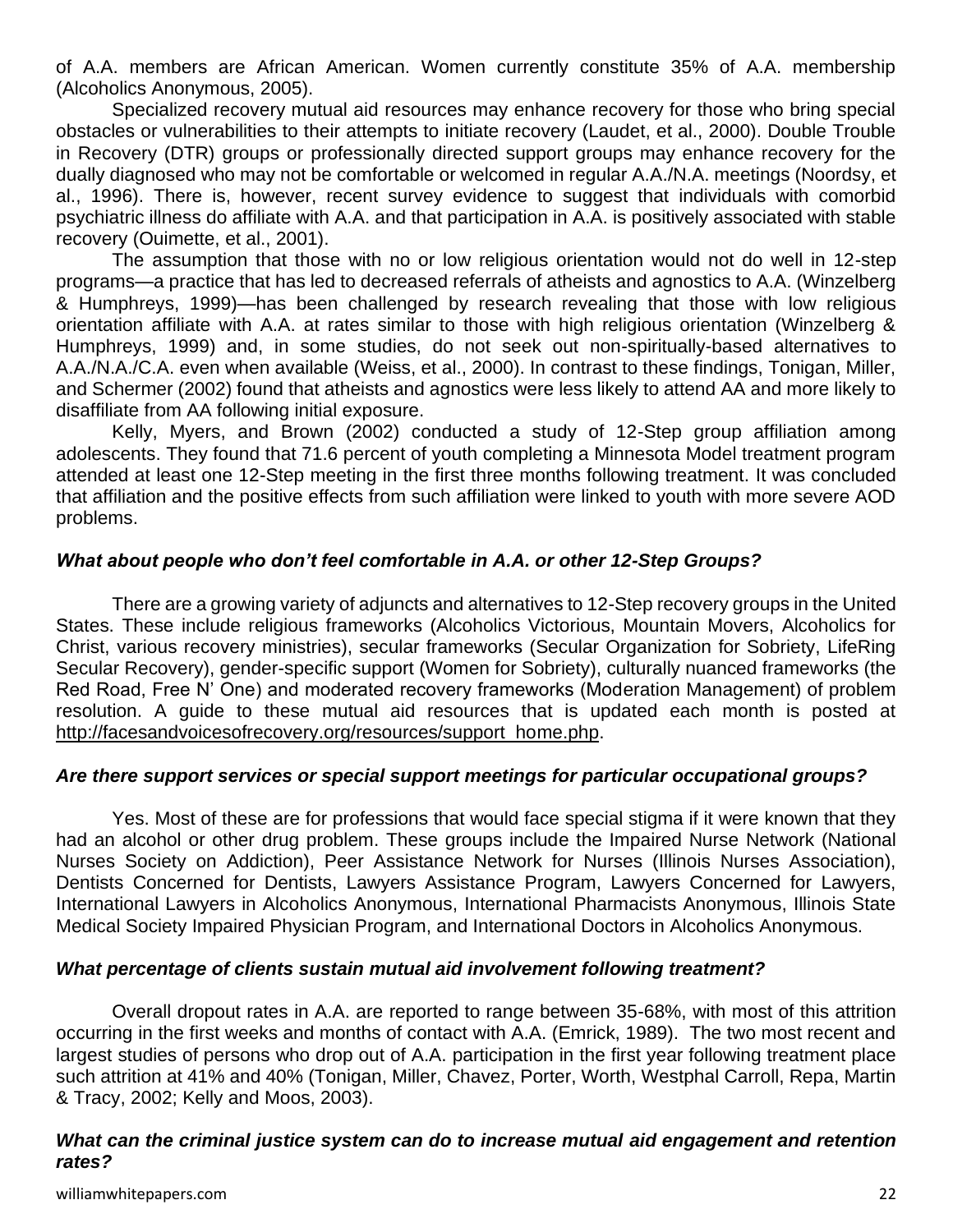of A.A. members are African American. Women currently constitute 35% of A.A. membership (Alcoholics Anonymous, 2005).

Specialized recovery mutual aid resources may enhance recovery for those who bring special obstacles or vulnerabilities to their attempts to initiate recovery (Laudet, et al., 2000). Double Trouble in Recovery (DTR) groups or professionally directed support groups may enhance recovery for the dually diagnosed who may not be comfortable or welcomed in regular A.A./N.A. meetings (Noordsy, et al., 1996). There is, however, recent survey evidence to suggest that individuals with comorbid psychiatric illness do affiliate with A.A. and that participation in A.A. is positively associated with stable recovery (Ouimette, et al., 2001).

The assumption that those with no or low religious orientation would not do well in 12-step programs—a practice that has led to decreased referrals of atheists and agnostics to A.A. (Winzelberg & Humphreys, 1999)—has been challenged by research revealing that those with low religious orientation affiliate with A.A. at rates similar to those with high religious orientation (Winzelberg & Humphreys, 1999) and, in some studies, do not seek out non-spiritually-based alternatives to A.A./N.A./C.A. even when available (Weiss, et al., 2000). In contrast to these findings, Tonigan, Miller, and Schermer (2002) found that atheists and agnostics were less likely to attend AA and more likely to disaffiliate from AA following initial exposure.

Kelly, Myers, and Brown (2002) conducted a study of 12-Step group affiliation among adolescents. They found that 71.6 percent of youth completing a Minnesota Model treatment program attended at least one 12-Step meeting in the first three months following treatment. It was concluded that affiliation and the positive effects from such affiliation were linked to youth with more severe AOD problems.

***What about people who don't feel comfortable in A.A. or other 12-Step Groups?***

There are a growing variety of adjuncts and alternatives to 12-Step recovery groups in the United States. These include religious frameworks (Alcoholics Victorious, Mountain Movers, Alcoholics for Christ, various recovery ministries), secular frameworks (Secular Organization for Sobriety, LifeRing Secular Recovery), gender-specific support (Women for Sobriety), culturally nuanced frameworks (the Red Road, Free N' One) and moderated recovery frameworks (Moderation Management) of problem resolution. A guide to these mutual aid resources that is updated each month is posted at http://facesandvoicesofrecovery.org/resources/support_home.php.

***Are there support services or special support meetings for particular occupational groups?***

Yes. Most of these are for professions that would face special stigma if it were known that they had an alcohol or other drug problem. These groups include the Impaired Nurse Network (National Nurses Society on Addiction), Peer Assistance Network for Nurses (Illinois Nurses Association), Dentists Concerned for Dentists, Lawyers Assistance Program, Lawyers Concerned for Lawyers, International Lawyers in Alcoholics Anonymous, International Pharmacists Anonymous, Illinois State Medical Society Impaired Physician Program, and International Doctors in Alcoholics Anonymous.

***What percentage of clients sustain mutual aid involvement following treatment?***

Overall dropout rates in A.A. are reported to range between 35-68%, with most of this attrition occurring in the first weeks and months of contact with A.A. (Emrick, 1989). The two most recent and largest studies of persons who drop out of A.A. participation in the first year following treatment place such attrition at 41% and 40% (Tonigan, Miller, Chavez, Porter, Worth, Westphal Carroll, Repa, Martin & Tracy, 2002; Kelly and Moos, 2003).

***What can the criminal justice system can do to increase mutual aid engagement and retention rates?***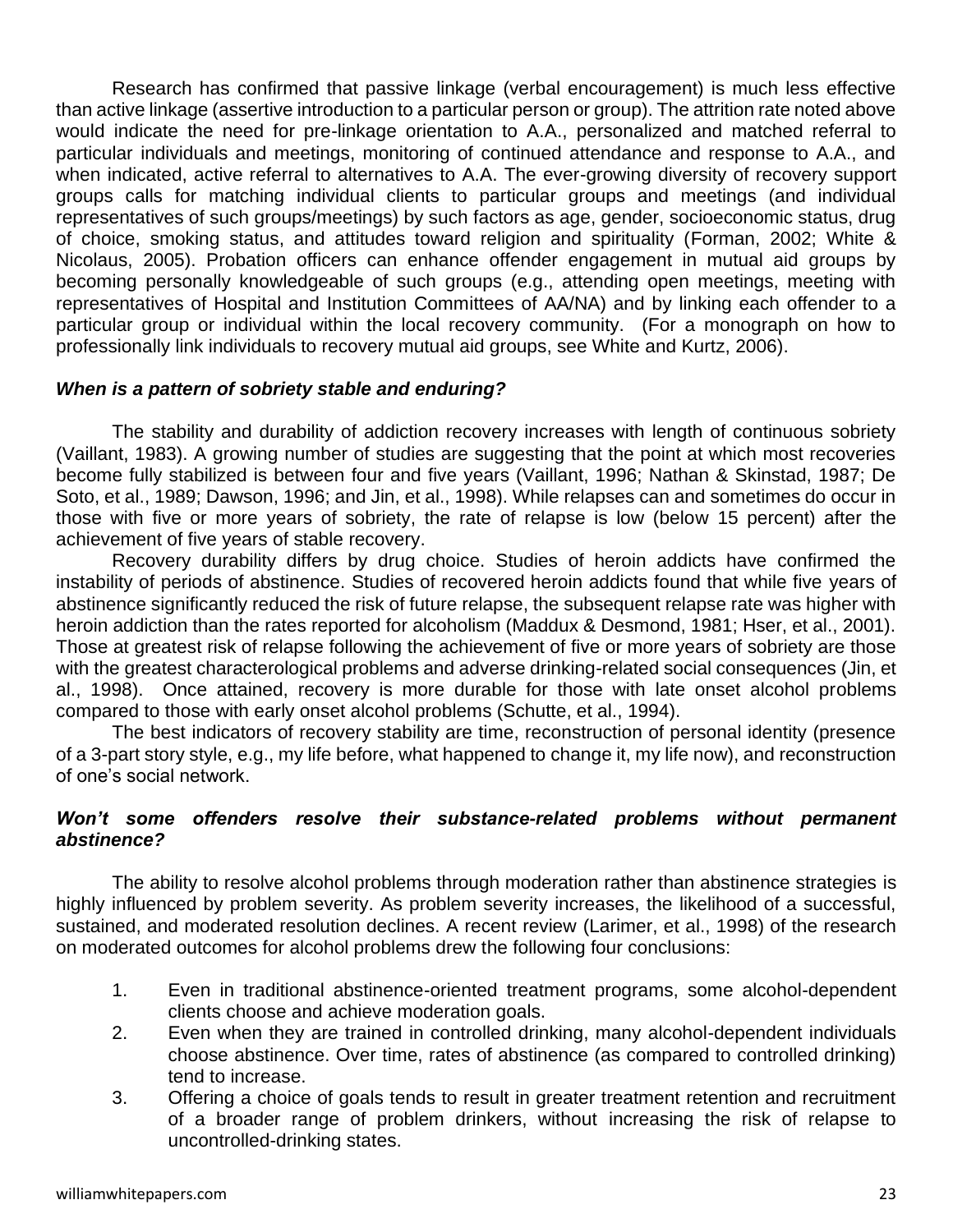Research has confirmed that passive linkage (verbal encouragement) is much less effective than active linkage (assertive introduction to a particular person or group). The attrition rate noted above would indicate the need for pre-linkage orientation to A.A., personalized and matched referral to particular individuals and meetings, monitoring of continued attendance and response to A.A., and when indicated, active referral to alternatives to A.A. The ever-growing diversity of recovery support groups calls for matching individual clients to particular groups and meetings (and individual representatives of such groups/meetings) by such factors as age, gender, socioeconomic status, drug of choice, smoking status, and attitudes toward religion and spirituality (Forman, 2002; White & Nicolaus, 2005). Probation officers can enhance offender engagement in mutual aid groups by becoming personally knowledgeable of such groups (e.g., attending open meetings, meeting with representatives of Hospital and Institution Committees of AA/NA) and by linking each offender to a particular group or individual within the local recovery community. (For a monograph on how to professionally link individuals to recovery mutual aid groups, see White and Kurtz, 2006).

### *When is a pattern of sobriety stable and enduring?*

The stability and durability of addiction recovery increases with length of continuous sobriety (Vaillant, 1983). A growing number of studies are suggesting that the point at which most recoveries become fully stabilized is between four and five years (Vaillant, 1996; Nathan & Skinstad, 1987; De Soto, et al., 1989; Dawson, 1996; and Jin, et al., 1998). While relapses can and sometimes do occur in those with five or more years of sobriety, the rate of relapse is low (below 15 percent) after the achievement of five years of stable recovery.

Recovery durability differs by drug choice. Studies of heroin addicts have confirmed the instability of periods of abstinence. Studies of recovered heroin addicts found that while five years of abstinence significantly reduced the risk of future relapse, the subsequent relapse rate was higher with heroin addiction than the rates reported for alcoholism (Maddux & Desmond, 1981; Hser, et al., 2001). Those at greatest risk of relapse following the achievement of five or more years of sobriety are those with the greatest characterological problems and adverse drinking-related social consequences (Jin, et al., 1998). Once attained, recovery is more durable for those with late onset alcohol problems compared to those with early onset alcohol problems (Schutte, et al., 1994).

The best indicators of recovery stability are time, reconstruction of personal identity (presence of a 3-part story style, e.g., my life before, what happened to change it, my life now), and reconstruction of one's social network.

### *Won't some offenders resolve their substance-related problems without permanent abstinence?*

The ability to resolve alcohol problems through moderation rather than abstinence strategies is highly influenced by problem severity. As problem severity increases, the likelihood of a successful, sustained, and moderated resolution declines. A recent review (Larimer, et al., 1998) of the research on moderated outcomes for alcohol problems drew the following four conclusions:

1. Even in traditional abstinence-oriented treatment programs, some alcohol-dependent clients choose and achieve moderation goals.
2. Even when they are trained in controlled drinking, many alcohol-dependent individuals choose abstinence. Over time, rates of abstinence (as compared to controlled drinking) tend to increase.
3. Offering a choice of goals tends to result in greater treatment retention and recruitment of a broader range of problem drinkers, without increasing the risk of relapse to uncontrolled-drinking states.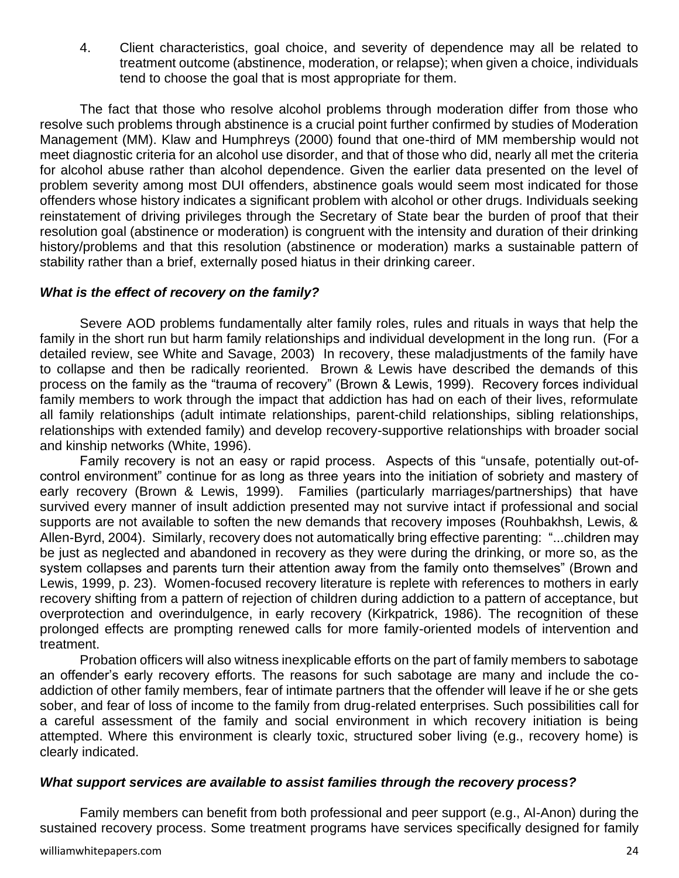4. Client characteristics, goal choice, and severity of dependence may all be related to treatment outcome (abstinence, moderation, or relapse); when given a choice, individuals tend to choose the goal that is most appropriate for them.

The fact that those who resolve alcohol problems through moderation differ from those who resolve such problems through abstinence is a crucial point further confirmed by studies of Moderation Management (MM). Klaw and Humphreys (2000) found that one-third of MM membership would not meet diagnostic criteria for an alcohol use disorder, and that of those who did, nearly all met the criteria for alcohol abuse rather than alcohol dependence. Given the earlier data presented on the level of problem severity among most DUI offenders, abstinence goals would seem most indicated for those offenders whose history indicates a significant problem with alcohol or other drugs. Individuals seeking reinstatement of driving privileges through the Secretary of State bear the burden of proof that their resolution goal (abstinence or moderation) is congruent with the intensity and duration of their drinking history/problems and that this resolution (abstinence or moderation) marks a sustainable pattern of stability rather than a brief, externally posed hiatus in their drinking career.

### *What is the effect of recovery on the family?*

Severe AOD problems fundamentally alter family roles, rules and rituals in ways that help the family in the short run but harm family relationships and individual development in the long run. (For a detailed review, see White and Savage, 2003) In recovery, these maladjustments of the family have to collapse and then be radically reoriented. Brown & Lewis have described the demands of this process on the family as the "trauma of recovery" (Brown & Lewis, 1999). Recovery forces individual family members to work through the impact that addiction has had on each of their lives, reformulate all family relationships (adult intimate relationships, parent-child relationships, sibling relationships, relationships with extended family) and develop recovery-supportive relationships with broader social and kinship networks (White, 1996).

Family recovery is not an easy or rapid process. Aspects of this "unsafe, potentially out-of-control environment" continue for as long as three years into the initiation of sobriety and mastery of early recovery (Brown & Lewis, 1999). Families (particularly marriages/partnerships) that have survived every manner of insult addiction presented may not survive intact if professional and social supports are not available to soften the new demands that recovery imposes (Rouhbakhsh, Lewis, & Allen-Byrd, 2004). Similarly, recovery does not automatically bring effective parenting: "...children may be just as neglected and abandoned in recovery as they were during the drinking, or more so, as the system collapses and parents turn their attention away from the family onto themselves" (Brown and Lewis, 1999, p. 23). Women-focused recovery literature is replete with references to mothers in early recovery shifting from a pattern of rejection of children during addiction to a pattern of acceptance, but overprotection and overindulgence, in early recovery (Kirkpatrick, 1986). The recognition of these prolonged effects are prompting renewed calls for more family-oriented models of intervention and treatment.

Probation officers will also witness inexplicable efforts on the part of family members to sabotage an offender's early recovery efforts. The reasons for such sabotage are many and include the co-addiction of other family members, fear of intimate partners that the offender will leave if he or she gets sober, and fear of loss of income to the family from drug-related enterprises. Such possibilities call for a careful assessment of the family and social environment in which recovery initiation is being attempted. Where this environment is clearly toxic, structured sober living (e.g., recovery home) is clearly indicated.

### *What support services are available to assist families through the recovery process?*

Family members can benefit from both professional and peer support (e.g., Al-Anon) during the sustained recovery process. Some treatment programs have services specifically designed for family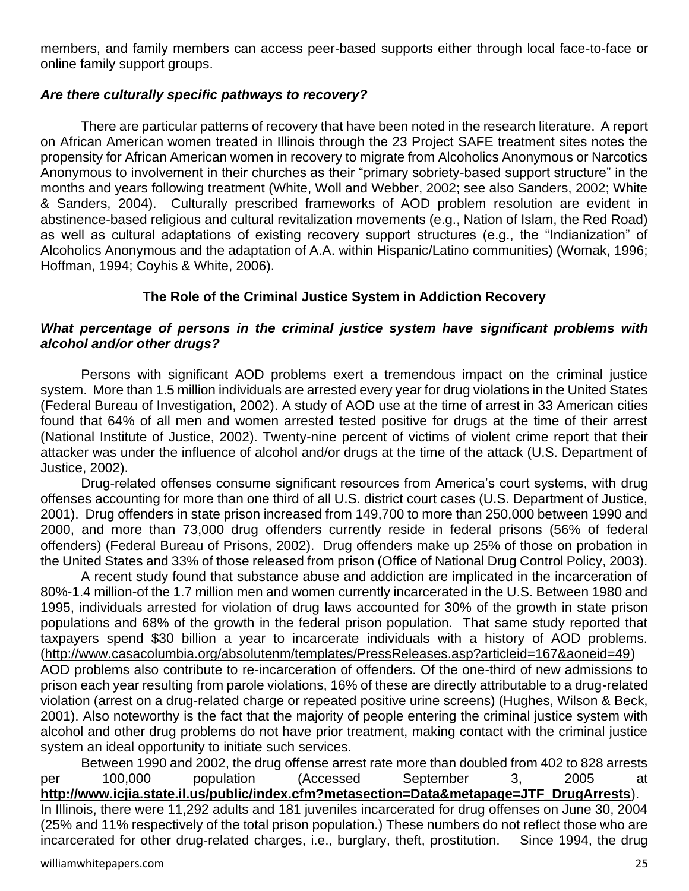members, and family members can access peer-based supports either through local face-to-face or online family support groups.

***Are there culturally specific pathways to recovery?***

There are particular patterns of recovery that have been noted in the research literature. A report on African American women treated in Illinois through the 23 Project SAFE treatment sites notes the propensity for African American women in recovery to migrate from Alcoholics Anonymous or Narcotics Anonymous to involvement in their churches as their "primary sobriety-based support structure" in the months and years following treatment (White, Woll and Webber, 2002; see also Sanders, 2002; White & Sanders, 2004). Culturally prescribed frameworks of AOD problem resolution are evident in abstinence-based religious and cultural revitalization movements (e.g., Nation of Islam, the Red Road) as well as cultural adaptations of existing recovery support structures (e.g., the "Indianization" of Alcoholics Anonymous and the adaptation of A.A. within Hispanic/Latino communities) (Womak, 1996; Hoffman, 1994; Coyhis & White, 2006).

## The Role of the Criminal Justice System in Addiction Recovery

***What percentage of persons in the criminal justice system have significant problems with alcohol and/or other drugs?***

Persons with significant AOD problems exert a tremendous impact on the criminal justice system. More than 1.5 million individuals are arrested every year for drug violations in the United States (Federal Bureau of Investigation, 2002). A study of AOD use at the time of arrest in 33 American cities found that 64% of all men and women arrested tested positive for drugs at the time of their arrest (National Institute of Justice, 2002). Twenty-nine percent of victims of violent crime report that their attacker was under the influence of alcohol and/or drugs at the time of the attack (U.S. Department of Justice, 2002).

Drug-related offenses consume significant resources from America's court systems, with drug offenses accounting for more than one third of all U.S. district court cases (U.S. Department of Justice, 2001). Drug offenders in state prison increased from 149,700 to more than 250,000 between 1990 and 2000, and more than 73,000 drug offenders currently reside in federal prisons (56% of federal offenders) (Federal Bureau of Prisons, 2002). Drug offenders make up 25% of those on probation in the United States and 33% of those released from prison (Office of National Drug Control Policy, 2003).

A recent study found that substance abuse and addiction are implicated in the incarceration of 80%-1.4 million-of the 1.7 million men and women currently incarcerated in the U.S. Between 1980 and 1995, individuals arrested for violation of drug laws accounted for 30% of the growth in state prison populations and 68% of the growth in the federal prison population. That same study reported that taxpayers spend $30 billion a year to incarcerate individuals with a history of AOD problems. (http://www.casacolumbia.org/absolutenm/templates/PressReleases.asp?articleid=167&aoneid=49) AOD problems also contribute to re-incarceration of offenders. Of the one-third of new admissions to prison each year resulting from parole violations, 16% of these are directly attributable to a drug-related violation (arrest on a drug-related charge or repeated positive urine screens) (Hughes, Wilson & Beck, 2001). Also noteworthy is the fact that the majority of people entering the criminal justice system with alcohol and other drug problems do not have prior treatment, making contact with the criminal justice system an ideal opportunity to initiate such services.

Between 1990 and 2002, the drug offense arrest rate more than doubled from 402 to 828 arrests per 100,000 population (Accessed September 3, 2005 at **http://www.icjia.state.il.us/public/index.cfm?metasection=Data&metapage=JTF_DrugArrests**). In Illinois, there were 11,292 adults and 181 juveniles incarcerated for drug offenses on June 30, 2004 (25% and 11% respectively of the total prison population.) These numbers do not reflect those who are incarcerated for other drug-related charges, i.e., burglary, theft, prostitution. Since 1994, the drug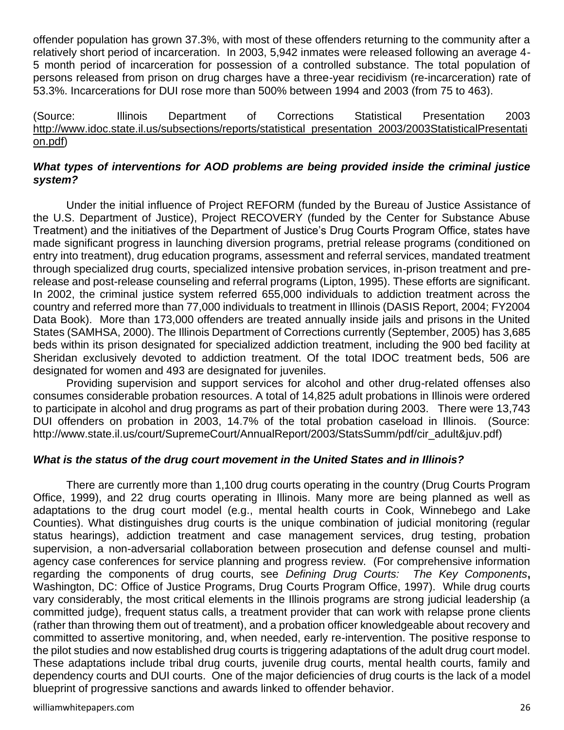offender population has grown 37.3%, with most of these offenders returning to the community after a relatively short period of incarceration. In 2003, 5,942 inmates were released following an average 4-5 month period of incarceration for possession of a controlled substance. The total population of persons released from prison on drug charges have a three-year recidivism (re-incarceration) rate of 53.3%. Incarcerations for DUI rose more than 500% between 1994 and 2003 (from 75 to 463).

(Source: Illinois Department of Corrections Statistical Presentation 2003 http://www.idoc.state.il.us/subsections/reports/statistical_presentation_2003/2003StatisticalPresentation.pdf)

***What types of interventions for AOD problems are being provided inside the criminal justice system?***

Under the initial influence of Project REFORM (funded by the Bureau of Justice Assistance of the U.S. Department of Justice), Project RECOVERY (funded by the Center for Substance Abuse Treatment) and the initiatives of the Department of Justice's Drug Courts Program Office, states have made significant progress in launching diversion programs, pretrial release programs (conditioned on entry into treatment), drug education programs, assessment and referral services, mandated treatment through specialized drug courts, specialized intensive probation services, in-prison treatment and pre-release and post-release counseling and referral programs (Lipton, 1995). These efforts are significant. In 2002, the criminal justice system referred 655,000 individuals to addiction treatment across the country and referred more than 77,000 individuals to treatment in Illinois (DASIS Report, 2004; FY2004 Data Book). More than 173,000 offenders are treated annually inside jails and prisons in the United States (SAMHSA, 2000). The Illinois Department of Corrections currently (September, 2005) has 3,685 beds within its prison designated for specialized addiction treatment, including the 900 bed facility at Sheridan exclusively devoted to addiction treatment. Of the total IDOC treatment beds, 506 are designated for women and 493 are designated for juveniles.

Providing supervision and support services for alcohol and other drug-related offenses also consumes considerable probation resources. A total of 14,825 adult probations in Illinois were ordered to participate in alcohol and drug programs as part of their probation during 2003. There were 13,743 DUI offenders on probation in 2003, 14.7% of the total probation caseload in Illinois. (Source: http://www.state.il.us/court/SupremeCourt/AnnualReport/2003/StatsSumm/pdf/cir_adult&juv.pdf)

***What is the status of the drug court movement in the United States and in Illinois?***

There are currently more than 1,100 drug courts operating in the country (Drug Courts Program Office, 1999), and 22 drug courts operating in Illinois. Many more are being planned as well as adaptations to the drug court model (e.g., mental health courts in Cook, Winnebego and Lake Counties). What distinguishes drug courts is the unique combination of judicial monitoring (regular status hearings), addiction treatment and case management services, drug testing, probation supervision, a non-adversarial collaboration between prosecution and defense counsel and multi-agency case conferences for service planning and progress review. (For comprehensive information regarding the components of drug courts, see *Defining Drug Courts: The Key Components***,** Washington, DC: Office of Justice Programs, Drug Courts Program Office, 1997). While drug courts vary considerably, the most critical elements in the Illinois programs are strong judicial leadership (a committed judge), frequent status calls, a treatment provider that can work with relapse prone clients (rather than throwing them out of treatment), and a probation officer knowledgeable about recovery and committed to assertive monitoring, and, when needed, early re-intervention. The positive response to the pilot studies and now established drug courts is triggering adaptations of the adult drug court model. These adaptations include tribal drug courts, juvenile drug courts, mental health courts, family and dependency courts and DUI courts. One of the major deficiencies of drug courts is the lack of a model blueprint of progressive sanctions and awards linked to offender behavior.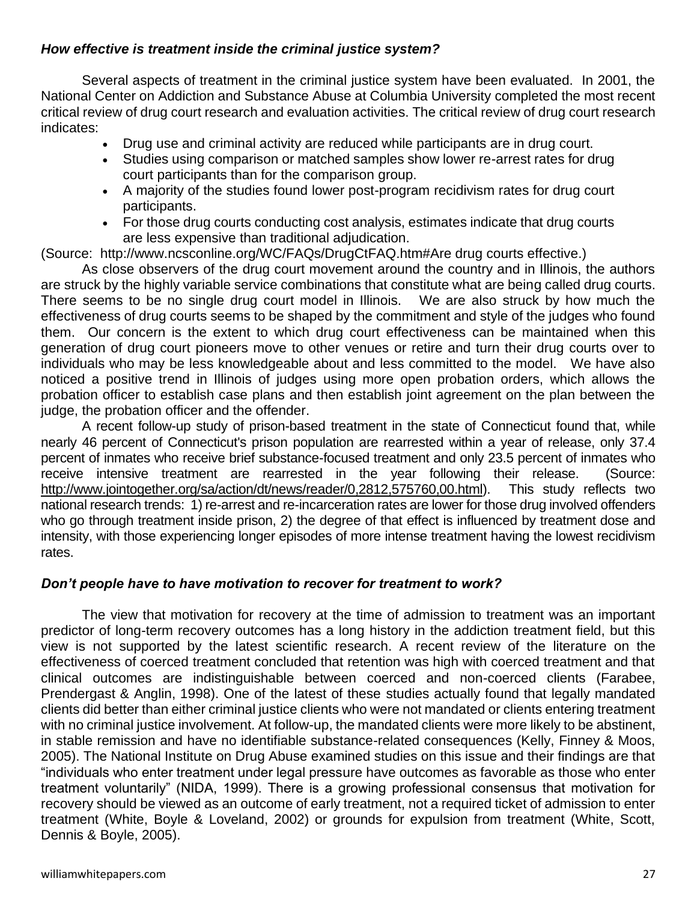### *How effective is treatment inside the criminal justice system?*

Several aspects of treatment in the criminal justice system have been evaluated. In 2001, the National Center on Addiction and Substance Abuse at Columbia University completed the most recent critical review of drug court research and evaluation activities. The critical review of drug court research indicates:

- Drug use and criminal activity are reduced while participants are in drug court.
- Studies using comparison or matched samples show lower re-arrest rates for drug court participants than for the comparison group.
- A majority of the studies found lower post-program recidivism rates for drug court participants.
- For those drug courts conducting cost analysis, estimates indicate that drug courts are less expensive than traditional adjudication.

(Source: http://www.ncsconline.org/WC/FAQs/DrugCtFAQ.htm#Are drug courts effective.)

As close observers of the drug court movement around the country and in Illinois, the authors are struck by the highly variable service combinations that constitute what are being called drug courts. There seems to be no single drug court model in Illinois. We are also struck by how much the effectiveness of drug courts seems to be shaped by the commitment and style of the judges who found them. Our concern is the extent to which drug court effectiveness can be maintained when this generation of drug court pioneers move to other venues or retire and turn their drug courts over to individuals who may be less knowledgeable about and less committed to the model. We have also noticed a positive trend in Illinois of judges using more open probation orders, which allows the probation officer to establish case plans and then establish joint agreement on the plan between the judge, the probation officer and the offender.

A recent follow-up study of prison-based treatment in the state of Connecticut found that, while nearly 46 percent of Connecticut's prison population are rearrested within a year of release, only 37.4 percent of inmates who receive brief substance-focused treatment and only 23.5 percent of inmates who receive intensive treatment are rearrested in the year following their release. (Source: http://www.jointogether.org/sa/action/dt/news/reader/0,2812,575760,00.html). This study reflects two national research trends: 1) re-arrest and re-incarceration rates are lower for those drug involved offenders who go through treatment inside prison, 2) the degree of that effect is influenced by treatment dose and intensity, with those experiencing longer episodes of more intense treatment having the lowest recidivism rates.

### *Don't people have to have motivation to recover for treatment to work?*

The view that motivation for recovery at the time of admission to treatment was an important predictor of long-term recovery outcomes has a long history in the addiction treatment field, but this view is not supported by the latest scientific research. A recent review of the literature on the effectiveness of coerced treatment concluded that retention was high with coerced treatment and that clinical outcomes are indistinguishable between coerced and non-coerced clients (Farabee, Prendergast & Anglin, 1998). One of the latest of these studies actually found that legally mandated clients did better than either criminal justice clients who were not mandated or clients entering treatment with no criminal justice involvement. At follow-up, the mandated clients were more likely to be abstinent, in stable remission and have no identifiable substance-related consequences (Kelly, Finney & Moos, 2005). The National Institute on Drug Abuse examined studies on this issue and their findings are that "individuals who enter treatment under legal pressure have outcomes as favorable as those who enter treatment voluntarily" (NIDA, 1999). There is a growing professional consensus that motivation for recovery should be viewed as an outcome of early treatment, not a required ticket of admission to enter treatment (White, Boyle & Loveland, 2002) or grounds for expulsion from treatment (White, Scott, Dennis & Boyle, 2005).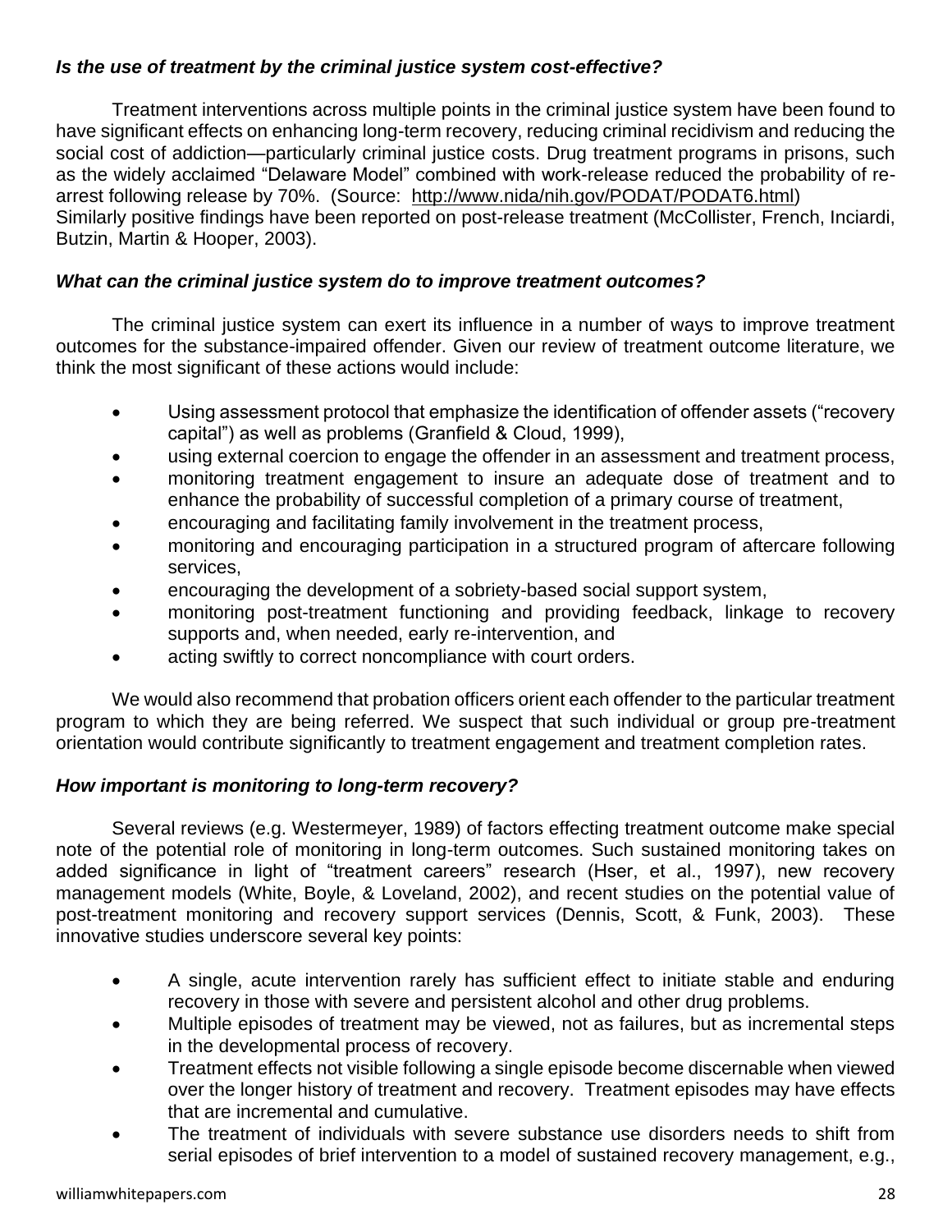***Is the use of treatment by the criminal justice system cost-effective?***

Treatment interventions across multiple points in the criminal justice system have been found to have significant effects on enhancing long-term recovery, reducing criminal recidivism and reducing the social cost of addiction—particularly criminal justice costs. Drug treatment programs in prisons, such as the widely acclaimed "Delaware Model" combined with work-release reduced the probability of re-arrest following release by 70%. (Source: http://www.nida/nih.gov/PODAT/PODAT6.html) Similarly positive findings have been reported on post-release treatment (McCollister, French, Inciardi, Butzin, Martin & Hooper, 2003).

***What can the criminal justice system do to improve treatment outcomes?***

The criminal justice system can exert its influence in a number of ways to improve treatment outcomes for the substance-impaired offender. Given our review of treatment outcome literature, we think the most significant of these actions would include:

- Using assessment protocol that emphasize the identification of offender assets ("recovery capital") as well as problems (Granfield & Cloud, 1999),
- using external coercion to engage the offender in an assessment and treatment process,
- monitoring treatment engagement to insure an adequate dose of treatment and to enhance the probability of successful completion of a primary course of treatment,
- encouraging and facilitating family involvement in the treatment process,
- monitoring and encouraging participation in a structured program of aftercare following services,
- encouraging the development of a sobriety-based social support system,
- monitoring post-treatment functioning and providing feedback, linkage to recovery supports and, when needed, early re-intervention, and
- acting swiftly to correct noncompliance with court orders.

We would also recommend that probation officers orient each offender to the particular treatment program to which they are being referred. We suspect that such individual or group pre-treatment orientation would contribute significantly to treatment engagement and treatment completion rates.

***How important is monitoring to long-term recovery?***

Several reviews (e.g. Westermeyer, 1989) of factors effecting treatment outcome make special note of the potential role of monitoring in long-term outcomes. Such sustained monitoring takes on added significance in light of "treatment careers" research (Hser, et al., 1997), new recovery management models (White, Boyle, & Loveland, 2002), and recent studies on the potential value of post-treatment monitoring and recovery support services (Dennis, Scott, & Funk, 2003). These innovative studies underscore several key points:

- A single, acute intervention rarely has sufficient effect to initiate stable and enduring recovery in those with severe and persistent alcohol and other drug problems.
- Multiple episodes of treatment may be viewed, not as failures, but as incremental steps in the developmental process of recovery.
- Treatment effects not visible following a single episode become discernable when viewed over the longer history of treatment and recovery. Treatment episodes may have effects that are incremental and cumulative.
- The treatment of individuals with severe substance use disorders needs to shift from serial episodes of brief intervention to a model of sustained recovery management, e.g.,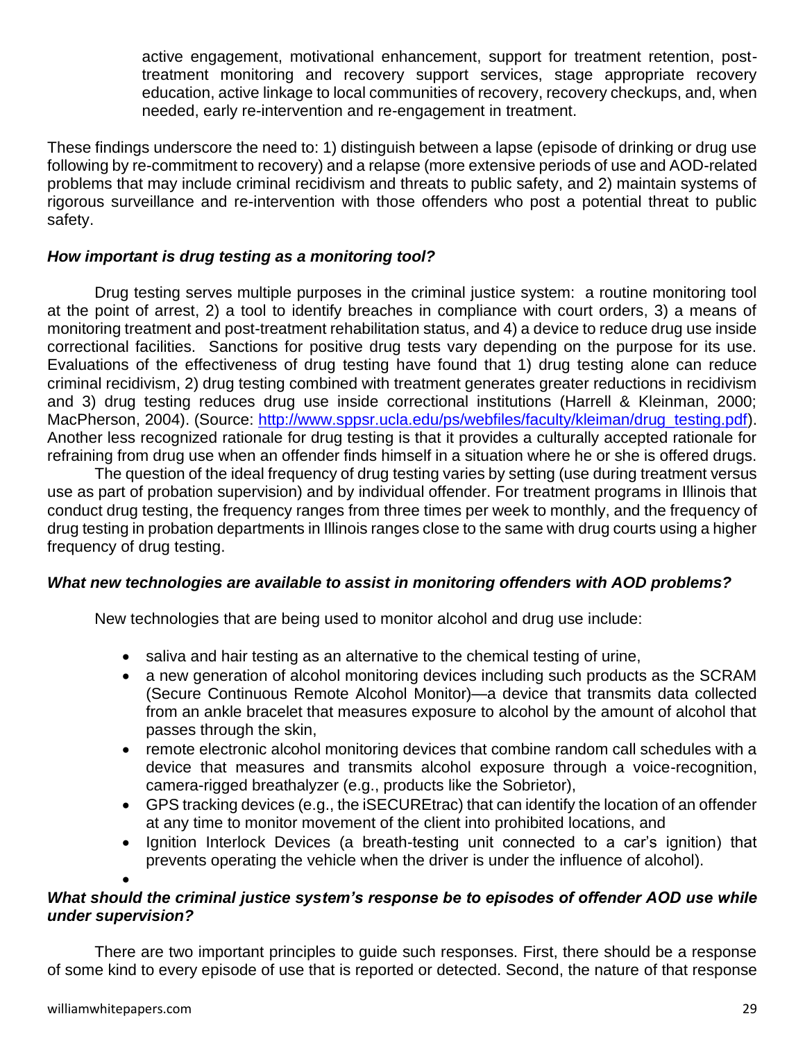active engagement, motivational enhancement, support for treatment retention, post-treatment monitoring and recovery support services, stage appropriate recovery education, active linkage to local communities of recovery, recovery checkups, and, when needed, early re-intervention and re-engagement in treatment.

These findings underscore the need to: 1) distinguish between a lapse (episode of drinking or drug use following by re-commitment to recovery) and a relapse (more extensive periods of use and AOD-related problems that may include criminal recidivism and threats to public safety, and 2) maintain systems of rigorous surveillance and re-intervention with those offenders who post a potential threat to public safety.

***How important is drug testing as a monitoring tool?***

Drug testing serves multiple purposes in the criminal justice system: a routine monitoring tool at the point of arrest, 2) a tool to identify breaches in compliance with court orders, 3) a means of monitoring treatment and post-treatment rehabilitation status, and 4) a device to reduce drug use inside correctional facilities. Sanctions for positive drug tests vary depending on the purpose for its use. Evaluations of the effectiveness of drug testing have found that 1) drug testing alone can reduce criminal recidivism, 2) drug testing combined with treatment generates greater reductions in recidivism and 3) drug testing reduces drug use inside correctional institutions (Harrell & Kleinman, 2000; MacPherson, 2004). (Source: [http://www.sppsr.ucla.edu/ps/webfiles/faculty/kleiman/drug_testing.pdf](http://www.sppsr.ucla.edu/ps/webfiles/faculty/kleiman/drug_testing.pdf)). Another less recognized rationale for drug testing is that it provides a culturally accepted rationale for refraining from drug use when an offender finds himself in a situation where he or she is offered drugs.

The question of the ideal frequency of drug testing varies by setting (use during treatment versus use as part of probation supervision) and by individual offender. For treatment programs in Illinois that conduct drug testing, the frequency ranges from three times per week to monthly, and the frequency of drug testing in probation departments in Illinois ranges close to the same with drug courts using a higher frequency of drug testing.

***What new technologies are available to assist in monitoring offenders with AOD problems?***

New technologies that are being used to monitor alcohol and drug use include:

- saliva and hair testing as an alternative to the chemical testing of urine,
- a new generation of alcohol monitoring devices including such products as the SCRAM (Secure Continuous Remote Alcohol Monitor)—a device that transmits data collected from an ankle bracelet that measures exposure to alcohol by the amount of alcohol that passes through the skin,
- remote electronic alcohol monitoring devices that combine random call schedules with a device that measures and transmits alcohol exposure through a voice-recognition, camera-rigged breathalyzer (e.g., products like the Sobrietor),
- GPS tracking devices (e.g., the iSECUREtrac) that can identify the location of an offender at any time to monitor movement of the client into prohibited locations, and
- Ignition Interlock Devices (a breath-testing unit connected to a car's ignition) that prevents operating the vehicle when the driver is under the influence of alcohol).

***What should the criminal justice system's response be to episodes of offender AOD use while under supervision?***

There are two important principles to guide such responses. First, there should be a response of some kind to every episode of use that is reported or detected. Second, the nature of that response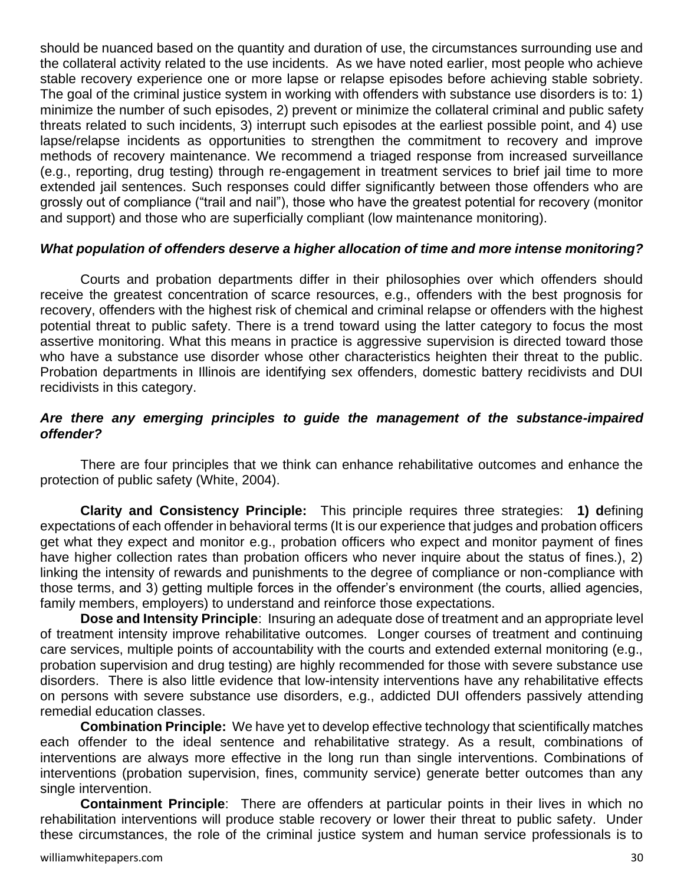should be nuanced based on the quantity and duration of use, the circumstances surrounding use and the collateral activity related to the use incidents. As we have noted earlier, most people who achieve stable recovery experience one or more lapse or relapse episodes before achieving stable sobriety. The goal of the criminal justice system in working with offenders with substance use disorders is to: 1) minimize the number of such episodes, 2) prevent or minimize the collateral criminal and public safety threats related to such incidents, 3) interrupt such episodes at the earliest possible point, and 4) use lapse/relapse incidents as opportunities to strengthen the commitment to recovery and improve methods of recovery maintenance. We recommend a triaged response from increased surveillance (e.g., reporting, drug testing) through re-engagement in treatment services to brief jail time to more extended jail sentences. Such responses could differ significantly between those offenders who are grossly out of compliance ("trail and nail"), those who have the greatest potential for recovery (monitor and support) and those who are superficially compliant (low maintenance monitoring).

***What population of offenders deserve a higher allocation of time and more intense monitoring?***

Courts and probation departments differ in their philosophies over which offenders should receive the greatest concentration of scarce resources, e.g., offenders with the best prognosis for recovery, offenders with the highest risk of chemical and criminal relapse or offenders with the highest potential threat to public safety. There is a trend toward using the latter category to focus the most assertive monitoring. What this means in practice is aggressive supervision is directed toward those who have a substance use disorder whose other characteristics heighten their threat to the public. Probation departments in Illinois are identifying sex offenders, domestic battery recidivists and DUI recidivists in this category.

***Are there any emerging principles to guide the management of the substance-impaired offender?***

There are four principles that we think can enhance rehabilitative outcomes and enhance the protection of public safety (White, 2004).

**Clarity and Consistency Principle:** This principle requires three strategies: **1) d**efining expectations of each offender in behavioral terms (It is our experience that judges and probation officers get what they expect and monitor e.g., probation officers who expect and monitor payment of fines have higher collection rates than probation officers who never inquire about the status of fines.), 2) linking the intensity of rewards and punishments to the degree of compliance or non-compliance with those terms, and 3) getting multiple forces in the offender's environment (the courts, allied agencies, family members, employers) to understand and reinforce those expectations.

**Dose and Intensity Principle**: Insuring an adequate dose of treatment and an appropriate level of treatment intensity improve rehabilitative outcomes. Longer courses of treatment and continuing care services, multiple points of accountability with the courts and extended external monitoring (e.g., probation supervision and drug testing) are highly recommended for those with severe substance use disorders. There is also little evidence that low-intensity interventions have any rehabilitative effects on persons with severe substance use disorders, e.g., addicted DUI offenders passively attending remedial education classes.

**Combination Principle:** We have yet to develop effective technology that scientifically matches each offender to the ideal sentence and rehabilitative strategy. As a result, combinations of interventions are always more effective in the long run than single interventions. Combinations of interventions (probation supervision, fines, community service) generate better outcomes than any single intervention.

**Containment Principle**: There are offenders at particular points in their lives in which no rehabilitation interventions will produce stable recovery or lower their threat to public safety. Under these circumstances, the role of the criminal justice system and human service professionals is to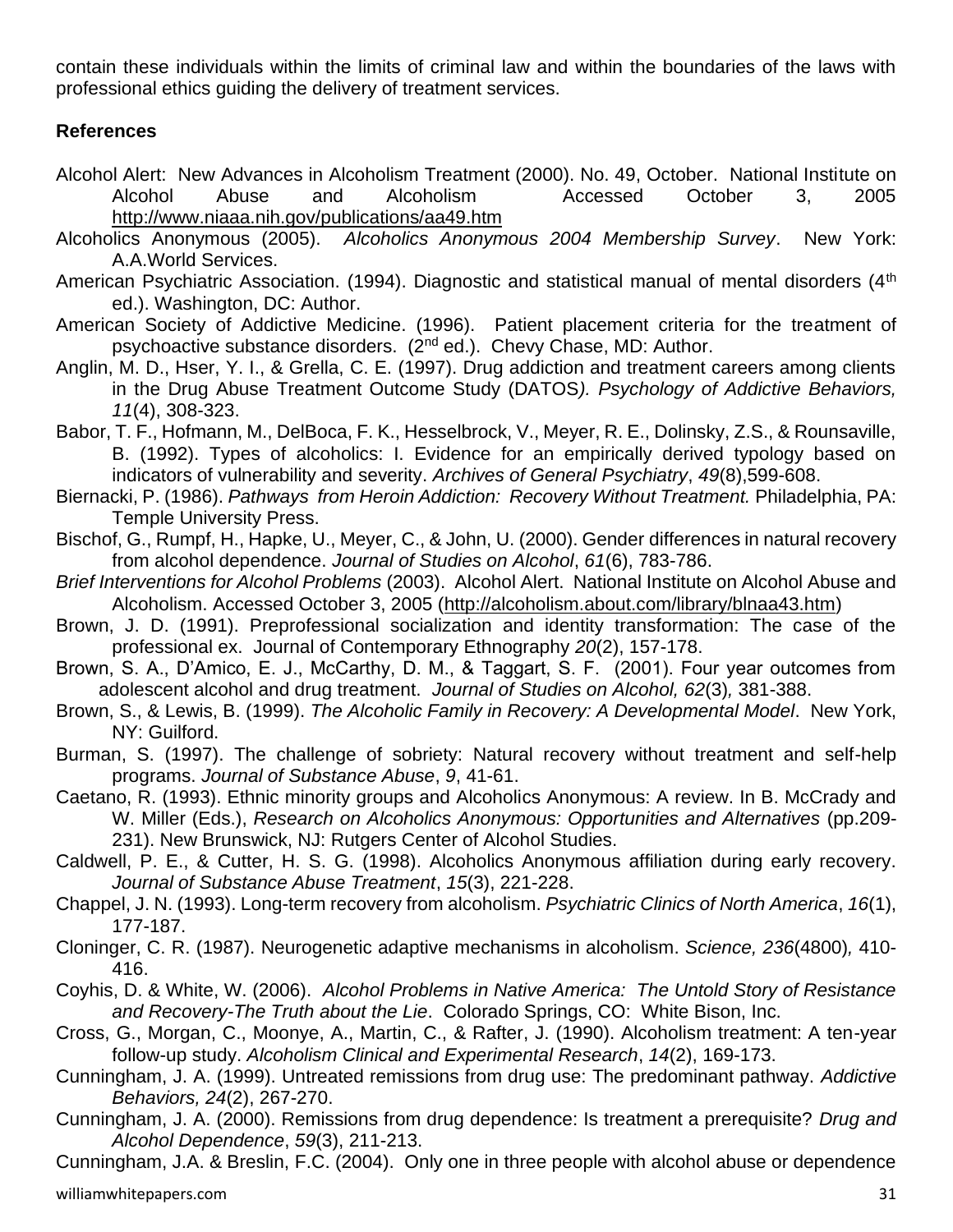contain these individuals within the limits of criminal law and within the boundaries of the laws with professional ethics guiding the delivery of treatment services.

**References**

Alcohol Alert: New Advances in Alcoholism Treatment (2000). No. 49, October. National Institute on Alcohol Abuse and Alcoholism Accessed October 3, 2005 http://www.niaaa.nih.gov/publications/aa49.htm

Alcoholics Anonymous (2005). *Alcoholics Anonymous 2004 Membership Survey*. New York: A.A.World Services.

American Psychiatric Association. (1994). Diagnostic and statistical manual of mental disorders (4th ed.). Washington, DC: Author.

American Society of Addictive Medicine. (1996). Patient placement criteria for the treatment of psychoactive substance disorders. (2nd ed.). Chevy Chase, MD: Author.

Anglin, M. D., Hser, Y. I., & Grella, C. E. (1997). Drug addiction and treatment careers among clients in the Drug Abuse Treatment Outcome Study (DATOS*). Psychology of Addictive Behaviors, 11*(4), 308-323.

Babor, T. F., Hofmann, M., DelBoca, F. K., Hesselbrock, V., Meyer, R. E., Dolinsky, Z.S., & Rounsaville, B. (1992). Types of alcoholics: I. Evidence for an empirically derived typology based on indicators of vulnerability and severity. *Archives of General Psychiatry*, *49*(8),599-608.

Biernacki, P. (1986). *Pathways from Heroin Addiction: Recovery Without Treatment.* Philadelphia, PA: Temple University Press.

Bischof, G., Rumpf, H., Hapke, U., Meyer, C., & John, U. (2000). Gender differences in natural recovery from alcohol dependence. *Journal of Studies on Alcohol*, *61*(6), 783-786.

*Brief Interventions for Alcohol Problems* (2003). Alcohol Alert. National Institute on Alcohol Abuse and Alcoholism. Accessed October 3, 2005 (http://alcoholism.about.com/library/blnaa43.htm)

Brown, J. D. (1991). Preprofessional socialization and identity transformation: The case of the professional ex. Journal of Contemporary Ethnography *20*(2), 157-178.

Brown, S. A., D'Amico, E. J., McCarthy, D. M., & Taggart, S. F. (2001). Four year outcomes from adolescent alcohol and drug treatment. *Journal of Studies on Alcohol, 62*(3)*,* 381-388.

Brown, S., & Lewis, B. (1999). *The Alcoholic Family in Recovery: A Developmental Model*. New York, NY: Guilford.

Burman, S. (1997). The challenge of sobriety: Natural recovery without treatment and self-help programs. *Journal of Substance Abuse*, *9*, 41-61.

Caetano, R. (1993). Ethnic minority groups and Alcoholics Anonymous: A review. In B. McCrady and W. Miller (Eds.), *Research on Alcoholics Anonymous: Opportunities and Alternatives* (pp.209-231). New Brunswick, NJ: Rutgers Center of Alcohol Studies.

Caldwell, P. E., & Cutter, H. S. G. (1998). Alcoholics Anonymous affiliation during early recovery. *Journal of Substance Abuse Treatment*, *15*(3), 221-228.

Chappel, J. N. (1993). Long-term recovery from alcoholism. *Psychiatric Clinics of North America*, *16*(1), 177-187.

Cloninger, C. R. (1987). Neurogenetic adaptive mechanisms in alcoholism. *Science, 236*(4800)*,* 410-416.

Coyhis, D. & White, W. (2006). *Alcohol Problems in Native America: The Untold Story of Resistance and Recovery-The Truth about the Lie*. Colorado Springs, CO: White Bison, Inc.

Cross, G., Morgan, C., Moonye, A., Martin, C., & Rafter, J. (1990). Alcoholism treatment: A ten-year follow-up study. *Alcoholism Clinical and Experimental Research*, *14*(2), 169-173.

Cunningham, J. A. (1999). Untreated remissions from drug use: The predominant pathway. *Addictive Behaviors, 24*(2), 267-270.

Cunningham, J. A. (2000). Remissions from drug dependence: Is treatment a prerequisite? *Drug and Alcohol Dependence*, *59*(3), 211-213.

Cunningham, J.A. & Breslin, F.C. (2004). Only one in three people with alcohol abuse or dependence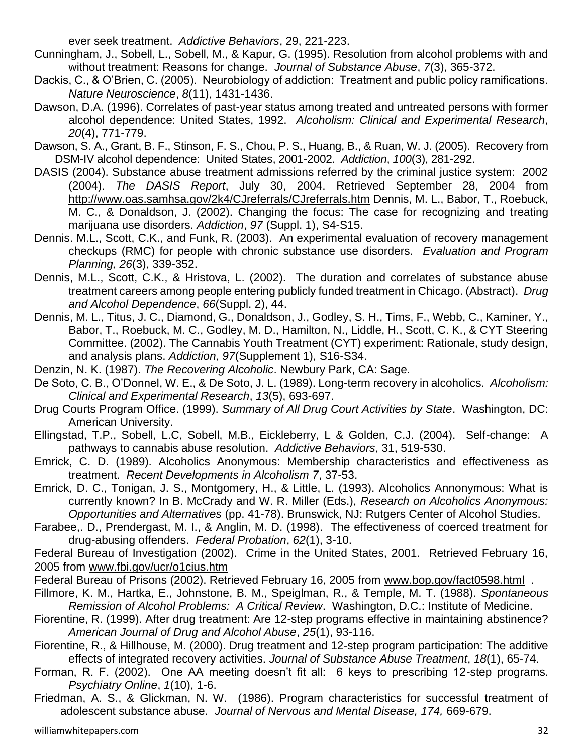ever seek treatment. *Addictive Behaviors*, 29, 221-223.

Cunningham, J., Sobell, L., Sobell, M., & Kapur, G. (1995). Resolution from alcohol problems with and without treatment: Reasons for change. *Journal of Substance Abuse*, *7*(3), 365-372.

Dackis, C., & O'Brien, C. (2005). Neurobiology of addiction: Treatment and public policy ramifications. *Nature Neuroscience*, *8*(11), 1431-1436.

Dawson, D.A. (1996). Correlates of past-year status among treated and untreated persons with former alcohol dependence: United States, 1992. *Alcoholism: Clinical and Experimental Research*, *20*(4), 771-779.

Dawson, S. A., Grant, B. F., Stinson, F. S., Chou, P. S., Huang, B., & Ruan, W. J. (2005). Recovery from DSM-IV alcohol dependence: United States, 2001-2002. *Addiction*, *100*(3), 281-292.

DASIS (2004). Substance abuse treatment admissions referred by the criminal justice system: 2002 (2004). *The DASIS Report*, July 30, 2004. Retrieved September 28, 2004 from http://www.oas.samhsa.gov/2k4/CJreferrals/CJreferrals.htm Dennis, M. L., Babor, T., Roebuck, M. C., & Donaldson, J. (2002). Changing the focus: The case for recognizing and treating marijuana use disorders. *Addiction*, *97* (Suppl. 1), S4-S15.

Dennis. M.L., Scott, C.K., and Funk, R. (2003). An experimental evaluation of recovery management checkups (RMC) for people with chronic substance use disorders. *Evaluation and Program Planning, 26*(3), 339-352.

Dennis, M.L., Scott, C.K., & Hristova, L. (2002). The duration and correlates of substance abuse treatment careers among people entering publicly funded treatment in Chicago. (Abstract). *Drug and Alcohol Dependence*, *66*(Suppl. 2), 44.

Dennis, M. L., Titus, J. C., Diamond, G., Donaldson, J., Godley, S. H., Tims, F., Webb, C., Kaminer, Y., Babor, T., Roebuck, M. C., Godley, M. D., Hamilton, N., Liddle, H., Scott, C. K., & CYT Steering Committee. (2002). The Cannabis Youth Treatment (CYT) experiment: Rationale, study design, and analysis plans. *Addiction*, *97*(Supplement 1)*,* S16-S34.

Denzin, N. K. (1987). *The Recovering Alcoholic*. Newbury Park, CA: Sage.

De Soto, C. B., O'Donnel, W. E., & De Soto, J. L. (1989). Long-term recovery in alcoholics. *Alcoholism: Clinical and Experimental Research*, *13*(5), 693-697.

Drug Courts Program Office. (1999). *Summary of All Drug Court Activities by State*. Washington, DC: American University.

Ellingstad, T.P., Sobell, L.C, Sobell, M.B., Eickleberry, L & Golden, C.J. (2004). Self-change: A pathways to cannabis abuse resolution. *Addictive Behaviors*, 31, 519-530.

Emrick, C. D. (1989). Alcoholics Anonymous: Membership characteristics and effectiveness as treatment. *Recent Developments in Alcoholism 7*, 37-53.

Emrick, D. C., Tonigan, J. S., Montgomery, H., & Little, L. (1993). Alcoholics Annonymous: What is currently known? In B. McCrady and W. R. Miller (Eds.), *Research on Alcoholics Anonymous: Opportunities and Alternatives* (pp. 41-78). Brunswick, NJ: Rutgers Center of Alcohol Studies.

Farabee,. D., Prendergast, M. I., & Anglin, M. D. (1998). The effectiveness of coerced treatment for drug-abusing offenders. *Federal Probation*, *62*(1), 3-10.

Federal Bureau of Investigation (2002). Crime in the United States, 2001. Retrieved February 16, 2005 from www.fbi.gov/ucr/o1cius.htm

Federal Bureau of Prisons (2002). Retrieved February 16, 2005 from www.bop.gov/fact0598.html .

Fillmore, K. M., Hartka, E., Johnstone, B. M., Speiglman, R., & Temple, M. T. (1988). *Spontaneous Remission of Alcohol Problems: A Critical Review*. Washington, D.C.: Institute of Medicine.

Fiorentine, R. (1999). After drug treatment: Are 12-step programs effective in maintaining abstinence? *American Journal of Drug and Alcohol Abuse*, *25*(1), 93-116.

Fiorentine, R., & Hillhouse, M. (2000). Drug treatment and 12-step program participation: The additive effects of integrated recovery activities. *Journal of Substance Abuse Treatment*, *18*(1), 65-74.

Forman, R. F. (2002). One AA meeting doesn't fit all: 6 keys to prescribing 12-step programs. *Psychiatry Online*, *1*(10), 1-6.

Friedman, A. S., & Glickman, N. W. (1986). Program characteristics for successful treatment of adolescent substance abuse. *Journal of Nervous and Mental Disease, 174,* 669-679.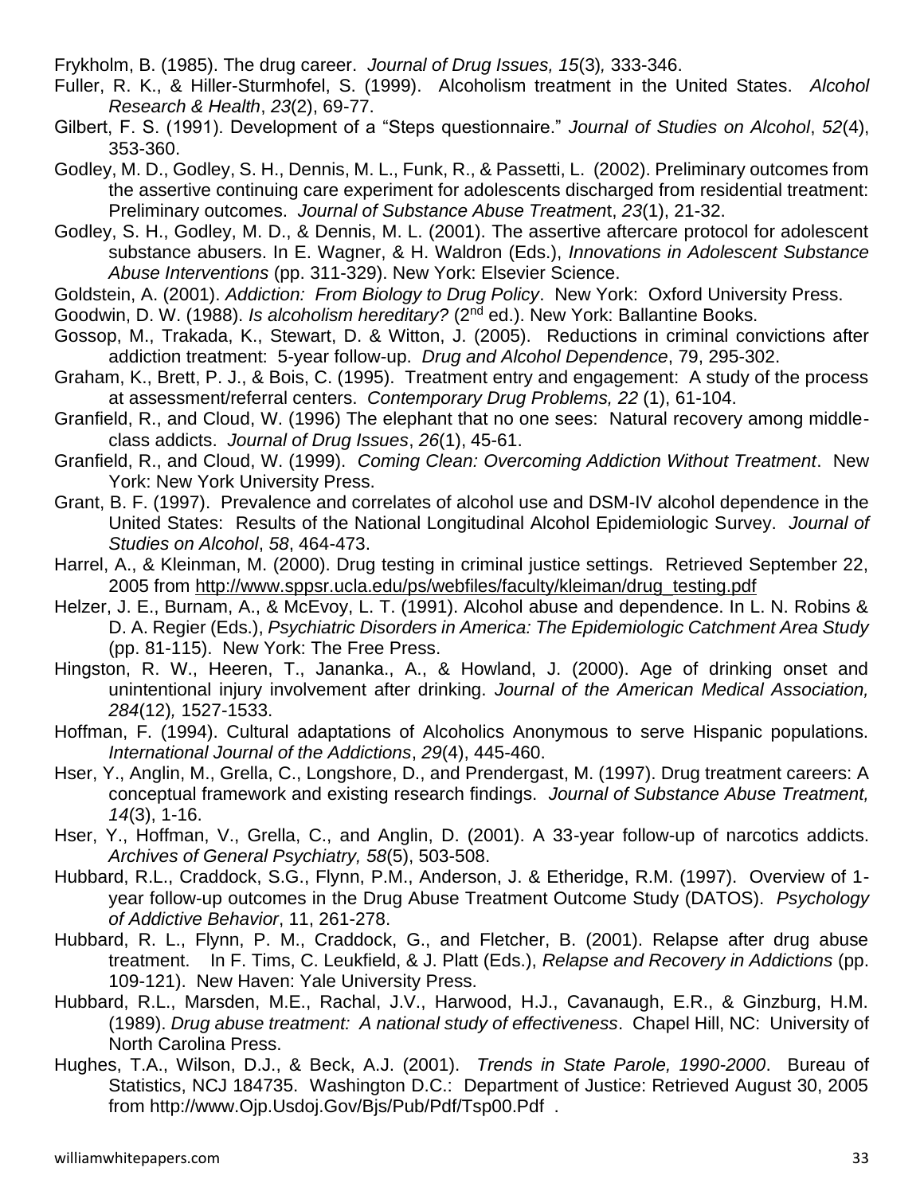Frykholm, B. (1985). The drug career. *Journal of Drug Issues, 15*(3)*,* 333-346.

Fuller, R. K., & Hiller-Sturmhofel, S. (1999). Alcoholism treatment in the United States. *Alcohol Research & Health*, *23*(2), 69-77.

Gilbert, F. S. (1991). Development of a "Steps questionnaire." *Journal of Studies on Alcohol*, *52*(4), 353-360.

Godley, M. D., Godley, S. H., Dennis, M. L., Funk, R., & Passetti, L. (2002). Preliminary outcomes from the assertive continuing care experiment for adolescents discharged from residential treatment: Preliminary outcomes. *Journal of Substance Abuse Treatmen*t, *23*(1), 21-32.

Godley, S. H., Godley, M. D., & Dennis, M. L. (2001). The assertive aftercare protocol for adolescent substance abusers. In E. Wagner, & H. Waldron (Eds.), *Innovations in Adolescent Substance Abuse Interventions* (pp. 311-329). New York: Elsevier Science.

Goldstein, A. (2001). *Addiction: From Biology to Drug Policy*. New York: Oxford University Press.

Goodwin, D. W. (1988). *Is alcoholism hereditary?* (2nd ed.). New York: Ballantine Books.

Gossop, M., Trakada, K., Stewart, D. & Witton, J. (2005). Reductions in criminal convictions after addiction treatment: 5-year follow-up. *Drug and Alcohol Dependence*, 79, 295-302.

Graham, K., Brett, P. J., & Bois, C. (1995). Treatment entry and engagement: A study of the process at assessment/referral centers. *Contemporary Drug Problems, 22* (1), 61-104.

Granfield, R., and Cloud, W. (1996) The elephant that no one sees: Natural recovery among middle-class addicts. *Journal of Drug Issues*, *26*(1), 45-61.

Granfield, R., and Cloud, W. (1999). *Coming Clean: Overcoming Addiction Without Treatment*. New York: New York University Press.

Grant, B. F. (1997). Prevalence and correlates of alcohol use and DSM-IV alcohol dependence in the United States: Results of the National Longitudinal Alcohol Epidemiologic Survey. *Journal of Studies on Alcohol*, *58*, 464-473.

Harrel, A., & Kleinman, M. (2000). Drug testing in criminal justice settings. Retrieved September 22, 2005 from http://www.sppsr.ucla.edu/ps/webfiles/faculty/kleiman/drug_testing.pdf

Helzer, J. E., Burnam, A., & McEvoy, L. T. (1991). Alcohol abuse and dependence. In L. N. Robins & D. A. Regier (Eds.), *Psychiatric Disorders in America: The Epidemiologic Catchment Area Study* (pp. 81-115). New York: The Free Press.

Hingston, R. W., Heeren, T., Jananka., A., & Howland, J. (2000). Age of drinking onset and unintentional injury involvement after drinking. *Journal of the American Medical Association, 284*(12)*,* 1527-1533.

Hoffman, F. (1994). Cultural adaptations of Alcoholics Anonymous to serve Hispanic populations. *International Journal of the Addictions*, *29*(4), 445-460.

Hser, Y., Anglin, M., Grella, C., Longshore, D., and Prendergast, M. (1997). Drug treatment careers: A conceptual framework and existing research findings. *Journal of Substance Abuse Treatment, 14*(3), 1-16.

Hser, Y., Hoffman, V., Grella, C., and Anglin, D. (2001). A 33-year follow-up of narcotics addicts. *Archives of General Psychiatry, 58*(5), 503-508.

Hubbard, R.L., Craddock, S.G., Flynn, P.M., Anderson, J. & Etheridge, R.M. (1997). Overview of 1-year follow-up outcomes in the Drug Abuse Treatment Outcome Study (DATOS). *Psychology of Addictive Behavior*, 11, 261-278.

Hubbard, R. L., Flynn, P. M., Craddock, G., and Fletcher, B. (2001). Relapse after drug abuse treatment. In F. Tims, C. Leukfield, & J. Platt (Eds.), *Relapse and Recovery in Addictions* (pp. 109-121). New Haven: Yale University Press.

Hubbard, R.L., Marsden, M.E., Rachal, J.V., Harwood, H.J., Cavanaugh, E.R., & Ginzburg, H.M. (1989). *Drug abuse treatment: A national study of effectiveness*. Chapel Hill, NC: University of North Carolina Press.

Hughes, T.A., Wilson, D.J., & Beck, A.J. (2001). *Trends in State Parole, 1990-2000*. Bureau of Statistics, NCJ 184735. Washington D.C.: Department of Justice: Retrieved August 30, 2005 from http://www.Ojp.Usdoj.Gov/Bjs/Pub/Pdf/Tsp00.Pdf .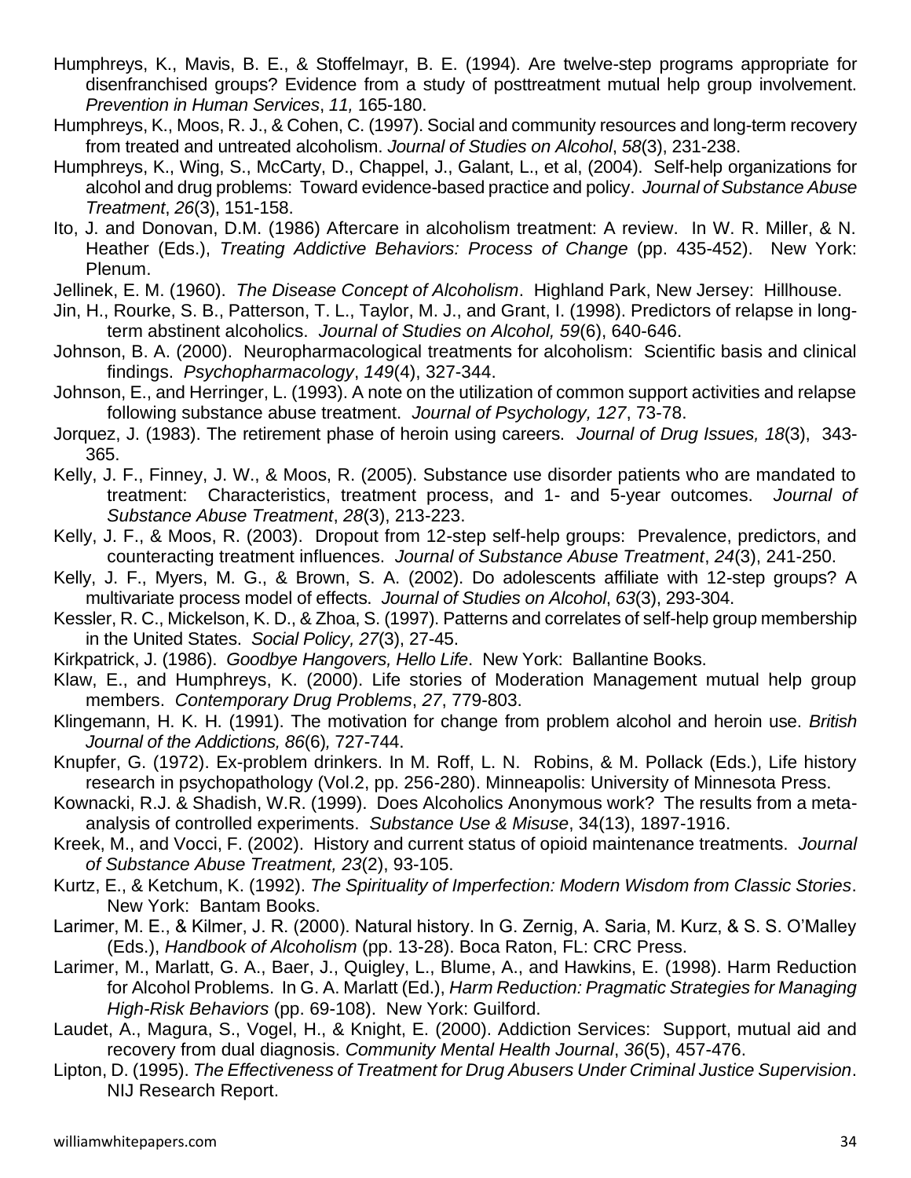Humphreys, K., Mavis, B. E., & Stoffelmayr, B. E. (1994). Are twelve-step programs appropriate for disenfranchised groups? Evidence from a study of posttreatment mutual help group involvement. *Prevention in Human Services*, *11,* 165-180.

Humphreys, K., Moos, R. J., & Cohen, C. (1997). Social and community resources and long-term recovery from treated and untreated alcoholism. *Journal of Studies on Alcohol*, *58*(3), 231-238.

Humphreys, K., Wing, S., McCarty, D., Chappel, J., Galant, L., et al, (2004). Self-help organizations for alcohol and drug problems: Toward evidence-based practice and policy. *Journal of Substance Abuse Treatment*, *26*(3), 151-158.

Ito, J. and Donovan, D.M. (1986) Aftercare in alcoholism treatment: A review. In W. R. Miller, & N. Heather (Eds.), *Treating Addictive Behaviors: Process of Change* (pp. 435-452). New York: Plenum.

Jellinek, E. M. (1960). *The Disease Concept of Alcoholism*. Highland Park, New Jersey: Hillhouse.

Jin, H., Rourke, S. B., Patterson, T. L., Taylor, M. J., and Grant, I. (1998). Predictors of relapse in long-term abstinent alcoholics. *Journal of Studies on Alcohol, 59*(6), 640-646.

Johnson, B. A. (2000). Neuropharmacological treatments for alcoholism: Scientific basis and clinical findings. *Psychopharmacology*, *149*(4), 327-344.

Johnson, E., and Herringer, L. (1993). A note on the utilization of common support activities and relapse following substance abuse treatment. *Journal of Psychology, 127*, 73-78.

Jorquez, J. (1983). The retirement phase of heroin using careers. *Journal of Drug Issues, 18*(3), 343-365.

Kelly, J. F., Finney, J. W., & Moos, R. (2005). Substance use disorder patients who are mandated to treatment: Characteristics, treatment process, and 1- and 5-year outcomes. *Journal of Substance Abuse Treatment*, *28*(3), 213-223.

Kelly, J. F., & Moos, R. (2003). Dropout from 12-step self-help groups: Prevalence, predictors, and counteracting treatment influences. *Journal of Substance Abuse Treatment*, *24*(3), 241-250.

Kelly, J. F., Myers, M. G., & Brown, S. A. (2002). Do adolescents affiliate with 12-step groups? A multivariate process model of effects. *Journal of Studies on Alcohol*, *63*(3), 293-304.

Kessler, R. C., Mickelson, K. D., & Zhoa, S. (1997). Patterns and correlates of self-help group membership in the United States. *Social Policy, 27*(3), 27-45.

Kirkpatrick, J. (1986). *Goodbye Hangovers, Hello Life*. New York: Ballantine Books.

Klaw, E., and Humphreys, K. (2000). Life stories of Moderation Management mutual help group members. *Contemporary Drug Problems*, *27*, 779-803.

Klingemann, H. K. H. (1991). The motivation for change from problem alcohol and heroin use. *British Journal of the Addictions, 86*(6)*,* 727-744.

Knupfer, G. (1972). Ex-problem drinkers. In M. Roff, L. N. Robins, & M. Pollack (Eds.), Life history research in psychopathology (Vol.2, pp. 256-280). Minneapolis: University of Minnesota Press.

Kownacki, R.J. & Shadish, W.R. (1999). Does Alcoholics Anonymous work? The results from a meta-analysis of controlled experiments. *Substance Use & Misuse*, 34(13), 1897-1916.

Kreek, M., and Vocci, F. (2002). History and current status of opioid maintenance treatments. *Journal of Substance Abuse Treatment, 23*(2), 93-105.

Kurtz, E., & Ketchum, K. (1992). *The Spirituality of Imperfection: Modern Wisdom from Classic Stories*. New York: Bantam Books.

Larimer, M. E., & Kilmer, J. R. (2000). Natural history. In G. Zernig, A. Saria, M. Kurz, & S. S. O'Malley (Eds.), *Handbook of Alcoholism* (pp. 13-28). Boca Raton, FL: CRC Press.

Larimer, M., Marlatt, G. A., Baer, J., Quigley, L., Blume, A., and Hawkins, E. (1998). Harm Reduction for Alcohol Problems. In G. A. Marlatt (Ed.), *Harm Reduction: Pragmatic Strategies for Managing High-Risk Behaviors* (pp. 69-108). New York: Guilford.

Laudet, A., Magura, S., Vogel, H., & Knight, E. (2000). Addiction Services: Support, mutual aid and recovery from dual diagnosis. *Community Mental Health Journal*, *36*(5), 457-476.

Lipton, D. (1995). *The Effectiveness of Treatment for Drug Abusers Under Criminal Justice Supervision*. NIJ Research Report.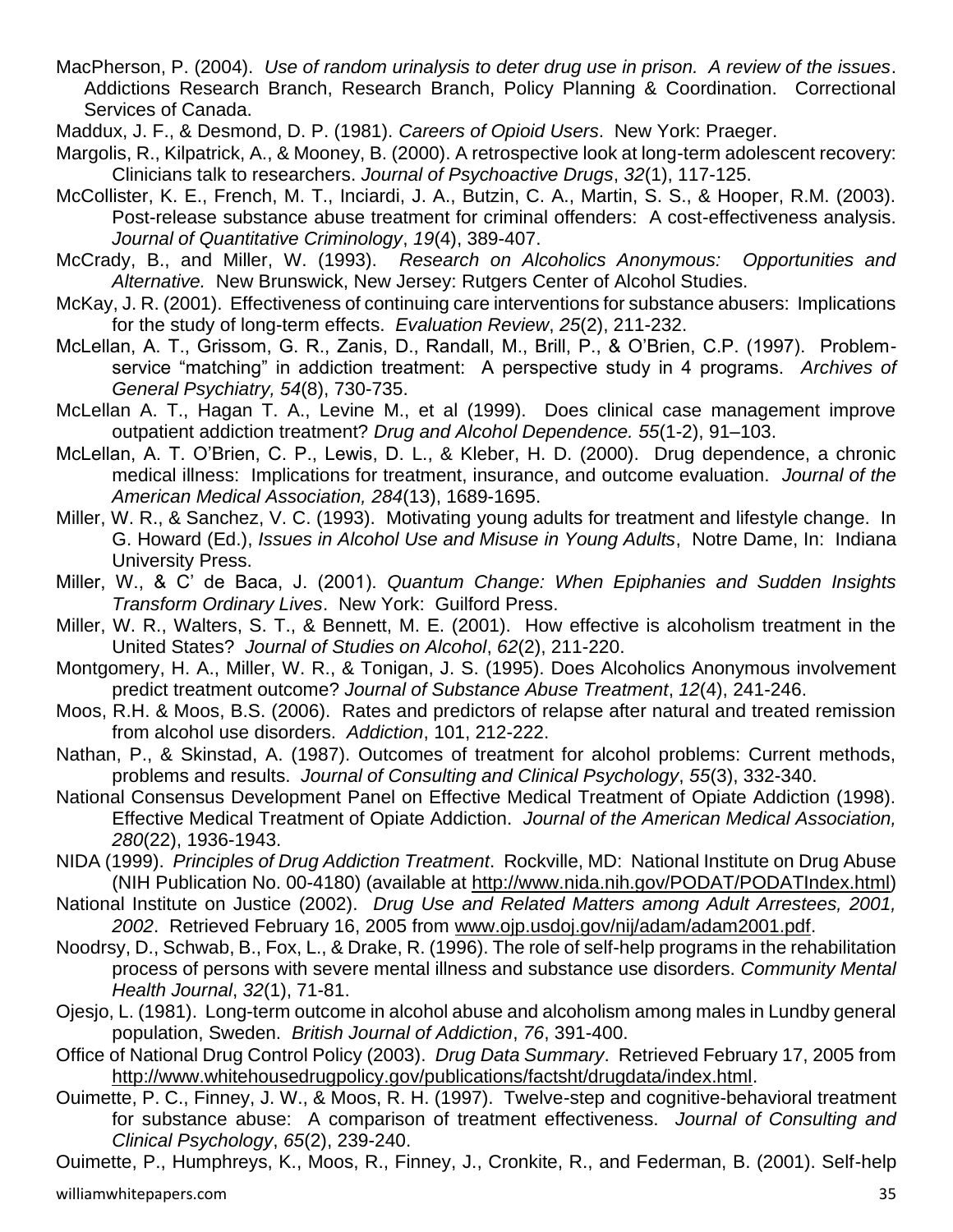MacPherson, P. (2004). *Use of random urinalysis to deter drug use in prison. A review of the issues*. Addictions Research Branch, Research Branch, Policy Planning & Coordination. Correctional Services of Canada.

Maddux, J. F., & Desmond, D. P. (1981). *Careers of Opioid Users*. New York: Praeger.

Margolis, R., Kilpatrick, A., & Mooney, B. (2000). A retrospective look at long-term adolescent recovery: Clinicians talk to researchers. *Journal of Psychoactive Drugs*, *32*(1), 117-125.

McCollister, K. E., French, M. T., Inciardi, J. A., Butzin, C. A., Martin, S. S., & Hooper, R.M. (2003). Post-release substance abuse treatment for criminal offenders: A cost-effectiveness analysis. *Journal of Quantitative Criminology*, *19*(4), 389-407.

McCrady, B., and Miller, W. (1993). *Research on Alcoholics Anonymous: Opportunities and Alternative.* New Brunswick, New Jersey: Rutgers Center of Alcohol Studies.

McKay, J. R. (2001). Effectiveness of continuing care interventions for substance abusers: Implications for the study of long-term effects. *Evaluation Review*, *25*(2), 211-232.

McLellan, A. T., Grissom, G. R., Zanis, D., Randall, M., Brill, P., & O'Brien, C.P. (1997). Problem-service "matching" in addiction treatment: A perspective study in 4 programs. *Archives of General Psychiatry, 54*(8), 730-735.

McLellan A. T., Hagan T. A., Levine M., et al (1999). Does clinical case management improve outpatient addiction treatment? *Drug and Alcohol Dependence. 55*(1-2), 91–103.

McLellan, A. T. O'Brien, C. P., Lewis, D. L., & Kleber, H. D. (2000). Drug dependence, a chronic medical illness: Implications for treatment, insurance, and outcome evaluation. *Journal of the American Medical Association, 284*(13), 1689-1695.

Miller, W. R., & Sanchez, V. C. (1993). Motivating young adults for treatment and lifestyle change. In G. Howard (Ed.), *Issues in Alcohol Use and Misuse in Young Adults*, Notre Dame, In: Indiana University Press.

Miller, W., & C' de Baca, J. (2001). *Quantum Change: When Epiphanies and Sudden Insights Transform Ordinary Lives*. New York: Guilford Press.

Miller, W. R., Walters, S. T., & Bennett, M. E. (2001). How effective is alcoholism treatment in the United States? *Journal of Studies on Alcohol*, *62*(2), 211-220.

Montgomery, H. A., Miller, W. R., & Tonigan, J. S. (1995). Does Alcoholics Anonymous involvement predict treatment outcome? *Journal of Substance Abuse Treatment*, *12*(4), 241-246.

Moos, R.H. & Moos, B.S. (2006). Rates and predictors of relapse after natural and treated remission from alcohol use disorders. *Addiction*, 101, 212-222.

Nathan, P., & Skinstad, A. (1987). Outcomes of treatment for alcohol problems: Current methods, problems and results. *Journal of Consulting and Clinical Psychology*, *55*(3), 332-340.

National Consensus Development Panel on Effective Medical Treatment of Opiate Addiction (1998). Effective Medical Treatment of Opiate Addiction. *Journal of the American Medical Association, 280*(22), 1936-1943.

NIDA (1999). *Principles of Drug Addiction Treatment*. Rockville, MD: National Institute on Drug Abuse (NIH Publication No. 00-4180) (available at http://www.nida.nih.gov/PODAT/PODATIndex.html)

National Institute on Justice (2002). *Drug Use and Related Matters among Adult Arrestees, 2001, 2002*. Retrieved February 16, 2005 from www.ojp.usdoj.gov/nij/adam/adam2001.pdf.

Noodrsy, D., Schwab, B., Fox, L., & Drake, R. (1996). The role of self-help programs in the rehabilitation process of persons with severe mental illness and substance use disorders. *Community Mental Health Journal*, *32*(1), 71-81.

Ojesjo, L. (1981). Long-term outcome in alcohol abuse and alcoholism among males in Lundby general population, Sweden. *British Journal of Addiction*, *76*, 391-400.

Office of National Drug Control Policy (2003). *Drug Data Summary*. Retrieved February 17, 2005 from http://www.whitehousedrugpolicy.gov/publications/factsht/drugdata/index.html.

Ouimette, P. C., Finney, J. W., & Moos, R. H. (1997). Twelve-step and cognitive-behavioral treatment for substance abuse: A comparison of treatment effectiveness. *Journal of Consulting and Clinical Psychology*, *65*(2), 239-240.

Ouimette, P., Humphreys, K., Moos, R., Finney, J., Cronkite, R., and Federman, B. (2001). Self-help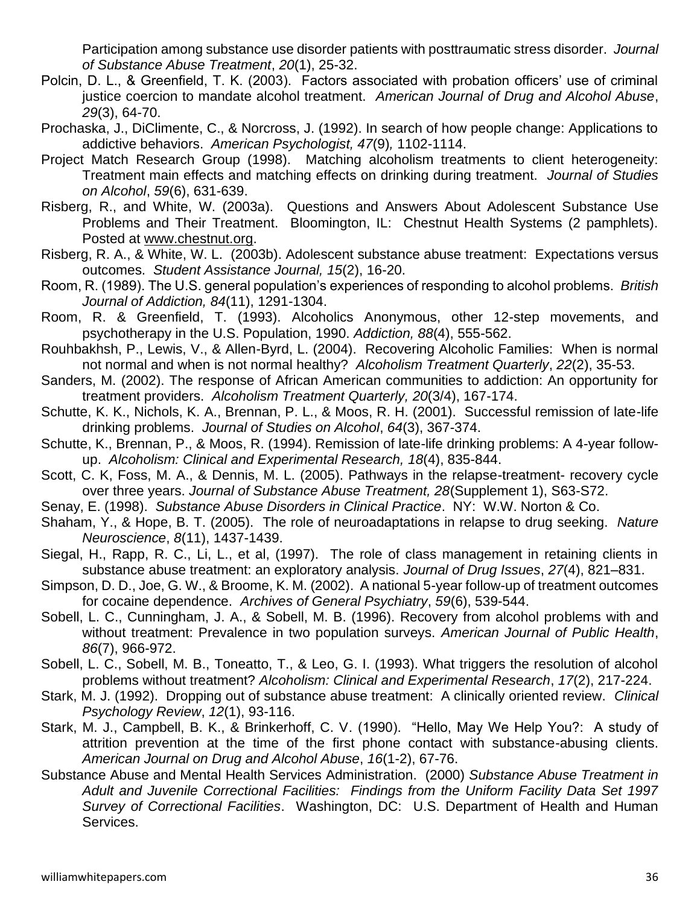Participation among substance use disorder patients with posttraumatic stress disorder. *Journal of Substance Abuse Treatment*, *20*(1), 25-32.

Polcin, D. L., & Greenfield, T. K. (2003). Factors associated with probation officers' use of criminal justice coercion to mandate alcohol treatment. *American Journal of Drug and Alcohol Abuse*, *29*(3), 64-70.

Prochaska, J., DiClimente, C., & Norcross, J. (1992). In search of how people change: Applications to addictive behaviors. *American Psychologist, 47*(9)*,* 1102-1114.

Project Match Research Group (1998). Matching alcoholism treatments to client heterogeneity: Treatment main effects and matching effects on drinking during treatment. *Journal of Studies on Alcohol*, *59*(6), 631-639.

Risberg, R., and White, W. (2003a). Questions and Answers About Adolescent Substance Use Problems and Their Treatment. Bloomington, IL: Chestnut Health Systems (2 pamphlets). Posted at www.chestnut.org.

Risberg, R. A., & White, W. L. (2003b). Adolescent substance abuse treatment: Expectations versus outcomes. *Student Assistance Journal, 15*(2), 16-20.

Room, R. (1989). The U.S. general population's experiences of responding to alcohol problems. *British Journal of Addiction, 84*(11), 1291-1304.

Room, R. & Greenfield, T. (1993). Alcoholics Anonymous, other 12-step movements, and psychotherapy in the U.S. Population, 1990. *Addiction, 88*(4), 555-562.

Rouhbakhsh, P., Lewis, V., & Allen-Byrd, L. (2004). Recovering Alcoholic Families: When is normal not normal and when is not normal healthy? *Alcoholism Treatment Quarterly*, *22*(2), 35-53.

Sanders, M. (2002). The response of African American communities to addiction: An opportunity for treatment providers. *Alcoholism Treatment Quarterly, 20*(3/4), 167-174.

Schutte, K. K., Nichols, K. A., Brennan, P. L., & Moos, R. H. (2001). Successful remission of late-life drinking problems. *Journal of Studies on Alcohol*, *64*(3), 367-374.

Schutte, K., Brennan, P., & Moos, R. (1994). Remission of late-life drinking problems: A 4-year follow-up. *Alcoholism: Clinical and Experimental Research, 18*(4), 835-844.

Scott, C. K, Foss, M. A., & Dennis, M. L. (2005). Pathways in the relapse-treatment- recovery cycle over three years. *Journal of Substance Abuse Treatment, 28*(Supplement 1), S63-S72.

Senay, E. (1998). *Substance Abuse Disorders in Clinical Practice*. NY: W.W. Norton & Co.

Shaham, Y., & Hope, B. T. (2005). The role of neuroadaptations in relapse to drug seeking. *Nature Neuroscience*, *8*(11), 1437-1439.

Siegal, H., Rapp, R. C., Li, L., et al, (1997). The role of class management in retaining clients in substance abuse treatment: an exploratory analysis. *Journal of Drug Issues*, *27*(4), 821–831.

Simpson, D. D., Joe, G. W., & Broome, K. M. (2002). A national 5-year follow-up of treatment outcomes for cocaine dependence. *Archives of General Psychiatry*, *59*(6), 539-544.

Sobell, L. C., Cunningham, J. A., & Sobell, M. B. (1996). Recovery from alcohol problems with and without treatment: Prevalence in two population surveys. *American Journal of Public Health*, *86*(7), 966-972.

Sobell, L. C., Sobell, M. B., Toneatto, T., & Leo, G. I. (1993). What triggers the resolution of alcohol problems without treatment? *Alcoholism: Clinical and Experimental Research*, *17*(2), 217-224.

Stark, M. J. (1992). Dropping out of substance abuse treatment: A clinically oriented review. *Clinical Psychology Review*, *12*(1), 93-116.

Stark, M. J., Campbell, B. K., & Brinkerhoff, C. V. (1990). "Hello, May We Help You?: A study of attrition prevention at the time of the first phone contact with substance-abusing clients. *American Journal on Drug and Alcohol Abuse*, *16*(1-2), 67-76.

Substance Abuse and Mental Health Services Administration. (2000) *Substance Abuse Treatment in Adult and Juvenile Correctional Facilities: Findings from the Uniform Facility Data Set 1997 Survey of Correctional Facilities*. Washington, DC: U.S. Department of Health and Human Services.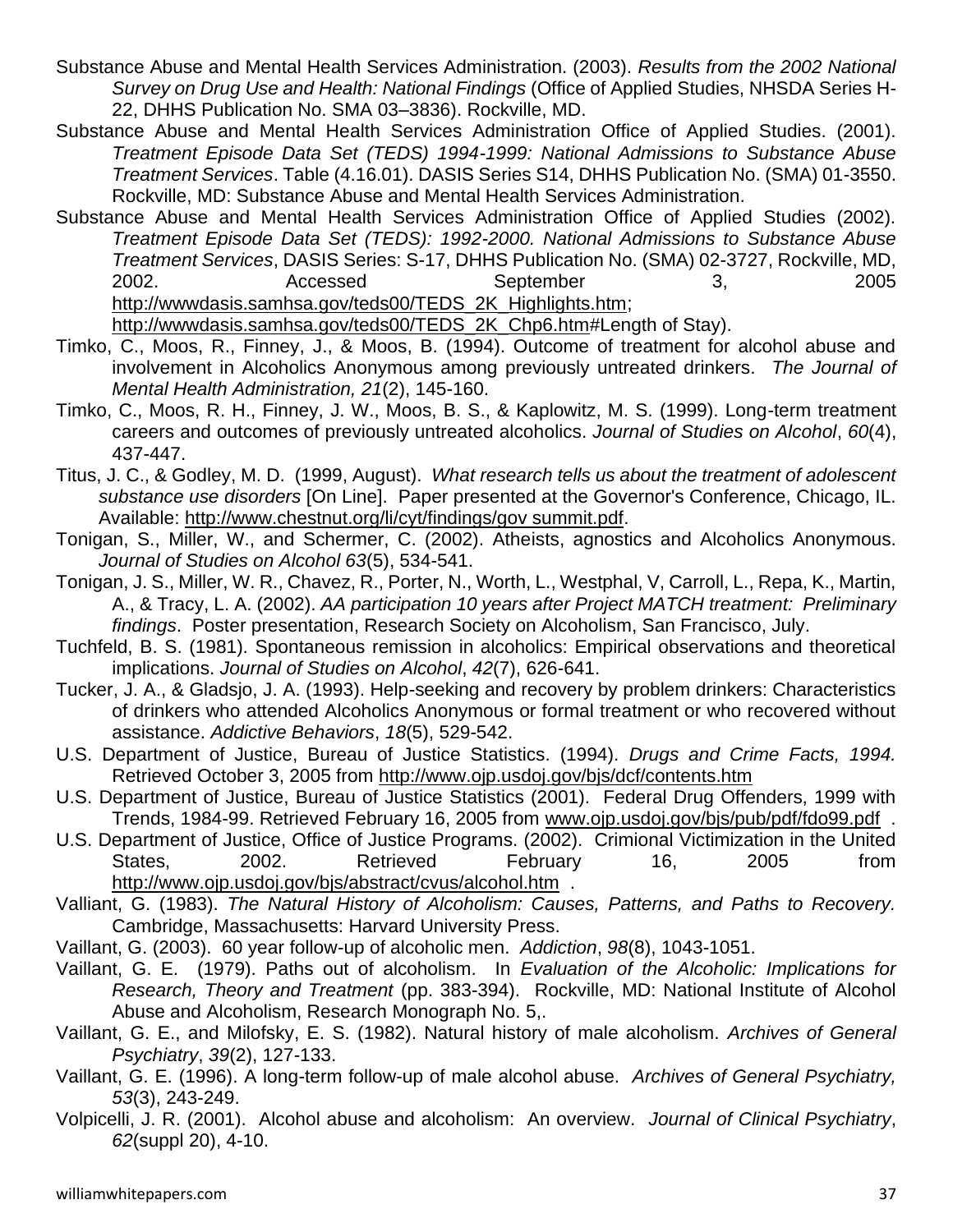Substance Abuse and Mental Health Services Administration. (2003). *Results from the 2002 National Survey on Drug Use and Health: National Findings* (Office of Applied Studies, NHSDA Series H-22, DHHS Publication No. SMA 03–3836). Rockville, MD.

Substance Abuse and Mental Health Services Administration Office of Applied Studies. (2001). *Treatment Episode Data Set (TEDS) 1994-1999: National Admissions to Substance Abuse Treatment Services*. Table (4.16.01). DASIS Series S14, DHHS Publication No. (SMA) 01-3550. Rockville, MD: Substance Abuse and Mental Health Services Administration.

Substance Abuse and Mental Health Services Administration Office of Applied Studies (2002). *Treatment Episode Data Set (TEDS): 1992-2000. National Admissions to Substance Abuse Treatment Services*, DASIS Series: S-17, DHHS Publication No. (SMA) 02-3727, Rockville, MD, 2002. Accessed September 3, 2005 http://wwwdasis.samhsa.gov/teds00/TEDS_2K_Highlights.htm; http://wwwdasis.samhsa.gov/teds00/TEDS_2K_Chp6.htm#Length of Stay).

Timko, C., Moos, R., Finney, J., & Moos, B. (1994). Outcome of treatment for alcohol abuse and involvement in Alcoholics Anonymous among previously untreated drinkers. *The Journal of Mental Health Administration, 21*(2), 145-160.

Timko, C., Moos, R. H., Finney, J. W., Moos, B. S., & Kaplowitz, M. S. (1999). Long-term treatment careers and outcomes of previously untreated alcoholics. *Journal of Studies on Alcohol*, *60*(4), 437-447.

Titus, J. C., & Godley, M. D. (1999, August). *What research tells us about the treatment of adolescent substance use disorders* [On Line]. Paper presented at the Governor's Conference, Chicago, IL. Available: http://www.chestnut.org/li/cyt/findings/gov summit.pdf.

Tonigan, S., Miller, W., and Schermer, C. (2002). Atheists, agnostics and Alcoholics Anonymous. *Journal of Studies on Alcohol 63*(5), 534-541.

Tonigan, J. S., Miller, W. R., Chavez, R., Porter, N., Worth, L., Westphal, V, Carroll, L., Repa, K., Martin, A., & Tracy, L. A. (2002). *AA participation 10 years after Project MATCH treatment: Preliminary findings*. Poster presentation, Research Society on Alcoholism, San Francisco, July.

Tuchfeld, B. S. (1981). Spontaneous remission in alcoholics: Empirical observations and theoretical implications. *Journal of Studies on Alcohol*, *42*(7), 626-641.

Tucker, J. A., & Gladsjo, J. A. (1993). Help-seeking and recovery by problem drinkers: Characteristics of drinkers who attended Alcoholics Anonymous or formal treatment or who recovered without assistance. *Addictive Behaviors*, *18*(5), 529-542.

U.S. Department of Justice, Bureau of Justice Statistics. (1994). *Drugs and Crime Facts, 1994.* Retrieved October 3, 2005 from http://www.ojp.usdoj.gov/bjs/dcf/contents.htm

U.S. Department of Justice, Bureau of Justice Statistics (2001). Federal Drug Offenders, 1999 with Trends, 1984-99. Retrieved February 16, 2005 from www.ojp.usdoj.gov/bjs/pub/pdf/fdo99.pdf .

U.S. Department of Justice, Office of Justice Programs. (2002). Crimional Victimization in the United States, 2002. Retrieved February 16, 2005 from http://www.ojp.usdoj.gov/bjs/abstract/cvus/alcohol.htm .

Valliant, G. (1983). *The Natural History of Alcoholism: Causes, Patterns, and Paths to Recovery.* Cambridge, Massachusetts: Harvard University Press.

Vaillant, G. (2003). 60 year follow-up of alcoholic men. *Addiction*, *98*(8), 1043-1051.

Vaillant, G. E. (1979). Paths out of alcoholism. In *Evaluation of the Alcoholic: Implications for Research, Theory and Treatment* (pp. 383-394). Rockville, MD: National Institute of Alcohol Abuse and Alcoholism, Research Monograph No. 5,.

Vaillant, G. E., and Milofsky, E. S. (1982). Natural history of male alcoholism. *Archives of General Psychiatry*, *39*(2), 127-133.

Vaillant, G. E. (1996). A long-term follow-up of male alcohol abuse. *Archives of General Psychiatry, 53*(3), 243-249.

Volpicelli, J. R. (2001). Alcohol abuse and alcoholism: An overview. *Journal of Clinical Psychiatry*, *62*(suppl 20), 4-10.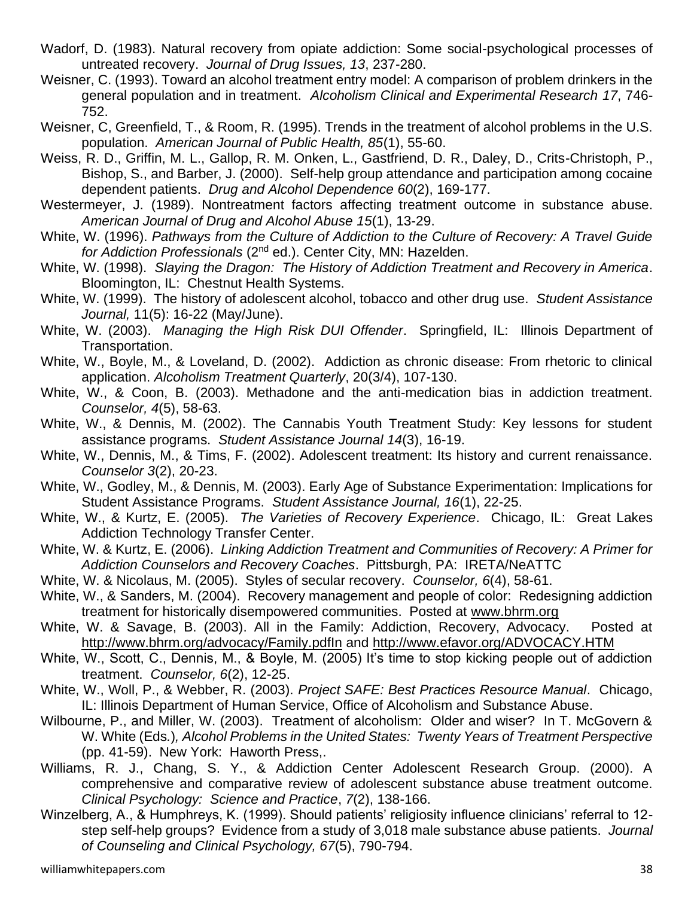Wadorf, D. (1983). Natural recovery from opiate addiction: Some social-psychological processes of untreated recovery. *Journal of Drug Issues, 13*, 237-280.

Weisner, C. (1993). Toward an alcohol treatment entry model: A comparison of problem drinkers in the general population and in treatment. *Alcoholism Clinical and Experimental Research 17*, 746-752.

Weisner, C, Greenfield, T., & Room, R. (1995). Trends in the treatment of alcohol problems in the U.S. population. *American Journal of Public Health, 85*(1), 55-60.

Weiss, R. D., Griffin, M. L., Gallop, R. M. Onken, L., Gastfriend, D. R., Daley, D., Crits-Christoph, P., Bishop, S., and Barber, J. (2000). Self-help group attendance and participation among cocaine dependent patients. *Drug and Alcohol Dependence 60*(2), 169-177.

Westermeyer, J. (1989). Nontreatment factors affecting treatment outcome in substance abuse. *American Journal of Drug and Alcohol Abuse 15*(1), 13-29.

White, W. (1996). *Pathways from the Culture of Addiction to the Culture of Recovery: A Travel Guide for Addiction Professionals* (2nd ed.). Center City, MN: Hazelden.

White, W. (1998). *Slaying the Dragon: The History of Addiction Treatment and Recovery in America*. Bloomington, IL: Chestnut Health Systems.

White, W. (1999). The history of adolescent alcohol, tobacco and other drug use. *Student Assistance Journal,* 11(5): 16-22 (May/June).

White, W. (2003). *Managing the High Risk DUI Offender*. Springfield, IL: Illinois Department of Transportation.

White, W., Boyle, M., & Loveland, D. (2002). Addiction as chronic disease: From rhetoric to clinical application. *Alcoholism Treatment Quarterly*, 20(3/4), 107-130.

White, W., & Coon, B. (2003). Methadone and the anti-medication bias in addiction treatment. *Counselor, 4*(5), 58-63.

White, W., & Dennis, M. (2002). The Cannabis Youth Treatment Study: Key lessons for student assistance programs. *Student Assistance Journal 14*(3), 16-19.

White, W., Dennis, M., & Tims, F. (2002). Adolescent treatment: Its history and current renaissance. *Counselor 3*(2), 20-23.

White, W., Godley, M., & Dennis, M. (2003). Early Age of Substance Experimentation: Implications for Student Assistance Programs. *Student Assistance Journal, 16*(1), 22-25.

White, W., & Kurtz, E. (2005). *The Varieties of Recovery Experience*. Chicago, IL: Great Lakes Addiction Technology Transfer Center.

White, W. & Kurtz, E. (2006). *Linking Addiction Treatment and Communities of Recovery: A Primer for Addiction Counselors and Recovery Coaches*. Pittsburgh, PA: IRETA/NeATTC

White, W. & Nicolaus, M. (2005). Styles of secular recovery. *Counselor, 6*(4), 58-61.

White, W., & Sanders, M. (2004). Recovery management and people of color: Redesigning addiction treatment for historically disempowered communities. Posted at www.bhrm.org

White, W. & Savage, B. (2003). All in the Family: Addiction, Recovery, Advocacy. Posted at http://www.bhrm.org/advocacy/Family.pdfIn and http://www.efavor.org/ADVOCACY.HTM

White, W., Scott, C., Dennis, M., & Boyle, M. (2005) It's time to stop kicking people out of addiction treatment. *Counselor, 6*(2), 12-25.

White, W., Woll, P., & Webber, R. (2003). *Project SAFE: Best Practices Resource Manual*. Chicago, IL: Illinois Department of Human Service, Office of Alcoholism and Substance Abuse.

Wilbourne, P., and Miller, W. (2003). Treatment of alcoholism: Older and wiser? In T. McGovern & W. White (Eds.)*, Alcohol Problems in the United States: Twenty Years of Treatment Perspective* (pp. 41-59). New York: Haworth Press,.

Williams, R. J., Chang, S. Y., & Addiction Center Adolescent Research Group. (2000). A comprehensive and comparative review of adolescent substance abuse treatment outcome. *Clinical Psychology: Science and Practice*, *7*(2), 138-166.

Winzelberg, A., & Humphreys, K. (1999). Should patients' religiosity influence clinicians' referral to 12-step self-help groups? Evidence from a study of 3,018 male substance abuse patients. *Journal of Counseling and Clinical Psychology, 67*(5), 790-794.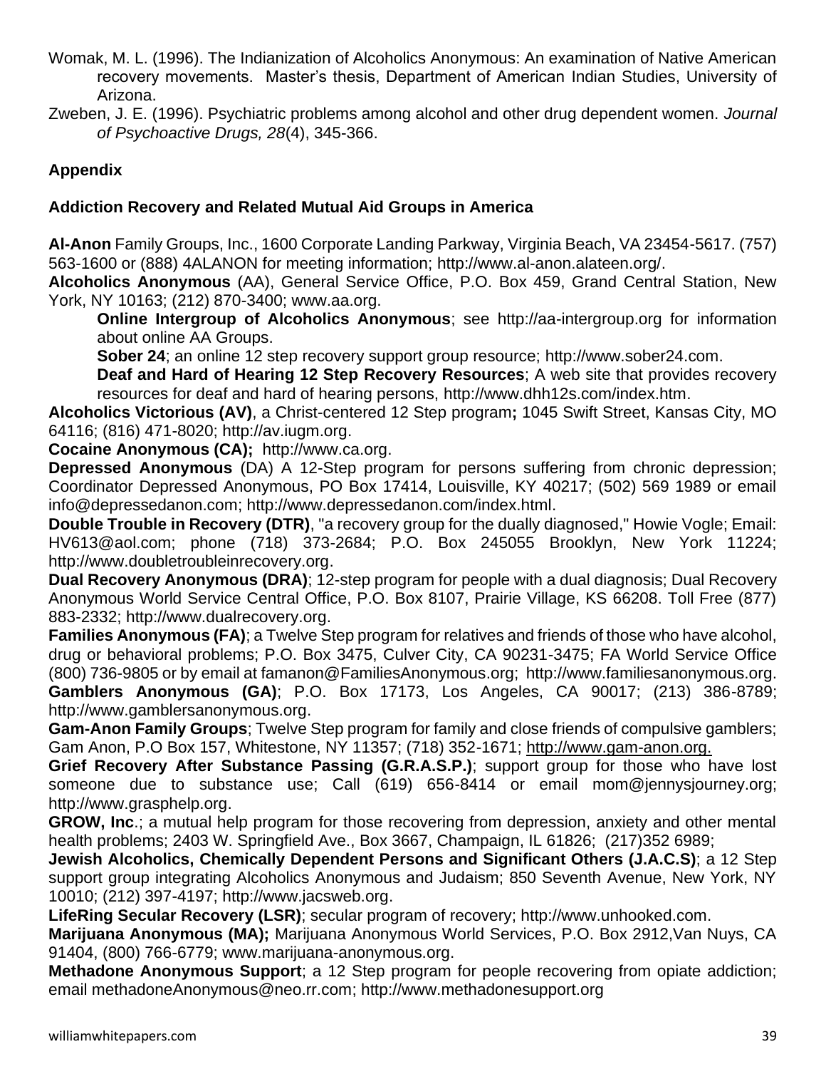Womak, M. L. (1996). The Indianization of Alcoholics Anonymous: An examination of Native American recovery movements. Master's thesis, Department of American Indian Studies, University of Arizona.

Zweben, J. E. (1996). Psychiatric problems among alcohol and other drug dependent women. *Journal of Psychoactive Drugs, 28*(4), 345-366.

**Appendix**

**Addiction Recovery and Related Mutual Aid Groups in America**

**Al-Anon** Family Groups, Inc., 1600 Corporate Landing Parkway, Virginia Beach, VA 23454-5617. (757) 563-1600 or (888) 4ALANON for meeting information; http://www.al-anon.alateen.org/.

**Alcoholics Anonymous** (AA), General Service Office, P.O. Box 459, Grand Central Station, New York, NY 10163; (212) 870-3400; www.aa.org.

> **Online Intergroup of Alcoholics Anonymous**; see http://aa-intergroup.org for information about online AA Groups.
>
> **Sober 24**; an online 12 step recovery support group resource; http://www.sober24.com.
>
> **Deaf and Hard of Hearing 12 Step Recovery Resources**; A web site that provides recovery resources for deaf and hard of hearing persons, http://www.dhh12s.com/index.htm.

**Alcoholics Victorious (AV)**, a Christ-centered 12 Step program**;** 1045 Swift Street, Kansas City, MO 64116; (816) 471-8020; http://av.iugm.org.

**Cocaine Anonymous (CA);** http://www.ca.org.

**Depressed Anonymous** (DA) A 12-Step program for persons suffering from chronic depression; Coordinator Depressed Anonymous, PO Box 17414, Louisville, KY 40217; (502) 569 1989 or email info@depressedanon.com; http://www.depressedanon.com/index.html.

**Double Trouble in Recovery (DTR)**, "a recovery group for the dually diagnosed," Howie Vogle; Email: HV613@aol.com; phone (718) 373-2684; P.O. Box 245055 Brooklyn, New York 11224; http://www.doubletroubleinrecovery.org.

**Dual Recovery Anonymous (DRA)**; 12-step program for people with a dual diagnosis; Dual Recovery Anonymous World Service Central Office, P.O. Box 8107, Prairie Village, KS 66208. Toll Free (877) 883-2332; http://www.dualrecovery.org.

**Families Anonymous (FA)**; a Twelve Step program for relatives and friends of those who have alcohol, drug or behavioral problems; P.O. Box 3475, Culver City, CA 90231-3475; FA World Service Office (800) 736-9805 or by email at famanon@FamiliesAnonymous.org; http://www.familiesanonymous.org.

**Gamblers Anonymous (GA)**; P.O. Box 17173, Los Angeles, CA 90017; (213) 386-8789; http://www.gamblersanonymous.org.

**Gam-Anon Family Groups**; Twelve Step program for family and close friends of compulsive gamblers; Gam Anon, P.O Box 157, Whitestone, NY 11357; (718) 352-1671; http://www.gam-anon.org.

**Grief Recovery After Substance Passing (G.R.A.S.P.)**; support group for those who have lost someone due to substance use; Call (619) 656-8414 or email mom@jennysjourney.org; http://www.grasphelp.org.

**GROW, Inc**.; a mutual help program for those recovering from depression, anxiety and other mental health problems; 2403 W. Springfield Ave., Box 3667, Champaign, IL 61826; (217)352 6989;

**Jewish Alcoholics, Chemically Dependent Persons and Significant Others (J.A.C.S)**; a 12 Step support group integrating Alcoholics Anonymous and Judaism; 850 Seventh Avenue, New York, NY 10010; (212) 397-4197; http://www.jacsweb.org.

**LifeRing Secular Recovery (LSR)**; secular program of recovery; http://www.unhooked.com.

**Marijuana Anonymous (MA);** Marijuana Anonymous World Services, P.O. Box 2912,Van Nuys, CA 91404, (800) 766-6779; www.marijuana-anonymous.org.

**Methadone Anonymous Support**; a 12 Step program for people recovering from opiate addiction; email methadoneAnonymous@neo.rr.com; http://www.methadonesupport.org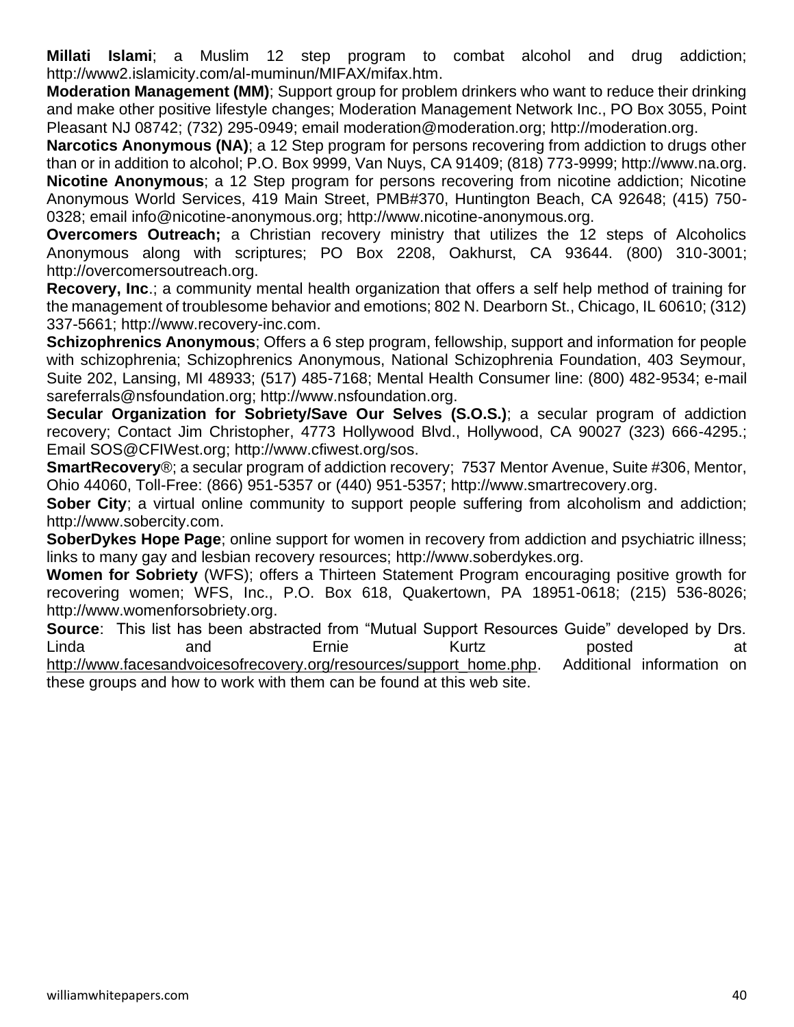**Millati Islami**; a Muslim 12 step program to combat alcohol and drug addiction; http://www2.islamicity.com/al-muminun/MIFAX/mifax.htm.

**Moderation Management (MM)**; Support group for problem drinkers who want to reduce their drinking and make other positive lifestyle changes; Moderation Management Network Inc., PO Box 3055, Point Pleasant NJ 08742; (732) 295-0949; email moderation@moderation.org; http://moderation.org.

**Narcotics Anonymous (NA)**; a 12 Step program for persons recovering from addiction to drugs other than or in addition to alcohol; P.O. Box 9999, Van Nuys, CA 91409; (818) 773-9999; http://www.na.org.

**Nicotine Anonymous**; a 12 Step program for persons recovering from nicotine addiction; Nicotine Anonymous World Services, 419 Main Street, PMB#370, Huntington Beach, CA 92648; (415) 750-0328; email info@nicotine-anonymous.org; http://www.nicotine-anonymous.org.

**Overcomers Outreach;** a Christian recovery ministry that utilizes the 12 steps of Alcoholics Anonymous along with scriptures; PO Box 2208, Oakhurst, CA 93644. (800) 310-3001; http://overcomersoutreach.org.

**Recovery, Inc**.; a community mental health organization that offers a self help method of training for the management of troublesome behavior and emotions; 802 N. Dearborn St., Chicago, IL 60610; (312) 337-5661; http://www.recovery-inc.com.

**Schizophrenics Anonymous**; Offers a 6 step program, fellowship, support and information for people with schizophrenia; Schizophrenics Anonymous, National Schizophrenia Foundation, 403 Seymour, Suite 202, Lansing, MI 48933; (517) 485-7168; Mental Health Consumer line: (800) 482-9534; e-mail sareferrals@nsfoundation.org; http://www.nsfoundation.org.

**Secular Organization for Sobriety/Save Our Selves (S.O.S.)**; a secular program of addiction recovery; Contact Jim Christopher, 4773 Hollywood Blvd., Hollywood, CA 90027 (323) 666-4295.; Email SOS@CFIWest.org; http://www.cfiwest.org/sos.

**SmartRecovery**®; a secular program of addiction recovery; 7537 Mentor Avenue, Suite #306, Mentor, Ohio 44060, Toll-Free: (866) 951-5357 or (440) 951-5357; http://www.smartrecovery.org.

**Sober City**; a virtual online community to support people suffering from alcoholism and addiction; http://www.sobercity.com.

**SoberDykes Hope Page**; online support for women in recovery from addiction and psychiatric illness; links to many gay and lesbian recovery resources; http://www.soberdykes.org.

**Women for Sobriety** (WFS); offers a Thirteen Statement Program encouraging positive growth for recovering women; WFS, Inc., P.O. Box 618, Quakertown, PA 18951-0618; (215) 536-8026; http://www.womenforsobriety.org.

**Source**: This list has been abstracted from "Mutual Support Resources Guide" developed by Drs. Linda and Ernie Kurtz posted at http://www.facesandvoicesofrecovery.org/resources/support_home.php. Additional information on these groups and how to work with them can be found at this web site.